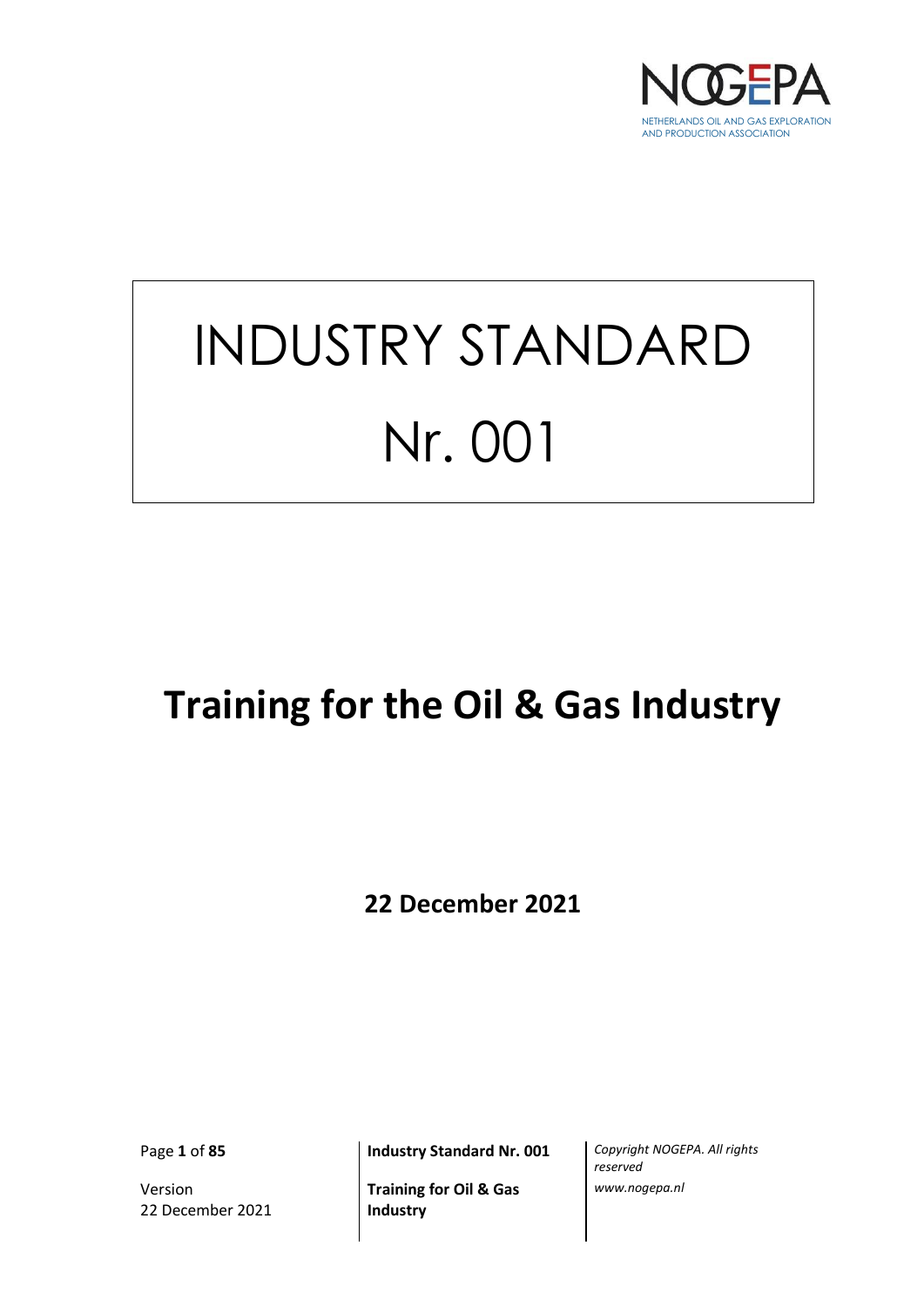NOGEPA

NETHERLANDS OIL AND GAS EXPLORATION AND PRODUCTION ASSOCIATION

# INDUSTRY STANDARD

# Nr. 001

# Training for the Oil & Gas Industry

**22 December 2021**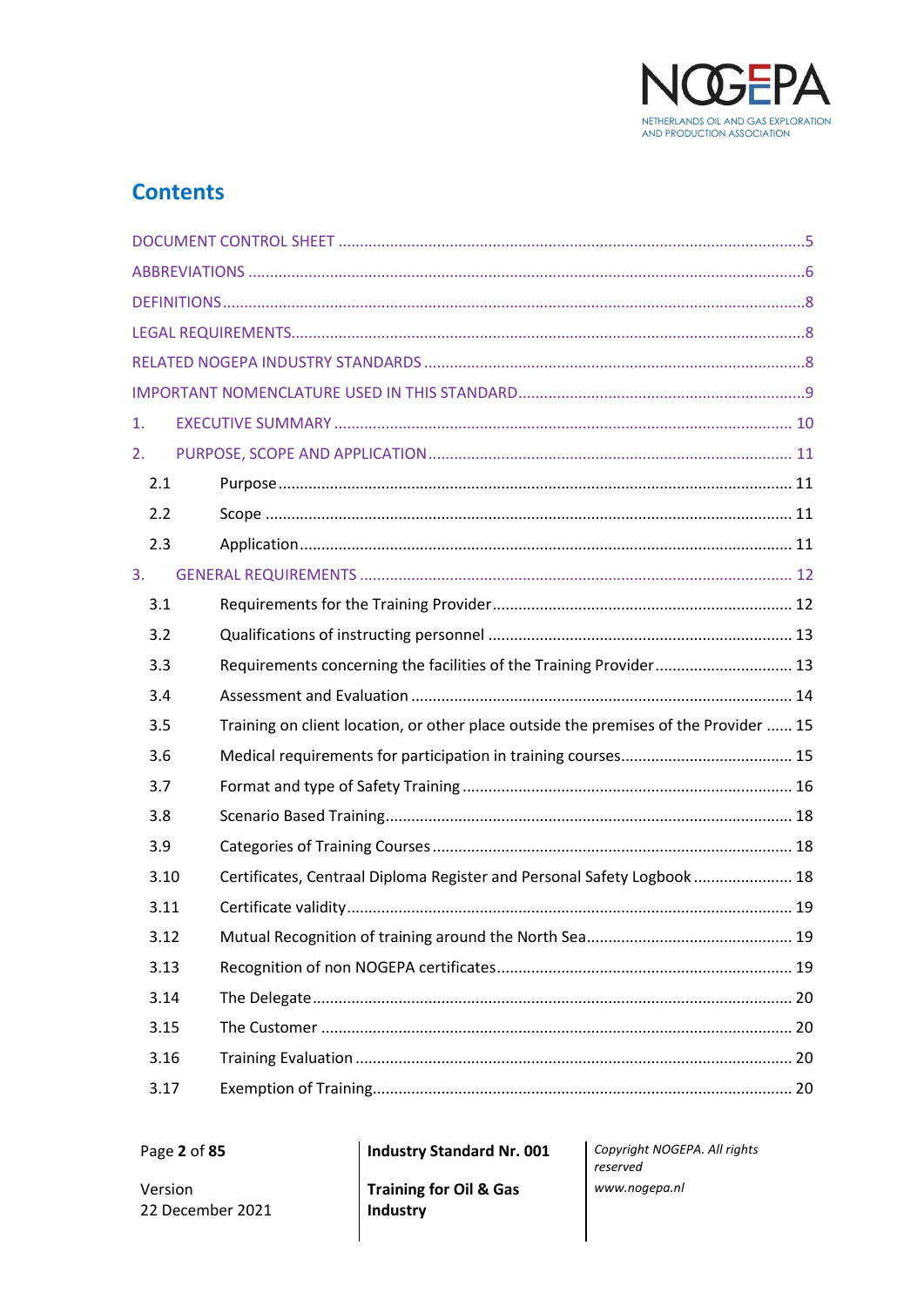## Contents

DOCUMENT CONTROL SHEET ....................................................................................................5

ABBREVIATIONS ....................................................................................................6

DEFINITIONS ....................................................................................................8

LEGAL REQUIREMENTS ....................................................................................................8

RELATED NOGEPA INDUSTRY STANDARDS ....................................................................................................8

IMPORTANT NOMENCLATURE USED IN THIS STANDARD ....................................................................................................9

1. EXECUTIVE SUMMARY .................................................................................................... 10

2. PURPOSE, SCOPE AND APPLICATION .................................................................................................... 11

- 2.1 Purpose .................................................................................................... 11
- 2.2 Scope .................................................................................................... 11
- 2.3 Application .................................................................................................... 11

3. GENERAL REQUIREMENTS .................................................................................................... 12

- 3.1 Requirements for the Training Provider .................................................................................................... 12
- 3.2 Qualifications of instructing personnel .................................................................................................... 13
- 3.3 Requirements concerning the facilities of the Training Provider .................................................................................................... 13
- 3.4 Assessment and Evaluation .................................................................................................... 14
- 3.5 Training on client location, or other place outside the premises of the Provider ...... 15
- 3.6 Medical requirements for participation in training courses .................................................................................................... 15
- 3.7 Format and type of Safety Training .................................................................................................... 16
- 3.8 Scenario Based Training .................................................................................................... 18
- 3.9 Categories of Training Courses .................................................................................................... 18
- 3.10 Certificates, Centraal Diploma Register and Personal Safety Logbook .................................................................................................... 18
- 3.11 Certificate validity .................................................................................................... 19
- 3.12 Mutual Recognition of training around the North Sea .................................................................................................... 19
- 3.13 Recognition of non NOGEPA certificates .................................................................................................... 19
- 3.14 The Delegate .................................................................................................... 20
- 3.15 The Customer .................................................................................................... 20
- 3.16 Training Evaluation .................................................................................................... 20
- 3.17 Exemption of Training .................................................................................................... 20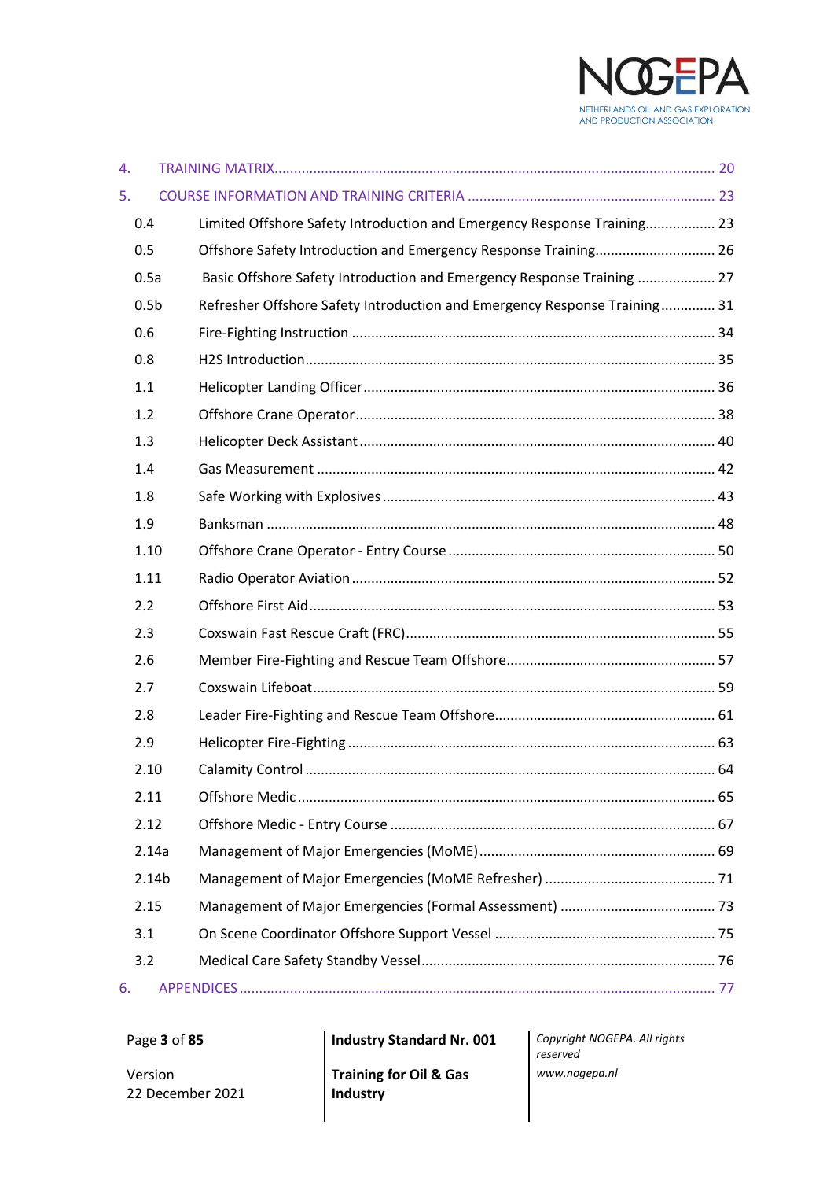| | | |
|---|---|---|
| 4. | TRAINING MATRIX | 20 |
| 5. | COURSE INFORMATION AND TRAINING CRITERIA | 23 |
| 0.4 | Limited Offshore Safety Introduction and Emergency Response Training | 23 |
| 0.5 | Offshore Safety Introduction and Emergency Response Training | 26 |
| 0.5a | Basic Offshore Safety Introduction and Emergency Response Training | 27 |
| 0.5b | Refresher Offshore Safety Introduction and Emergency Response Training | 31 |
| 0.6 | Fire-Fighting Instruction | 34 |
| 0.8 | H2S Introduction | 35 |
| 1.1 | Helicopter Landing Officer | 36 |
| 1.2 | Offshore Crane Operator | 38 |
| 1.3 | Helicopter Deck Assistant | 40 |
| 1.4 | Gas Measurement | 42 |
| 1.8 | Safe Working with Explosives | 43 |
| 1.9 | Banksman | 48 |
| 1.10 | Offshore Crane Operator - Entry Course | 50 |
| 1.11 | Radio Operator Aviation | 52 |
| 2.2 | Offshore First Aid | 53 |
| 2.3 | Coxswain Fast Rescue Craft (FRC) | 55 |
| 2.6 | Member Fire-Fighting and Rescue Team Offshore | 57 |
| 2.7 | Coxswain Lifeboat | 59 |
| 2.8 | Leader Fire-Fighting and Rescue Team Offshore | 61 |
| 2.9 | Helicopter Fire-Fighting | 63 |
| 2.10 | Calamity Control | 64 |
| 2.11 | Offshore Medic | 65 |
| 2.12 | Offshore Medic - Entry Course | 67 |
| 2.14a | Management of Major Emergencies (MoME) | 69 |
| 2.14b | Management of Major Emergencies (MoME Refresher) | 71 |
| 2.15 | Management of Major Emergencies (Formal Assessment) | 73 |
| 3.1 | On Scene Coordinator Offshore Support Vessel | 75 |
| 3.2 | Medical Care Safety Standby Vessel | 76 |
| 6. | APPENDICES | 77 |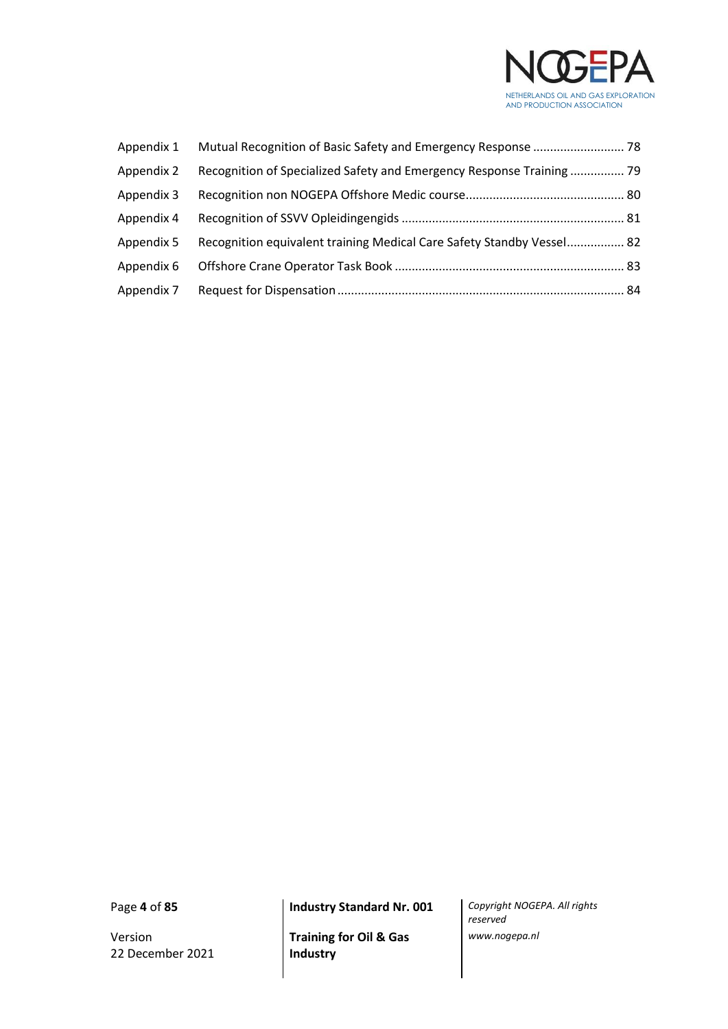| | | |
|---|---|---|
| Appendix 1 | Mutual Recognition of Basic Safety and Emergency Response | 78 |
| Appendix 2 | Recognition of Specialized Safety and Emergency Response Training | 79 |
| Appendix 3 | Recognition non NOGEPA Offshore Medic course | 80 |
| Appendix 4 | Recognition of SSVV Opleidingengids | 81 |
| Appendix 5 | Recognition equivalent training Medical Care Safety Standby Vessel | 82 |
| Appendix 6 | Offshore Crane Operator Task Book | 83 |
| Appendix 7 | Request for Dispensation | 84 |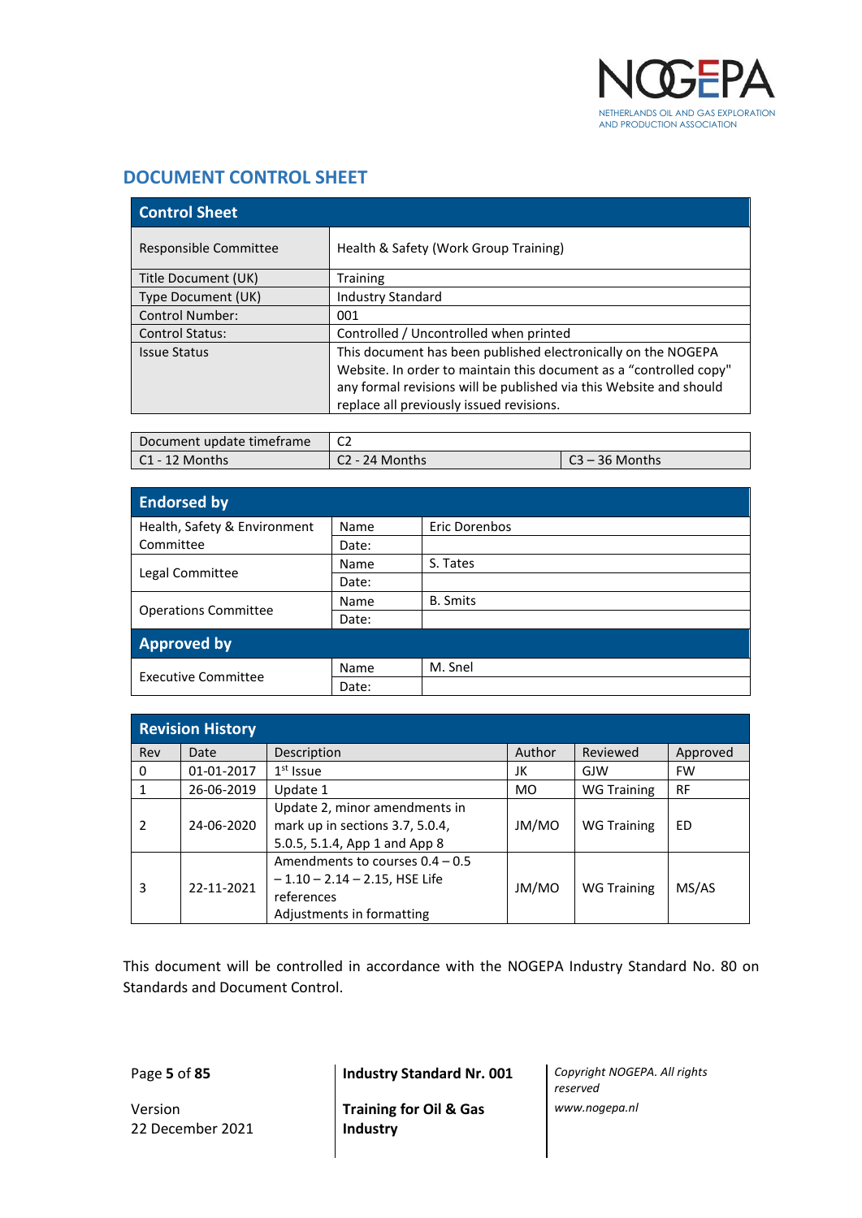## DOCUMENT CONTROL SHEET

| Control Sheet | |
|---|---|
| Responsible Committee | Health & Safety (Work Group Training) |
| Title Document (UK) | Training |
| Type Document (UK) | Industry Standard |
| Control Number: | 001 |
| Control Status: | Controlled / Uncontrolled when printed |
| Issue Status | This document has been published electronically on the NOGEPA Website. In order to maintain this document as a "controlled copy" any formal revisions will be published via this Website and should replace all previously issued revisions. |

| Document update timeframe | C2 | |
|---|---|---|
| C1 - 12 Months | C2 - 24 Months | C3 – 36 Months |

| Endorsed by | | |
|---|---|---|
| Health, Safety & Environment Committee | Name | Eric Dorenbos |
| | Date: | |
| Legal Committee | Name | S. Tates |
| | Date: | |
| Operations Committee | Name | B. Smits |
| | Date: | |
| **Approved by** | | |
| Executive Committee | Name | M. Snel |
| | Date: | |

**Revision History**

| Rev | Date | Description | Author | Reviewed | Approved |
|---|---|---|---|---|---|
| 0 | 01-01-2017 | 1st Issue | JK | GJW | FW |
| 1 | 26-06-2019 | Update 1 | MO | WG Training | RF |
| 2 | 24-06-2020 | Update 2, minor amendments in mark up in sections 3.7, 5.0.4, 5.0.5, 5.1.4, App 1 and App 8 | JM/MO | WG Training | ED |
| 3 | 22-11-2021 | Amendments to courses 0.4 – 0.5 – 1.10 – 2.14 – 2.15, HSE Life references<br>Adjustments in formatting | JM/MO | WG Training | MS/AS |

This document will be controlled in accordance with the NOGEPA Industry Standard No. 80 on Standards and Document Control.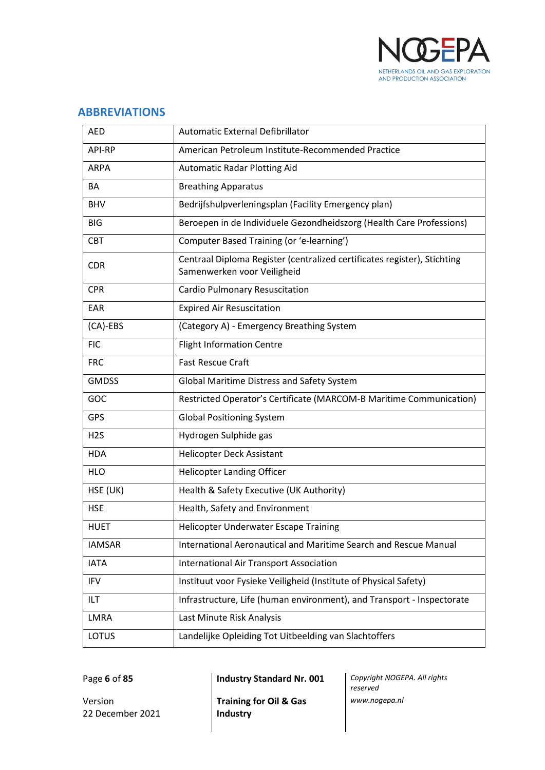## ABBREVIATIONS

| | |
|---|---|
| AED | Automatic External Defibrillator |
| API-RP | American Petroleum Institute-Recommended Practice |
| ARPA | Automatic Radar Plotting Aid |
| BA | Breathing Apparatus |
| BHV | Bedrijfshulpverleningsplan (Facility Emergency plan) |
| BIG | Beroepen in de Individuele Gezondheidszorg (Health Care Professions) |
| CBT | Computer Based Training (or 'e-learning') |
| CDR | Centraal Diploma Register (centralized certificates register), Stichting Samenwerken voor Veiligheid |
| CPR | Cardio Pulmonary Resuscitation |
| EAR | Expired Air Resuscitation |
| (CA)-EBS | (Category A) - Emergency Breathing System |
| FIC | Flight Information Centre |
| FRC | Fast Rescue Craft |
| GMDSS | Global Maritime Distress and Safety System |
| GOC | Restricted Operator's Certificate (MARCOM-B Maritime Communication) |
| GPS | Global Positioning System |
| H2S | Hydrogen Sulphide gas |
| HDA | Helicopter Deck Assistant |
| HLO | Helicopter Landing Officer |
| HSE (UK) | Health & Safety Executive (UK Authority) |
| HSE | Health, Safety and Environment |
| HUET | Helicopter Underwater Escape Training |
| IAMSAR | International Aeronautical and Maritime Search and Rescue Manual |
| IATA | International Air Transport Association |
| IFV | Instituut voor Fysieke Veiligheid (Institute of Physical Safety) |
| ILT | Infrastructure, Life (human environment), and Transport - Inspectorate |
| LMRA | Last Minute Risk Analysis |
| LOTUS | Landelijke Opleiding Tot Uitbeelding van Slachtoffers |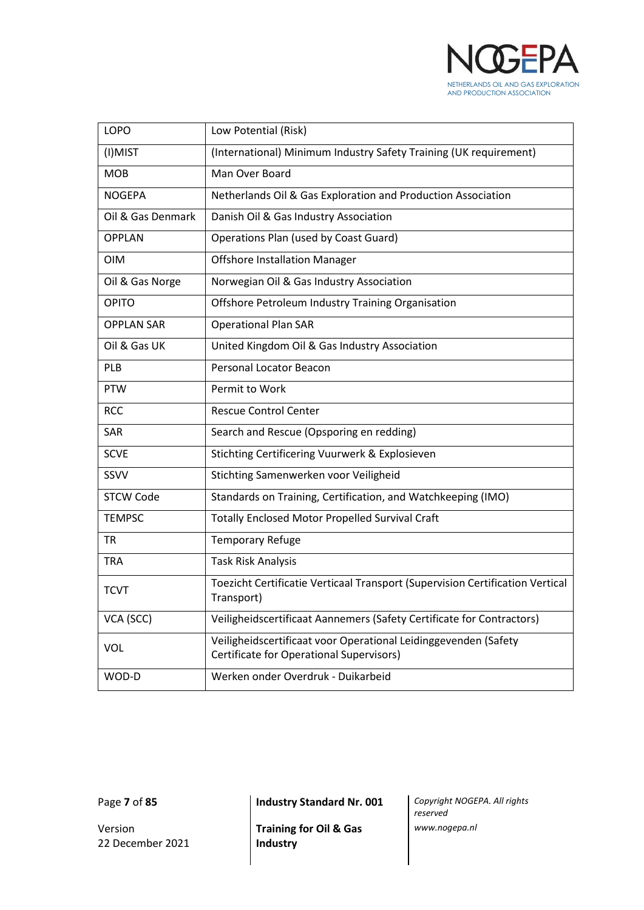| LOPO | Low Potential (Risk) |
|---|---|
| (I)MIST | (International) Minimum Industry Safety Training (UK requirement) |
| MOB | Man Over Board |
| NOGEPA | Netherlands Oil & Gas Exploration and Production Association |
| Oil & Gas Denmark | Danish Oil & Gas Industry Association |
| OPPLAN | Operations Plan (used by Coast Guard) |
| OIM | Offshore Installation Manager |
| Oil & Gas Norge | Norwegian Oil & Gas Industry Association |
| OPITO | Offshore Petroleum Industry Training Organisation |
| OPPLAN SAR | Operational Plan SAR |
| Oil & Gas UK | United Kingdom Oil & Gas Industry Association |
| PLB | Personal Locator Beacon |
| PTW | Permit to Work |
| RCC | Rescue Control Center |
| SAR | Search and Rescue (Opsporing en redding) |
| SCVE | Stichting Certificering Vuurwerk & Explosieven |
| SSVV | Stichting Samenwerken voor Veiligheid |
| STCW Code | Standards on Training, Certification, and Watchkeeping (IMO) |
| TEMPSC | Totally Enclosed Motor Propelled Survival Craft |
| TR | Temporary Refuge |
| TRA | Task Risk Analysis |
| TCVT | Toezicht Certificatie Verticaal Transport (Supervision Certification Vertical Transport) |
| VCA (SCC) | Veiligheidscertificaat Aannemers (Safety Certificate for Contractors) |
| VOL | Veiligheidscertificaat voor Operational Leidinggevenden (Safety Certificate for Operational Supervisors) |
| WOD-D | Werken onder Overdruk - Duikarbeid |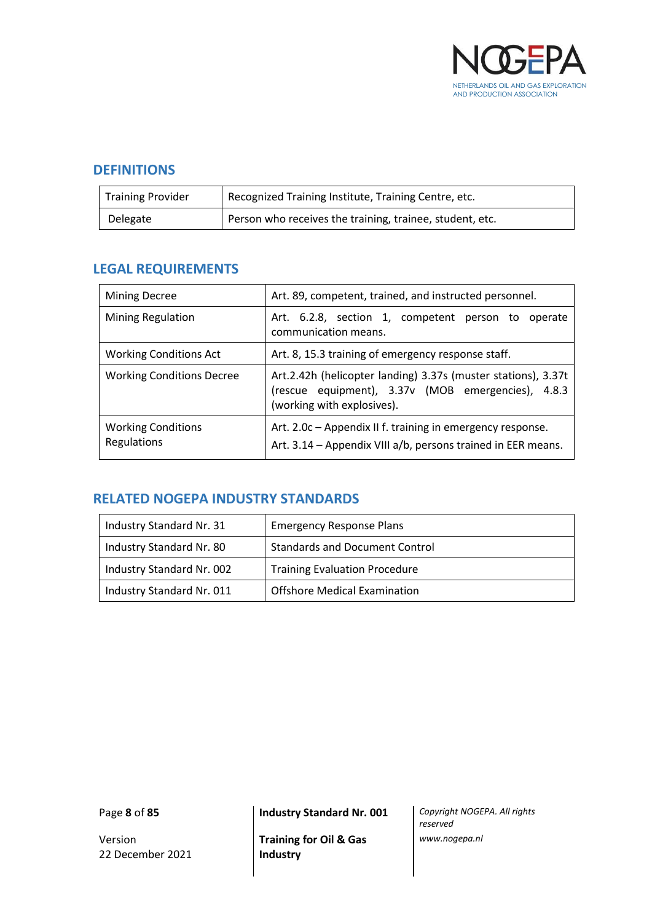## DEFINITIONS

| Training Provider | Recognized Training Institute, Training Centre, etc. |
|---|---|
| Delegate | Person who receives the training, trainee, student, etc. |

## LEGAL REQUIREMENTS

| Mining Decree | Art. 89, competent, trained, and instructed personnel. |
|---|---|
| Mining Regulation | Art. 6.2.8, section 1, competent person to operate communication means. |
| Working Conditions Act | Art. 8, 15.3 training of emergency response staff. |
| Working Conditions Decree | Art.2.42h (helicopter landing) 3.37s (muster stations), 3.37t (rescue equipment), 3.37v (MOB emergencies), 4.8.3 (working with explosives). |
| Working Conditions Regulations | Art. 2.0c – Appendix II f. training in emergency response.<br>Art. 3.14 – Appendix VIII a/b, persons trained in EER means. |

## RELATED NOGEPA INDUSTRY STANDARDS

| Industry Standard Nr. 31 | Emergency Response Plans |
|---|---|
| Industry Standard Nr. 80 | Standards and Document Control |
| Industry Standard Nr. 002 | Training Evaluation Procedure |
| Industry Standard Nr. 011 | Offshore Medical Examination |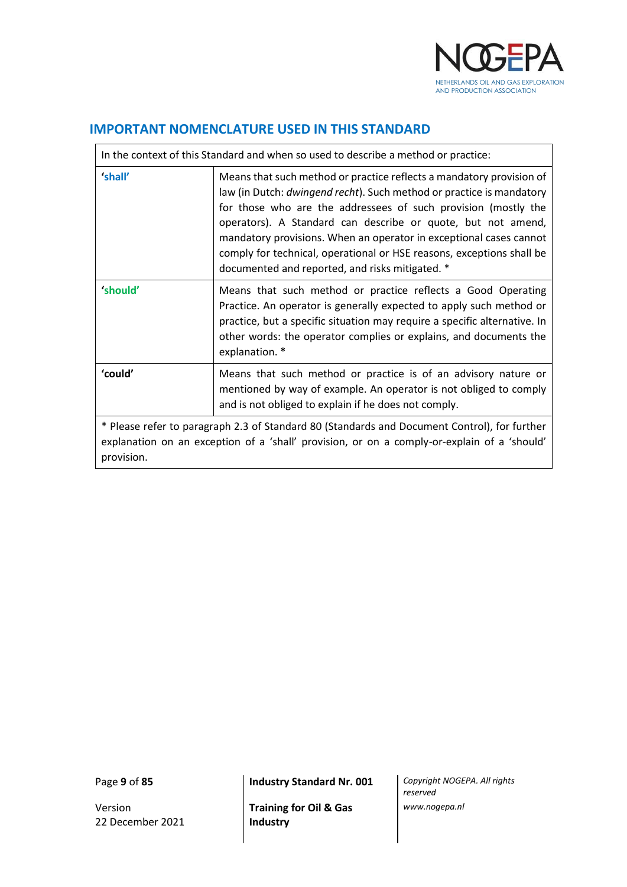## IMPORTANT NOMENCLATURE USED IN THIS STANDARD

| In the context of this Standard and when so used to describe a method or practice: | |
|---|---|
| **'shall'** | Means that such method or practice reflects a mandatory provision of law (in Dutch: *dwingend recht*). Such method or practice is mandatory for those who are the addressees of such provision (mostly the operators). A Standard can describe or quote, but not amend, mandatory provisions. When an operator in exceptional cases cannot comply for technical, operational or HSE reasons, exceptions shall be documented and reported, and risks mitigated. * |
| **'should'** | Means that such method or practice reflects a Good Operating Practice. An operator is generally expected to apply such method or practice, but a specific situation may require a specific alternative. In other words: the operator complies or explains, and documents the explanation. * |
| **'could'** | Means that such method or practice is of an advisory nature or mentioned by way of example. An operator is not obliged to comply and is not obliged to explain if he does not comply. |
| * Please refer to paragraph 2.3 of Standard 80 (Standards and Document Control), for further explanation on an exception of a 'shall' provision, or on a comply-or-explain of a 'should' provision. | |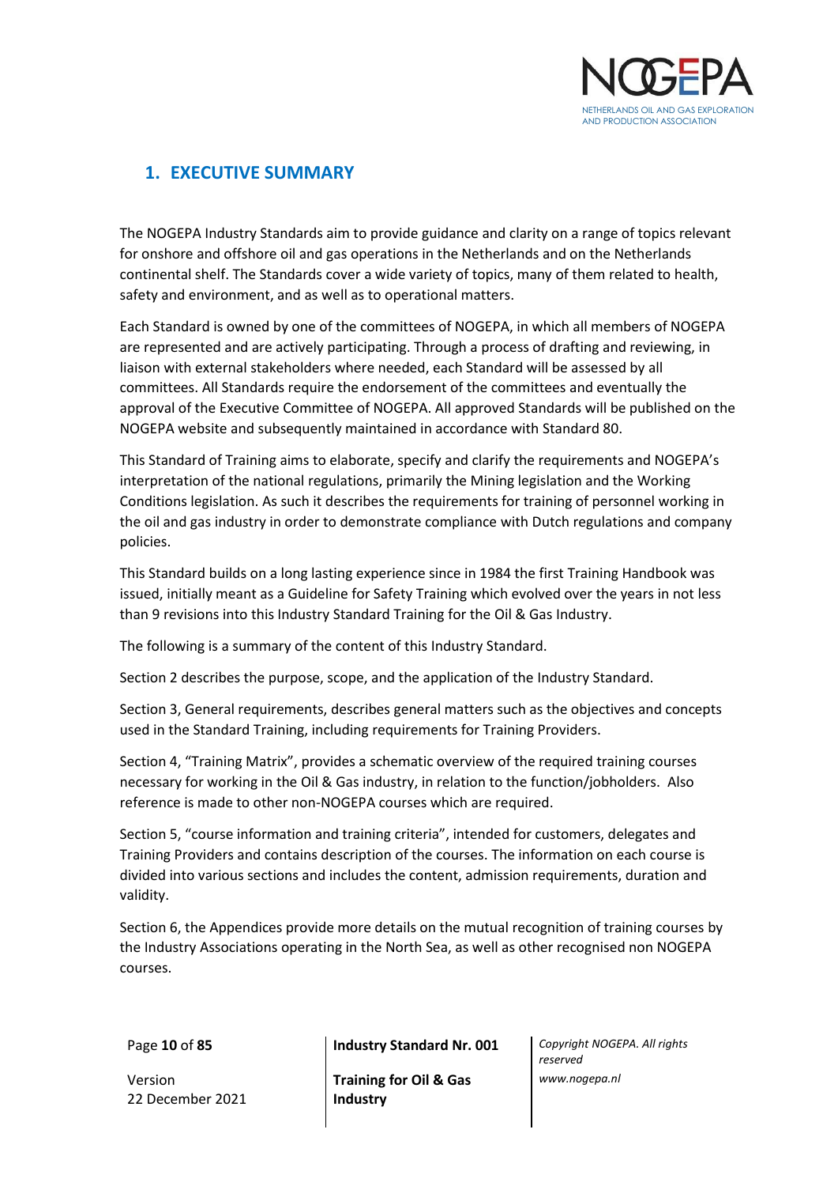# 1. EXECUTIVE SUMMARY

The NOGEPA Industry Standards aim to provide guidance and clarity on a range of topics relevant for onshore and offshore oil and gas operations in the Netherlands and on the Netherlands continental shelf. The Standards cover a wide variety of topics, many of them related to health, safety and environment, and as well as to operational matters.

Each Standard is owned by one of the committees of NOGEPA, in which all members of NOGEPA are represented and are actively participating. Through a process of drafting and reviewing, in liaison with external stakeholders where needed, each Standard will be assessed by all committees. All Standards require the endorsement of the committees and eventually the approval of the Executive Committee of NOGEPA. All approved Standards will be published on the NOGEPA website and subsequently maintained in accordance with Standard 80.

This Standard of Training aims to elaborate, specify and clarify the requirements and NOGEPA's interpretation of the national regulations, primarily the Mining legislation and the Working Conditions legislation. As such it describes the requirements for training of personnel working in the oil and gas industry in order to demonstrate compliance with Dutch regulations and company policies.

This Standard builds on a long lasting experience since in 1984 the first Training Handbook was issued, initially meant as a Guideline for Safety Training which evolved over the years in not less than 9 revisions into this Industry Standard Training for the Oil & Gas Industry.

The following is a summary of the content of this Industry Standard.

Section 2 describes the purpose, scope, and the application of the Industry Standard.

Section 3, General requirements, describes general matters such as the objectives and concepts used in the Standard Training, including requirements for Training Providers.

Section 4, "Training Matrix", provides a schematic overview of the required training courses necessary for working in the Oil & Gas industry, in relation to the function/jobholders. Also reference is made to other non-NOGEPA courses which are required.

Section 5, "course information and training criteria", intended for customers, delegates and Training Providers and contains description of the courses. The information on each course is divided into various sections and includes the content, admission requirements, duration and validity.

Section 6, the Appendices provide more details on the mutual recognition of training courses by the Industry Associations operating in the North Sea, as well as other recognised non NOGEPA courses.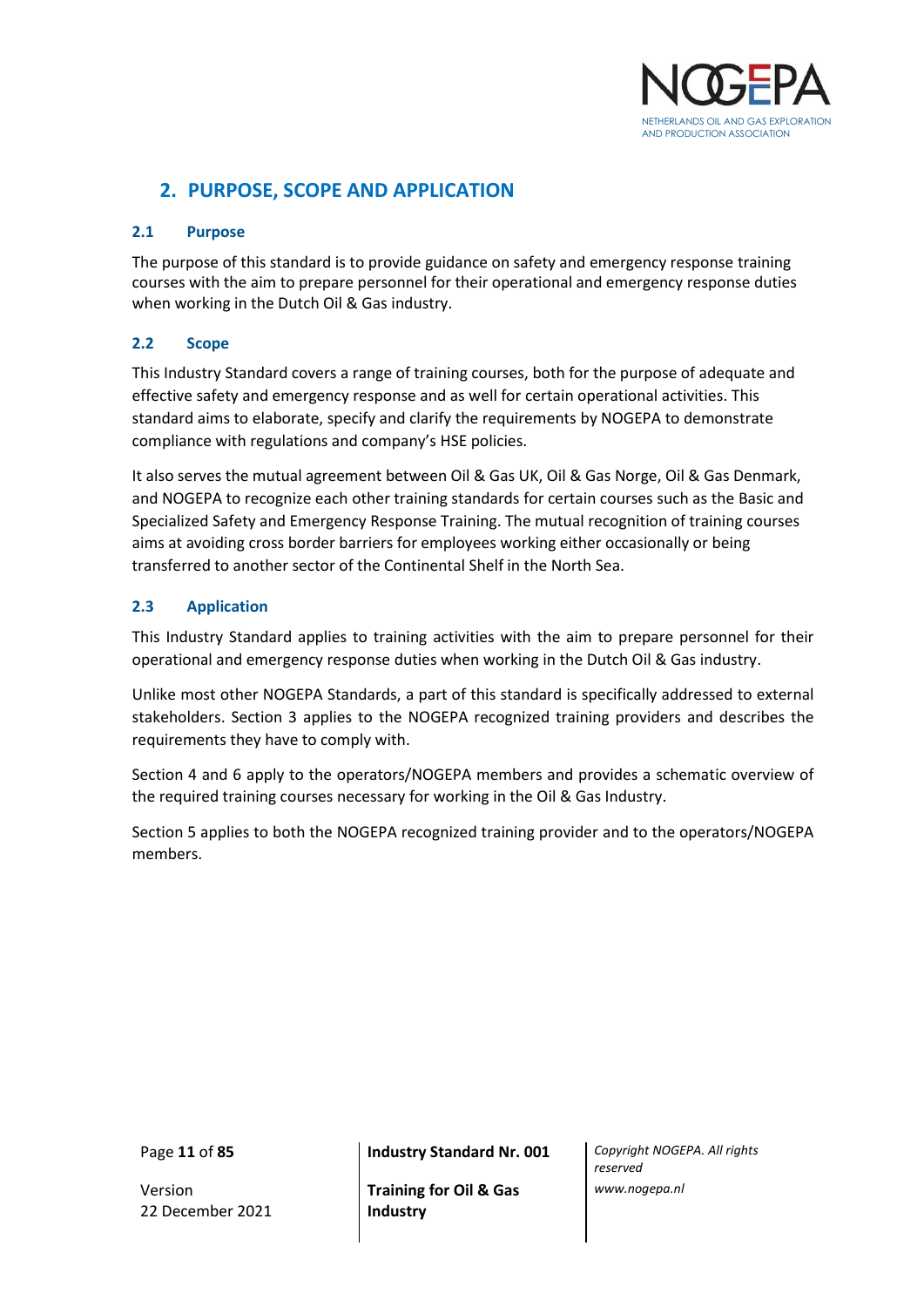## 2. PURPOSE, SCOPE AND APPLICATION

### 2.1 Purpose

The purpose of this standard is to provide guidance on safety and emergency response training courses with the aim to prepare personnel for their operational and emergency response duties when working in the Dutch Oil & Gas industry.

### 2.2 Scope

This Industry Standard covers a range of training courses, both for the purpose of adequate and effective safety and emergency response and as well for certain operational activities. This standard aims to elaborate, specify and clarify the requirements by NOGEPA to demonstrate compliance with regulations and company's HSE policies.

It also serves the mutual agreement between Oil & Gas UK, Oil & Gas Norge, Oil & Gas Denmark, and NOGEPA to recognize each other training standards for certain courses such as the Basic and Specialized Safety and Emergency Response Training. The mutual recognition of training courses aims at avoiding cross border barriers for employees working either occasionally or being transferred to another sector of the Continental Shelf in the North Sea.

### 2.3 Application

This Industry Standard applies to training activities with the aim to prepare personnel for their operational and emergency response duties when working in the Dutch Oil & Gas industry.

Unlike most other NOGEPA Standards, a part of this standard is specifically addressed to external stakeholders. Section 3 applies to the NOGEPA recognized training providers and describes the requirements they have to comply with.

Section 4 and 6 apply to the operators/NOGEPA members and provides a schematic overview of the required training courses necessary for working in the Oil & Gas Industry.

Section 5 applies to both the NOGEPA recognized training provider and to the operators/NOGEPA members.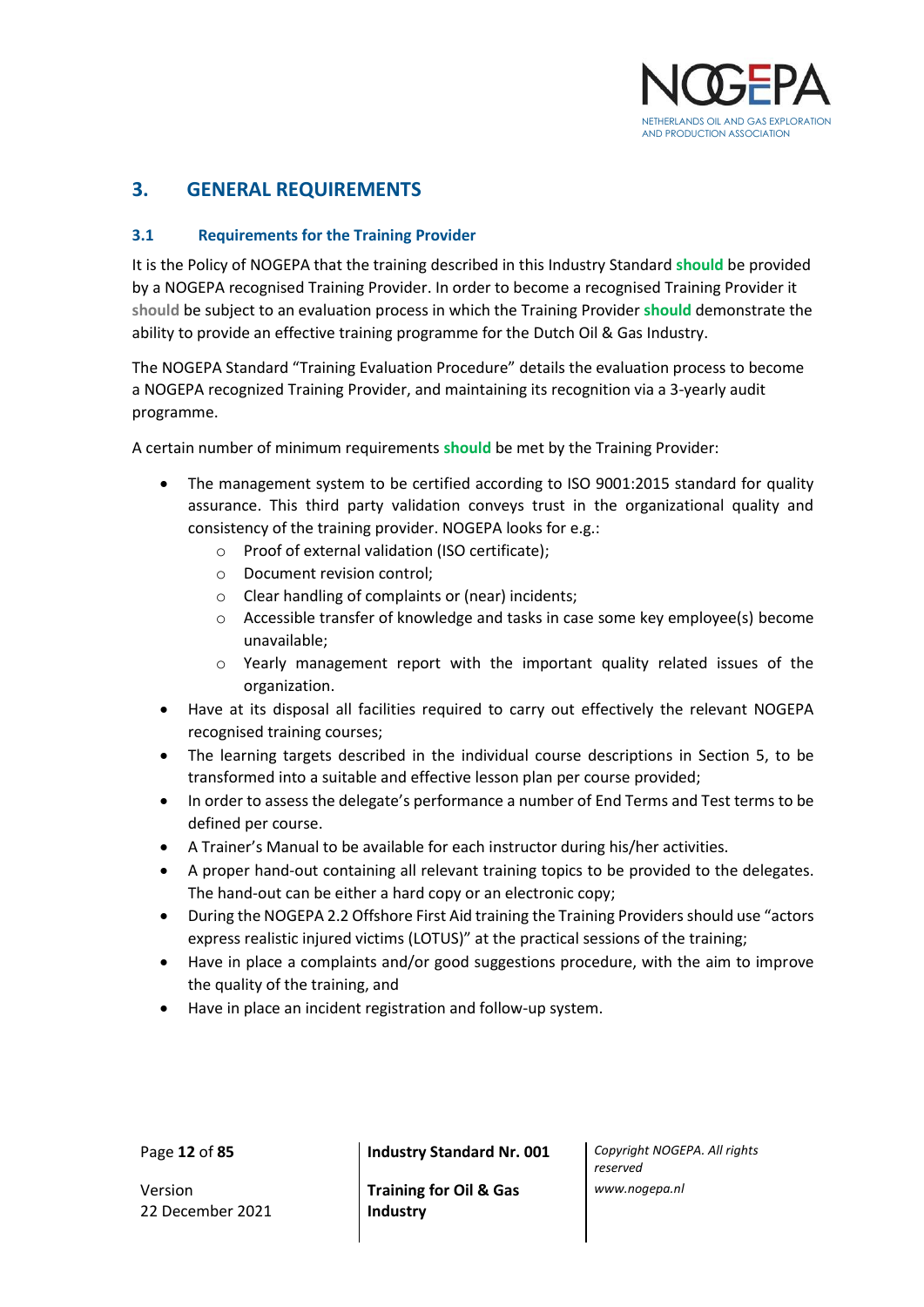## 3. GENERAL REQUIREMENTS

### 3.1 Requirements for the Training Provider

It is the Policy of NOGEPA that the training described in this Industry Standard **should** be provided by a NOGEPA recognised Training Provider. In order to become a recognised Training Provider it **should** be subject to an evaluation process in which the Training Provider **should** demonstrate the ability to provide an effective training programme for the Dutch Oil & Gas Industry.

The NOGEPA Standard "Training Evaluation Procedure" details the evaluation process to become a NOGEPA recognized Training Provider, and maintaining its recognition via a 3-yearly audit programme.

A certain number of minimum requirements **should** be met by the Training Provider:

- The management system to be certified according to ISO 9001:2015 standard for quality assurance. This third party validation conveys trust in the organizational quality and consistency of the training provider. NOGEPA looks for e.g.:
    - Proof of external validation (ISO certificate);
    - Document revision control;
    - Clear handling of complaints or (near) incidents;
    - Accessible transfer of knowledge and tasks in case some key employee(s) become unavailable;
    - Yearly management report with the important quality related issues of the organization.
- Have at its disposal all facilities required to carry out effectively the relevant NOGEPA recognised training courses;
- The learning targets described in the individual course descriptions in Section 5, to be transformed into a suitable and effective lesson plan per course provided;
- In order to assess the delegate's performance a number of End Terms and Test terms to be defined per course.
- A Trainer's Manual to be available for each instructor during his/her activities.
- A proper hand-out containing all relevant training topics to be provided to the delegates. The hand-out can be either a hard copy or an electronic copy;
- During the NOGEPA 2.2 Offshore First Aid training the Training Providers should use "actors express realistic injured victims (LOTUS)" at the practical sessions of the training;
- Have in place a complaints and/or good suggestions procedure, with the aim to improve the quality of the training, and
- Have in place an incident registration and follow-up system.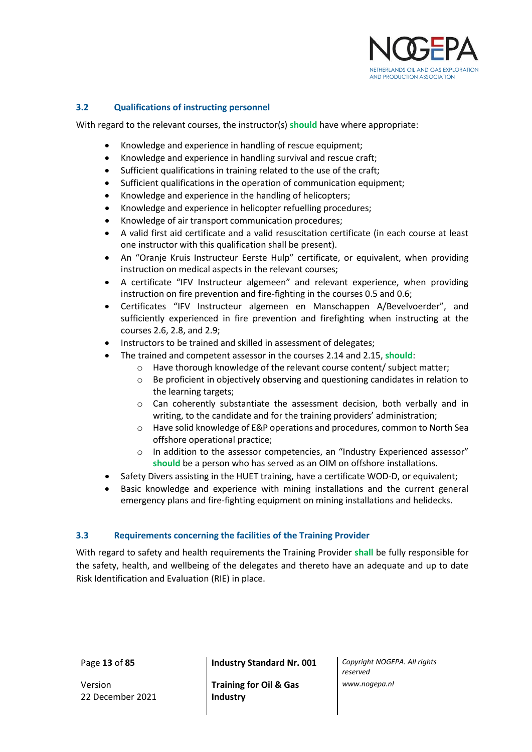### 3.2 Qualifications of instructing personnel

With regard to the relevant courses, the instructor(s) **should** have where appropriate:

- Knowledge and experience in handling of rescue equipment;
- Knowledge and experience in handling survival and rescue craft;
- Sufficient qualifications in training related to the use of the craft;
- Sufficient qualifications in the operation of communication equipment;
- Knowledge and experience in the handling of helicopters;
- Knowledge and experience in helicopter refuelling procedures;
- Knowledge of air transport communication procedures;
- A valid first aid certificate and a valid resuscitation certificate (in each course at least one instructor with this qualification shall be present).
- An "Oranje Kruis Instructeur Eerste Hulp" certificate, or equivalent, when providing instruction on medical aspects in the relevant courses;
- A certificate "IFV Instructeur algemeen" and relevant experience, when providing instruction on fire prevention and fire-fighting in the courses 0.5 and 0.6;
- Certificates "IFV Instructeur algemeen en Manschappen A/Bevelvoerder", and sufficiently experienced in fire prevention and firefighting when instructing at the courses 2.6, 2.8, and 2.9;
- Instructors to be trained and skilled in assessment of delegates;
- The trained and competent assessor in the courses 2.14 and 2.15, **should**:
  - Have thorough knowledge of the relevant course content/ subject matter;
  - Be proficient in objectively observing and questioning candidates in relation to the learning targets;
  - Can coherently substantiate the assessment decision, both verbally and in writing, to the candidate and for the training providers' administration;
  - Have solid knowledge of E&P operations and procedures, common to North Sea offshore operational practice;
  - In addition to the assessor competencies, an "Industry Experienced assessor" **should** be a person who has served as an OIM on offshore installations.
- Safety Divers assisting in the HUET training, have a certificate WOD-D, or equivalent;
- Basic knowledge and experience with mining installations and the current general emergency plans and fire-fighting equipment on mining installations and helidecks.

### 3.3 Requirements concerning the facilities of the Training Provider

With regard to safety and health requirements the Training Provider **shall** be fully responsible for the safety, health, and wellbeing of the delegates and thereto have an adequate and up to date Risk Identification and Evaluation (RIE) in place.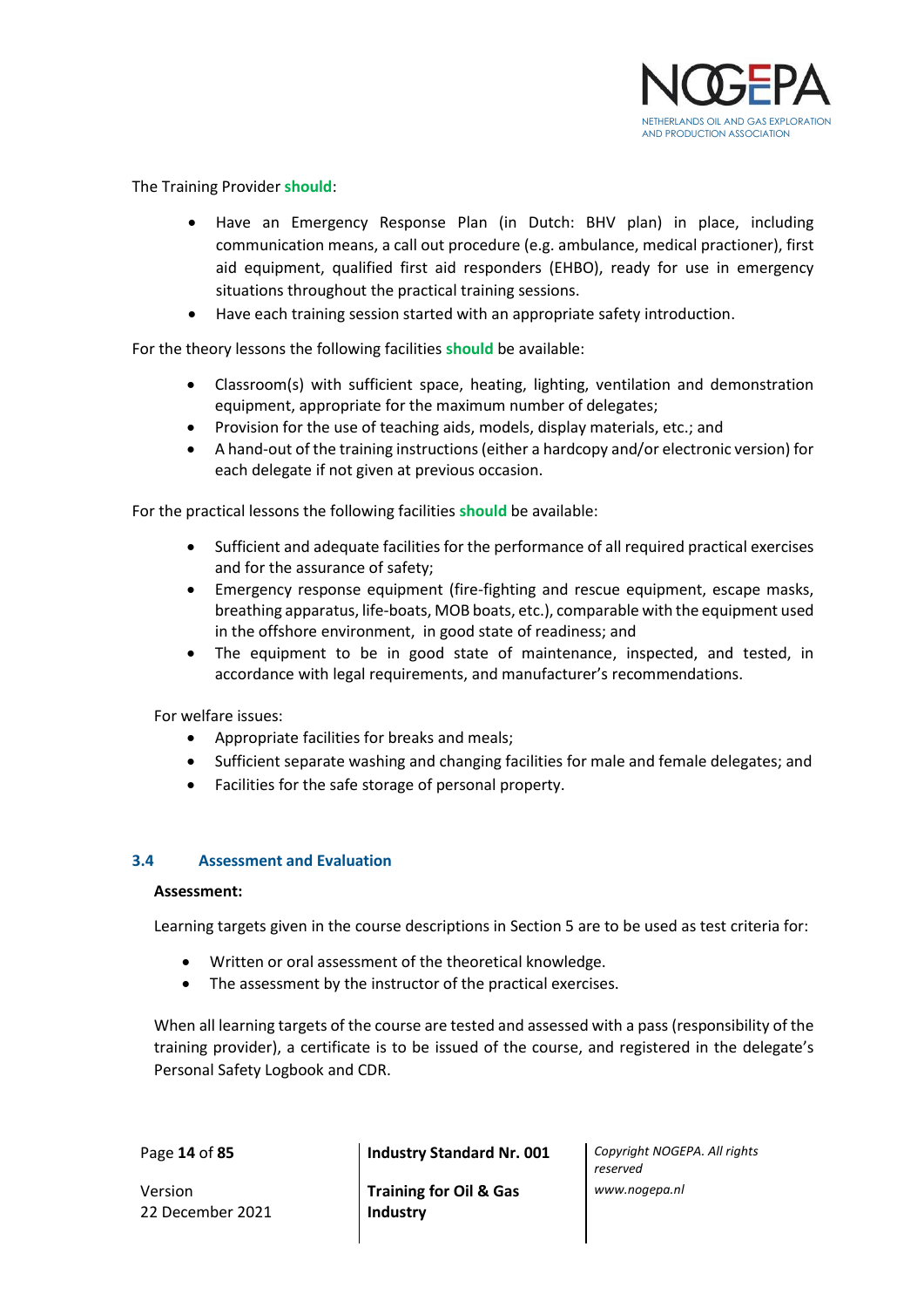The Training Provider **should**:

- Have an Emergency Response Plan (in Dutch: BHV plan) in place, including communication means, a call out procedure (e.g. ambulance, medical practioner), first aid equipment, qualified first aid responders (EHBO), ready for use in emergency situations throughout the practical training sessions.
- Have each training session started with an appropriate safety introduction.

For the theory lessons the following facilities **should** be available:

- Classroom(s) with sufficient space, heating, lighting, ventilation and demonstration equipment, appropriate for the maximum number of delegates;
- Provision for the use of teaching aids, models, display materials, etc.; and
- A hand-out of the training instructions (either a hardcopy and/or electronic version) for each delegate if not given at previous occasion.

For the practical lessons the following facilities **should** be available:

- Sufficient and adequate facilities for the performance of all required practical exercises and for the assurance of safety;
- Emergency response equipment (fire-fighting and rescue equipment, escape masks, breathing apparatus, life-boats, MOB boats, etc.), comparable with the equipment used in the offshore environment, in good state of readiness; and
- The equipment to be in good state of maintenance, inspected, and tested, in accordance with legal requirements, and manufacturer's recommendations.

For welfare issues:

- Appropriate facilities for breaks and meals;
- Sufficient separate washing and changing facilities for male and female delegates; and
- Facilities for the safe storage of personal property.

### 3.4 Assessment and Evaluation

**Assessment:**

Learning targets given in the course descriptions in Section 5 are to be used as test criteria for:

- Written or oral assessment of the theoretical knowledge.
- The assessment by the instructor of the practical exercises.

When all learning targets of the course are tested and assessed with a pass (responsibility of the training provider), a certificate is to be issued of the course, and registered in the delegate's Personal Safety Logbook and CDR.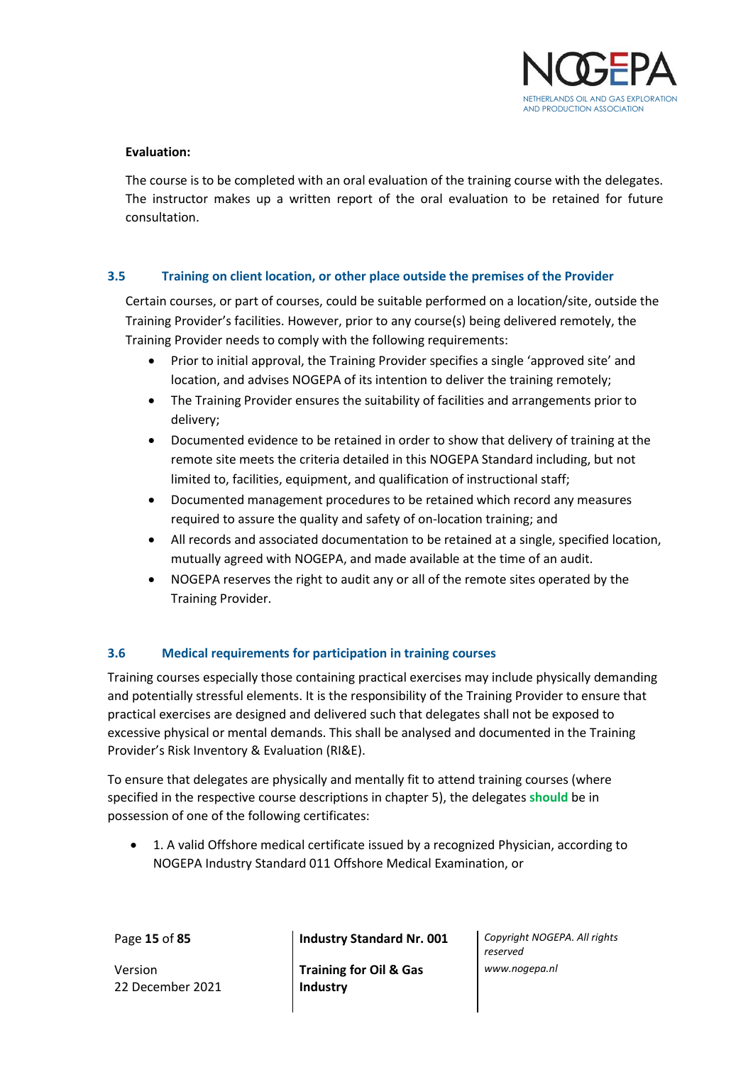**Evaluation:**

The course is to be completed with an oral evaluation of the training course with the delegates. The instructor makes up a written report of the oral evaluation to be retained for future consultation.

### 3.5 Training on client location, or other place outside the premises of the Provider

Certain courses, or part of courses, could be suitable performed on a location/site, outside the Training Provider's facilities. However, prior to any course(s) being delivered remotely, the Training Provider needs to comply with the following requirements:

- Prior to initial approval, the Training Provider specifies a single 'approved site' and location, and advises NOGEPA of its intention to deliver the training remotely;
- The Training Provider ensures the suitability of facilities and arrangements prior to delivery;
- Documented evidence to be retained in order to show that delivery of training at the remote site meets the criteria detailed in this NOGEPA Standard including, but not limited to, facilities, equipment, and qualification of instructional staff;
- Documented management procedures to be retained which record any measures required to assure the quality and safety of on-location training; and
- All records and associated documentation to be retained at a single, specified location, mutually agreed with NOGEPA, and made available at the time of an audit.
- NOGEPA reserves the right to audit any or all of the remote sites operated by the Training Provider.

### 3.6 Medical requirements for participation in training courses

Training courses especially those containing practical exercises may include physically demanding and potentially stressful elements. It is the responsibility of the Training Provider to ensure that practical exercises are designed and delivered such that delegates shall not be exposed to excessive physical or mental demands. This shall be analysed and documented in the Training Provider's Risk Inventory & Evaluation (RI&E).

To ensure that delegates are physically and mentally fit to attend training courses (where specified in the respective course descriptions in chapter 5), the delegates **should** be in possession of one of the following certificates:

- 1. A valid Offshore medical certificate issued by a recognized Physician, according to NOGEPA Industry Standard 011 Offshore Medical Examination, or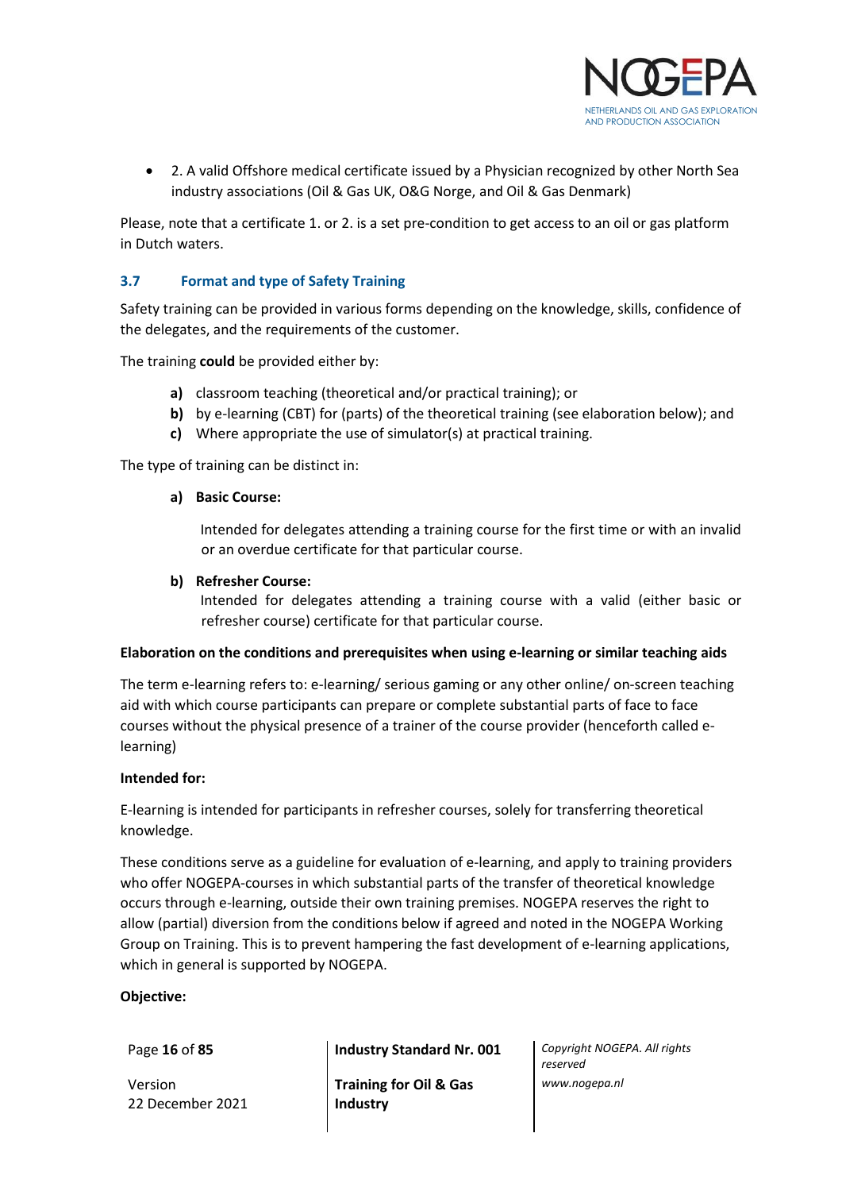- 2. A valid Offshore medical certificate issued by a Physician recognized by other North Sea industry associations (Oil & Gas UK, O&G Norge, and Oil & Gas Denmark)

Please, note that a certificate 1. or 2. is a set pre-condition to get access to an oil or gas platform in Dutch waters.

### 3.7 Format and type of Safety Training

Safety training can be provided in various forms depending on the knowledge, skills, confidence of the delegates, and the requirements of the customer.

The training **could** be provided either by:

- **a)** classroom teaching (theoretical and/or practical training); or
- **b)** by e-learning (CBT) for (parts) of the theoretical training (see elaboration below); and
- **c)** Where appropriate the use of simulator(s) at practical training.

The type of training can be distinct in:

**a) Basic Course:**

Intended for delegates attending a training course for the first time or with an invalid or an overdue certificate for that particular course.

**b) Refresher Course:**

Intended for delegates attending a training course with a valid (either basic or refresher course) certificate for that particular course.

**Elaboration on the conditions and prerequisites when using e-learning or similar teaching aids**

The term e-learning refers to: e-learning/ serious gaming or any other online/ on-screen teaching aid with which course participants can prepare or complete substantial parts of face to face courses without the physical presence of a trainer of the course provider (henceforth called e-learning)

**Intended for:**

E-learning is intended for participants in refresher courses, solely for transferring theoretical knowledge.

These conditions serve as a guideline for evaluation of e-learning, and apply to training providers who offer NOGEPA-courses in which substantial parts of the transfer of theoretical knowledge occurs through e-learning, outside their own training premises. NOGEPA reserves the right to allow (partial) diversion from the conditions below if agreed and noted in the NOGEPA Working Group on Training. This is to prevent hampering the fast development of e-learning applications, which in general is supported by NOGEPA.

**Objective:**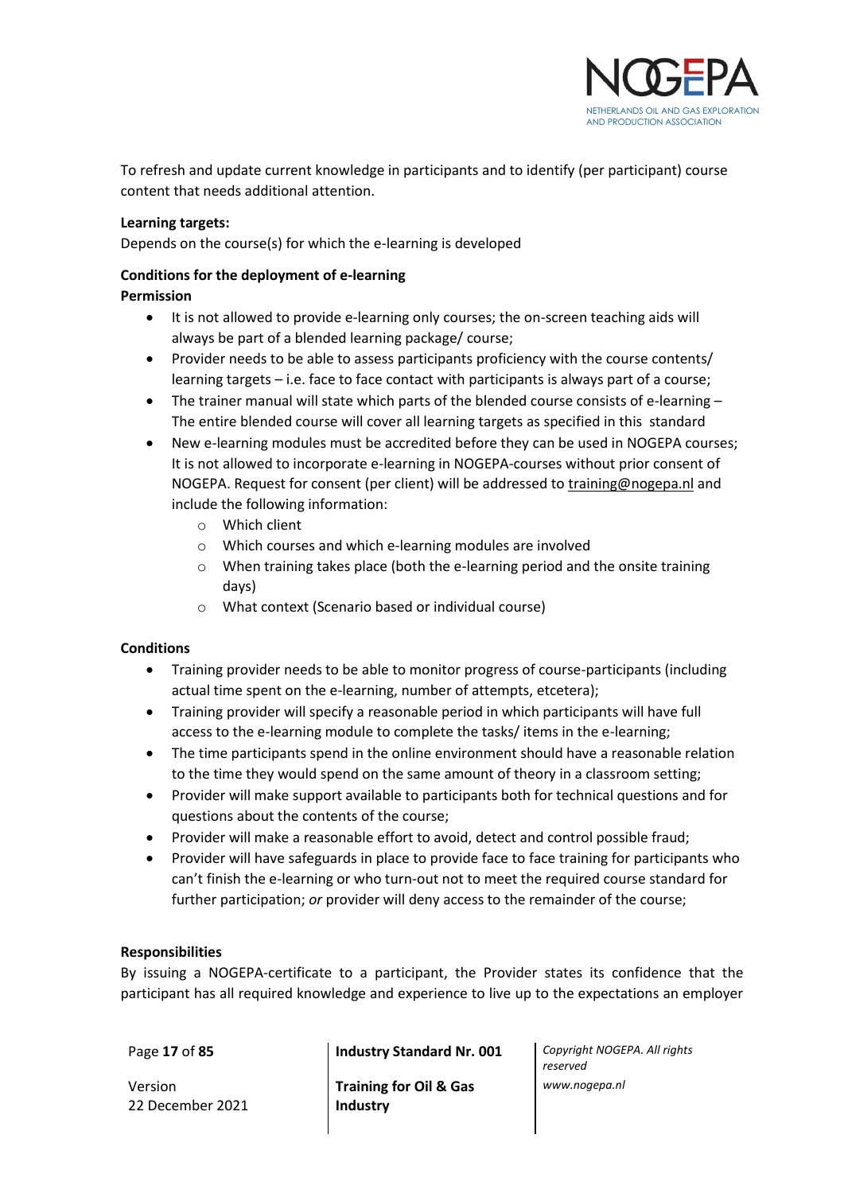To refresh and update current knowledge in participants and to identify (per participant) course content that needs additional attention.

**Learning targets:**
Depends on the course(s) for which the e-learning is developed

**Conditions for the deployment of e-learning**

**Permission**

- It is not allowed to provide e-learning only courses; the on-screen teaching aids will always be part of a blended learning package/ course;
- Provider needs to be able to assess participants proficiency with the course contents/ learning targets – i.e. face to face contact with participants is always part of a course;
- The trainer manual will state which parts of the blended course consists of e-learning – The entire blended course will cover all learning targets as specified in this standard
- New e-learning modules must be accredited before they can be used in NOGEPA courses; It is not allowed to incorporate e-learning in NOGEPA-courses without prior consent of NOGEPA. Request for consent (per client) will be addressed to training@nogepa.nl and include the following information:
  - Which client
  - Which courses and which e-learning modules are involved
  - When training takes place (both the e-learning period and the onsite training days)
  - What context (Scenario based or individual course)

**Conditions**

- Training provider needs to be able to monitor progress of course-participants (including actual time spent on the e-learning, number of attempts, etcetera);
- Training provider will specify a reasonable period in which participants will have full access to the e-learning module to complete the tasks/ items in the e-learning;
- The time participants spend in the online environment should have a reasonable relation to the time they would spend on the same amount of theory in a classroom setting;
- Provider will make support available to participants both for technical questions and for questions about the contents of the course;
- Provider will make a reasonable effort to avoid, detect and control possible fraud;
- Provider will have safeguards in place to provide face to face training for participants who can't finish the e-learning or who turn-out not to meet the required course standard for further participation; *or* provider will deny access to the remainder of the course;

**Responsibilities**

By issuing a NOGEPA-certificate to a participant, the Provider states its confidence that the participant has all required knowledge and experience to live up to the expectations an employer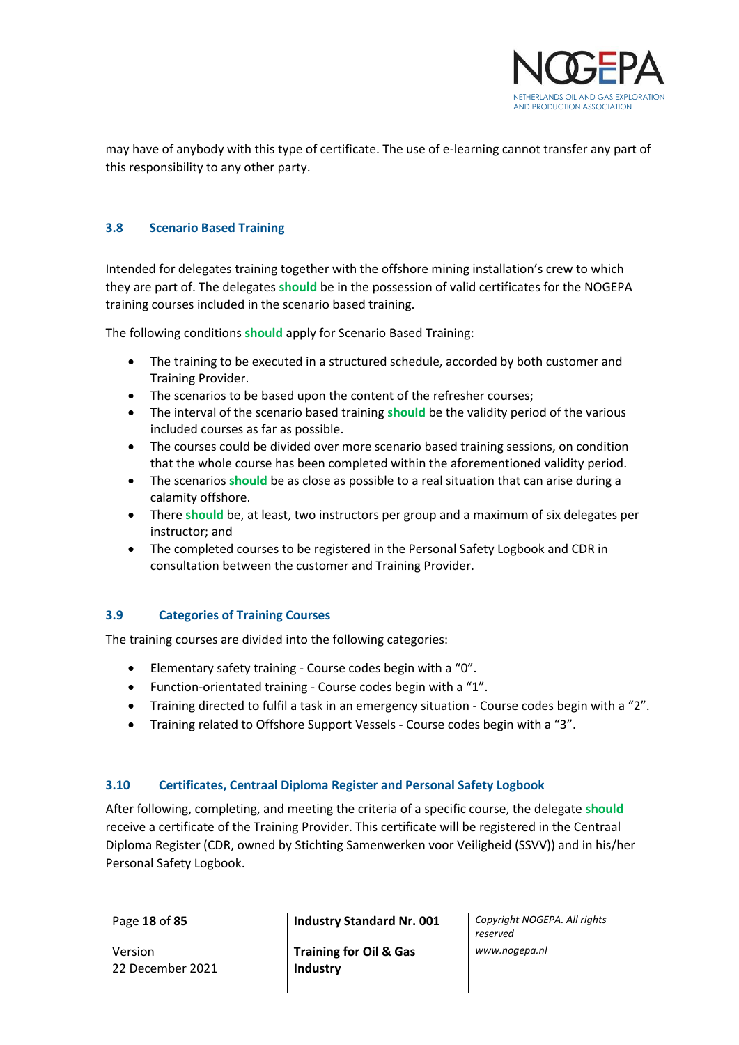may have of anybody with this type of certificate. The use of e-learning cannot transfer any part of this responsibility to any other party.

### 3.8 Scenario Based Training

Intended for delegates training together with the offshore mining installation's crew to which they are part of. The delegates **should** be in the possession of valid certificates for the NOGEPA training courses included in the scenario based training.

The following conditions **should** apply for Scenario Based Training:

- The training to be executed in a structured schedule, accorded by both customer and Training Provider.
- The scenarios to be based upon the content of the refresher courses;
- The interval of the scenario based training **should** be the validity period of the various included courses as far as possible.
- The courses could be divided over more scenario based training sessions, on condition that the whole course has been completed within the aforementioned validity period.
- The scenarios **should** be as close as possible to a real situation that can arise during a calamity offshore.
- There **should** be, at least, two instructors per group and a maximum of six delegates per instructor; and
- The completed courses to be registered in the Personal Safety Logbook and CDR in consultation between the customer and Training Provider.

### 3.9 Categories of Training Courses

The training courses are divided into the following categories:

- Elementary safety training - Course codes begin with a "0".
- Function-orientated training - Course codes begin with a "1".
- Training directed to fulfil a task in an emergency situation - Course codes begin with a "2".
- Training related to Offshore Support Vessels - Course codes begin with a "3".

### 3.10 Certificates, Centraal Diploma Register and Personal Safety Logbook

After following, completing, and meeting the criteria of a specific course, the delegate **should** receive a certificate of the Training Provider. This certificate will be registered in the Centraal Diploma Register (CDR, owned by Stichting Samenwerken voor Veiligheid (SSVV)) and in his/her Personal Safety Logbook.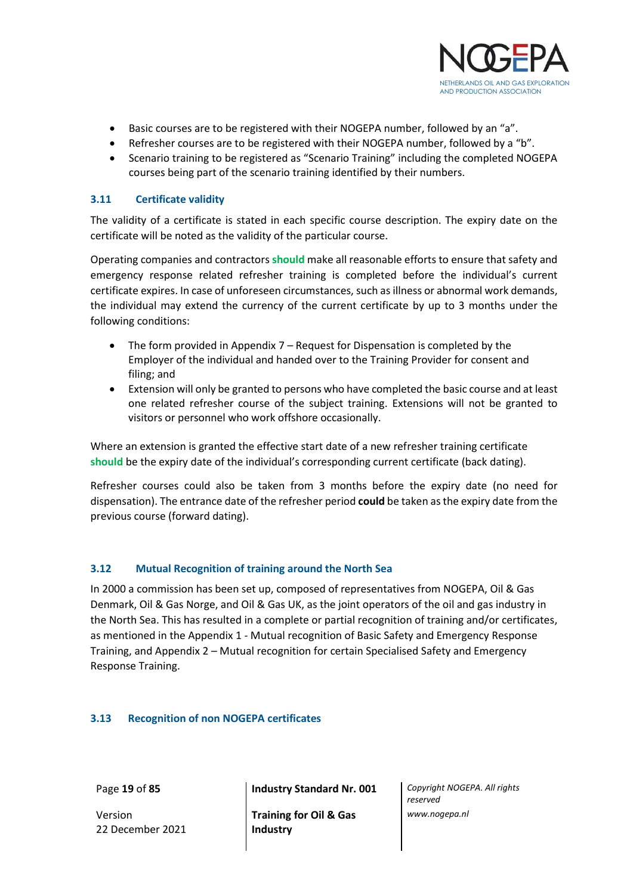- Basic courses are to be registered with their NOGEPA number, followed by an "a".
- Refresher courses are to be registered with their NOGEPA number, followed by a "b".
- Scenario training to be registered as "Scenario Training" including the completed NOGEPA courses being part of the scenario training identified by their numbers.

### 3.11 Certificate validity

The validity of a certificate is stated in each specific course description. The expiry date on the certificate will be noted as the validity of the particular course.

Operating companies and contractors **should** make all reasonable efforts to ensure that safety and emergency response related refresher training is completed before the individual's current certificate expires. In case of unforeseen circumstances, such as illness or abnormal work demands, the individual may extend the currency of the current certificate by up to 3 months under the following conditions:

- The form provided in Appendix 7 – Request for Dispensation is completed by the Employer of the individual and handed over to the Training Provider for consent and filing; and
- Extension will only be granted to persons who have completed the basic course and at least one related refresher course of the subject training. Extensions will not be granted to visitors or personnel who work offshore occasionally.

Where an extension is granted the effective start date of a new refresher training certificate **should** be the expiry date of the individual's corresponding current certificate (back dating).

Refresher courses could also be taken from 3 months before the expiry date (no need for dispensation). The entrance date of the refresher period **could** be taken as the expiry date from the previous course (forward dating).

### 3.12 Mutual Recognition of training around the North Sea

In 2000 a commission has been set up, composed of representatives from NOGEPA, Oil & Gas Denmark, Oil & Gas Norge, and Oil & Gas UK, as the joint operators of the oil and gas industry in the North Sea. This has resulted in a complete or partial recognition of training and/or certificates, as mentioned in the Appendix 1 - Mutual recognition of Basic Safety and Emergency Response Training, and Appendix 2 – Mutual recognition for certain Specialised Safety and Emergency Response Training.

### 3.13 Recognition of non NOGEPA certificates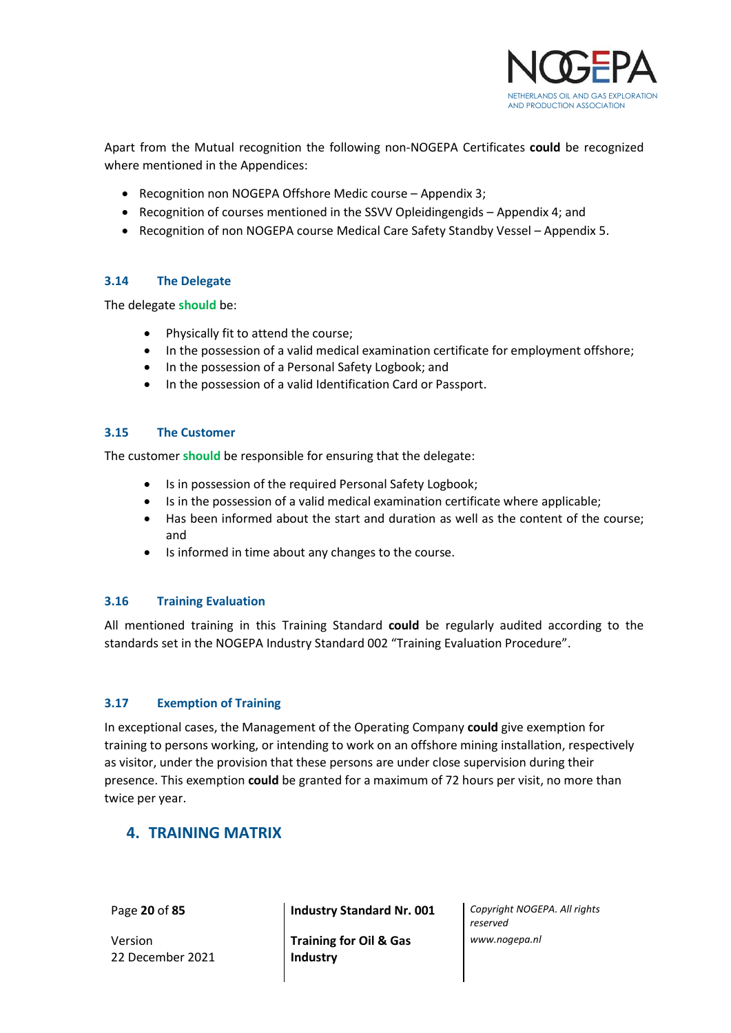Apart from the Mutual recognition the following non-NOGEPA Certificates **could** be recognized where mentioned in the Appendices:

- Recognition non NOGEPA Offshore Medic course – Appendix 3;
- Recognition of courses mentioned in the SSVV Opleidingengids – Appendix 4; and
- Recognition of non NOGEPA course Medical Care Safety Standby Vessel – Appendix 5.

### 3.14 The Delegate

The delegate **should** be:

- Physically fit to attend the course;
- In the possession of a valid medical examination certificate for employment offshore;
- In the possession of a Personal Safety Logbook; and
- In the possession of a valid Identification Card or Passport.

### 3.15 The Customer

The customer **should** be responsible for ensuring that the delegate:

- Is in possession of the required Personal Safety Logbook;
- Is in the possession of a valid medical examination certificate where applicable;
- Has been informed about the start and duration as well as the content of the course; and
- Is informed in time about any changes to the course.

### 3.16 Training Evaluation

All mentioned training in this Training Standard **could** be regularly audited according to the standards set in the NOGEPA Industry Standard 002 "Training Evaluation Procedure".

### 3.17 Exemption of Training

In exceptional cases, the Management of the Operating Company **could** give exemption for training to persons working, or intending to work on an offshore mining installation, respectively as visitor, under the provision that these persons are under close supervision during their presence. This exemption **could** be granted for a maximum of 72 hours per visit, no more than twice per year.

## 4. TRAINING MATRIX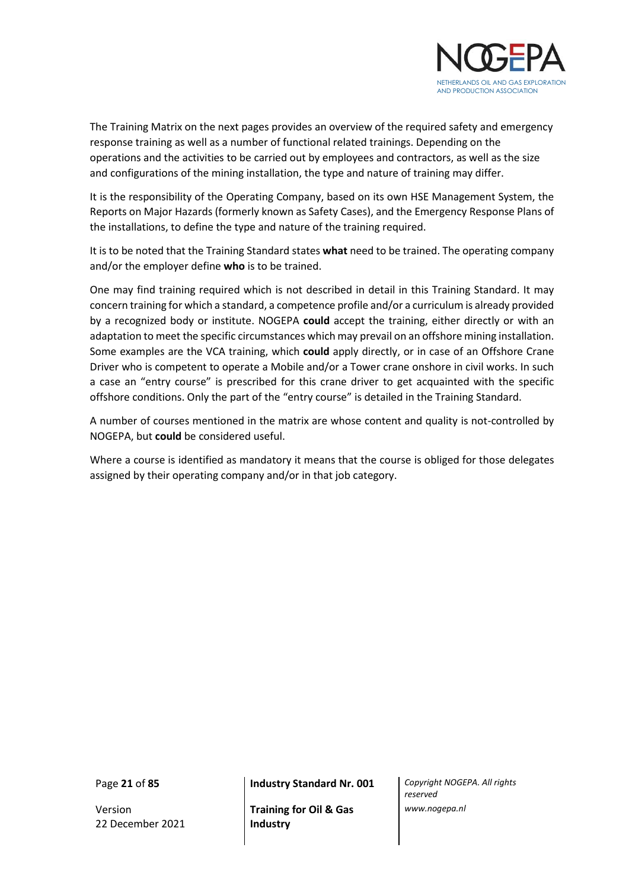The Training Matrix on the next pages provides an overview of the required safety and emergency response training as well as a number of functional related trainings. Depending on the operations and the activities to be carried out by employees and contractors, as well as the size and configurations of the mining installation, the type and nature of training may differ.

It is the responsibility of the Operating Company, based on its own HSE Management System, the Reports on Major Hazards (formerly known as Safety Cases), and the Emergency Response Plans of the installations, to define the type and nature of the training required.

It is to be noted that the Training Standard states **what** need to be trained. The operating company and/or the employer define **who** is to be trained.

One may find training required which is not described in detail in this Training Standard. It may concern training for which a standard, a competence profile and/or a curriculum is already provided by a recognized body or institute. NOGEPA **could** accept the training, either directly or with an adaptation to meet the specific circumstances which may prevail on an offshore mining installation. Some examples are the VCA training, which **could** apply directly, or in case of an Offshore Crane Driver who is competent to operate a Mobile and/or a Tower crane onshore in civil works. In such a case an "entry course" is prescribed for this crane driver to get acquainted with the specific offshore conditions. Only the part of the "entry course" is detailed in the Training Standard.

A number of courses mentioned in the matrix are whose content and quality is not-controlled by NOGEPA, but **could** be considered useful.

Where a course is identified as mandatory it means that the course is obliged for those delegates assigned by their operating company and/or in that job category.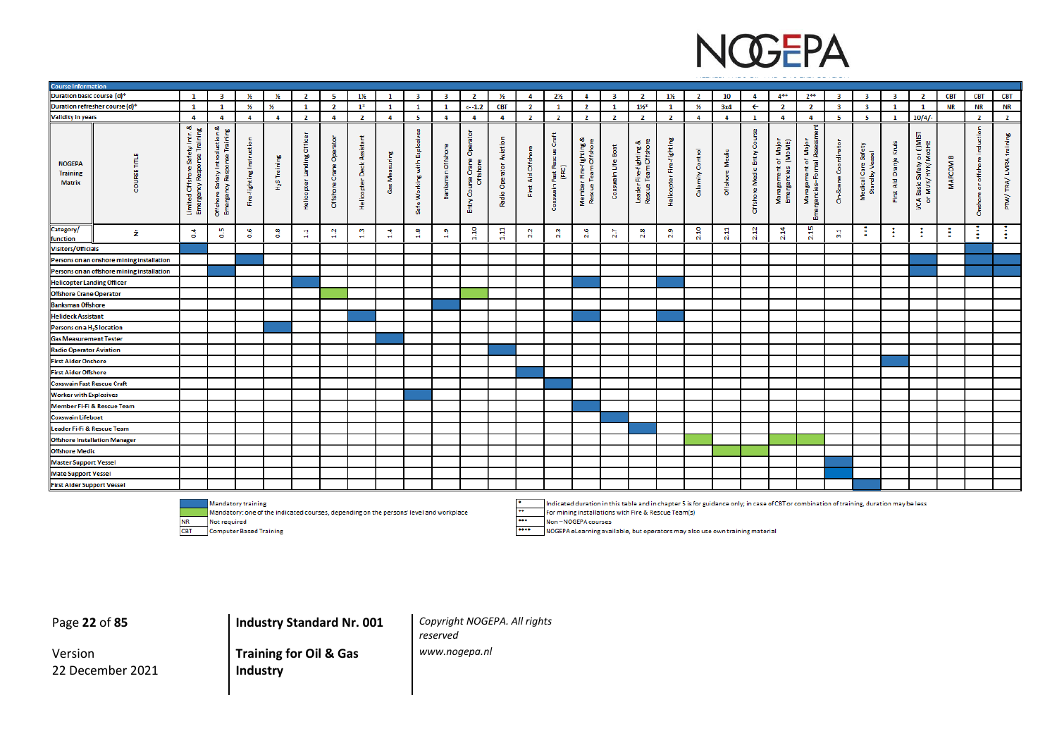| Course Information | | | | | | | | | | | | | | | | | | | | | | | | | | | | | | | |
|---|---|---|---|---|---|---|---|---|---|---|---|---|---|---|---|---|---|---|---|---|---|---|---|---|---|---|---|---|---|---|---|
| Duration basic course [d]* | | 1 | 3 | ½ | ½ | 2 | 5 | 1½ | 1 | 3 | 3 | 2 | ½ | 4 | 2½ | 4 | 3 | 2 | 1½ | 2 | 10 | 4 | 4** | 2** | 3 | 3 | 3 | 2 | CBT | CBT | CBT |
| Duration refresher course [d]* | | 1 | 1 | ½ | ½ | 1 | 2 | 1* | 1 | 1 | 1 | <--1.2 | CBT | 2 | 1 | 2 | 1 | 1½* | 1 | ½ | 3x4 | ← | 2 | 2 | 3 | 3 | 1 | 1 | NR | NR | NR |
| Validity in years | | 4 | 4 | 4 | 4 | 2 | 4 | 2 | 4 | 5 | 4 | 4 | 4 | 2 | 2 | 2 | 2 | 2 | 2 | 4 | 4 | 1 | 4 | 4 | 5 | 5 | 1 | 10/4/- | | 2 | 2 |
| NOGEPA Training Matrix | COURSE TITLE | Limited Offshore Safety Intr. & Emergency Response Training | Offshore Safety Introduction & Emergency Response Training | Fire-fighting Instruction | $H_2S$ Training | Helicopter Landing Officer | Offshore Crane Operator | Helicopter Deck Assistant | Gas Measuring | Safe Working with Explosives | Banksman Offshore | Entry Course Crane Operator Offshore | Radio Operator Aviation | First Aid Offshore | Coxswain Fast Rescue Craft (FRC) | Member Fire-fighting & Rescue Team Offshore | Coxswain Life Boat | Leader Fire-fighting & Rescue Team Offshore | Helicopter Fire-fighting | Calamity Control | Offshore Medic | Offshore Medic Entry Course | Management of Major Emergencies (MoME) | Management of Major Emergencies-Formal Assessment | On-Scene Coordinator | Medical Care Safety Standby Vessel | First Aid Oranje Kruis | VCA Basic Safety or (I)MIST or MVK/HVK/MoSHE | MARCOM B | Onshore or offshore induction | PTW/ TRA/ LMRA training |
| Category/ function | Nr | 0.4 | 0.5 | 0.6 | 0.8 | 1.1 | 1.2 | 1.3 | 1.4 | 1.8 | 1.9 | 1.10 | 1.11 | 2.2 | 2.3 | 2.6 | 2.7 | 2.8 | 2.9 | 2.10 | 2.11 | 2.12 | 2.14 | 2.15 | 3.1 | *** | *** | *** | *** | **** | **** |
| Visitors/Officials | | ● | | | | | | | | | | | | | | | | | | | | | | | | | | | | | |
| Persons on an onshore mining installation | | | | ● | | | | | | | | | | | | | | | | | | | | | | | | ● | | ● | |
| Persons on an offshore mining installation | | | ● | | | | | | | | | | | | | | | | | | | | | | | | | ● | | ● | ● |
| Helicopter Landing Officer | | | | | | ● | | | | | | | | | | ● | | | ● | | | | | | | | | | | | |
| Offshore Crane Operator | | | | | | | ○ | | | | | ○ | | | | | | | | | | | | | | | | | | | |
| Banksman Offshore | | | | | | | | | | | ● | | | | | | | | | | | | | | | | | | | | |
| Helideck Assistant | | | | | | | | ● | | | | | | | | ● | | | ● | | | | | | | | | | | | |
| Persons on a $H_2S$ location | | | | | ● | | | | | | | | | | | | | | | | | | | | | | | | | | |
| Gas Measurement Tester | | | | | | | | | ● | | | | | | | | | | | | | | | | | | | | | | |
| Radio Operator Aviation | | | | | | | | | | | | | ● | | | | | | | | | | | | | | | | | | |
| First Aider Onshore | | | | | | | | | | | | | | | | | | | | | | | | | | | ● | | | | |
| First Aider Offshore | | | | | | | | | | | | | | ● | | | | | | | | | | | | | | | | | |
| Coxswain Fast Rescue Craft | | | | | | | | | | | | | | | ● | | | | | | | | | | | | | | | | |
| Worker with Explosives | | | | | | | | | | ● | | | | | | | | | | | | | | | | | | | | | |
| Member Fi-Fi & Rescue Team | | | | | | | | | | | | | | | | ● | | | | | | | | | | | | | | | |
| Coxswain Lifeboat | | | | | | | | | | | | | | | | | ● | | | | | | | | | | | | | | |
| Leader Fi-Fi & Rescue Team | | | | | | | | | | | | | | | | | | ● | | | | | | | | | | | | | |
| Offshore Installation Manager | | | | | | | | | | | | | | | | | | | | ○ | | | ○ | ○ | | | | | | | |
| Offshore Medic | | | | | | | | | | | | | | | | | | | | | ○ | ○ | | | | | | | | | |
| Master Support Vessel | | | | | | | | | | | | | | | | | | | | | | | | | ● | | | | | | |
| Mate Support Vessel | | | | | | | | | | | | | | | | | | | | | | | | | ● | | | | | | |
| First Aider Support Vessel | | | | | | | | | | | | | | | | | | | | | | | | | | ● | | | | | |

| | |
|---|---|
| ● | Mandatory training |
| ○ | Mandatory: one of the indicated courses, depending on the persons' level and workplace |
| NR | Not required |
| CBT | Computer Based Training |

| | |
|---|---|
| * | Indicated duration in this table and in chapter 5 is for guidance only; in case of CBT or combination of training, duration may be less |
| ** | For mining installations with Fire & Rescue Team(s) |
| *** | Non – NOGEPA courses |
| **** | NOGEPA eLearning available, but operators may also use own training material |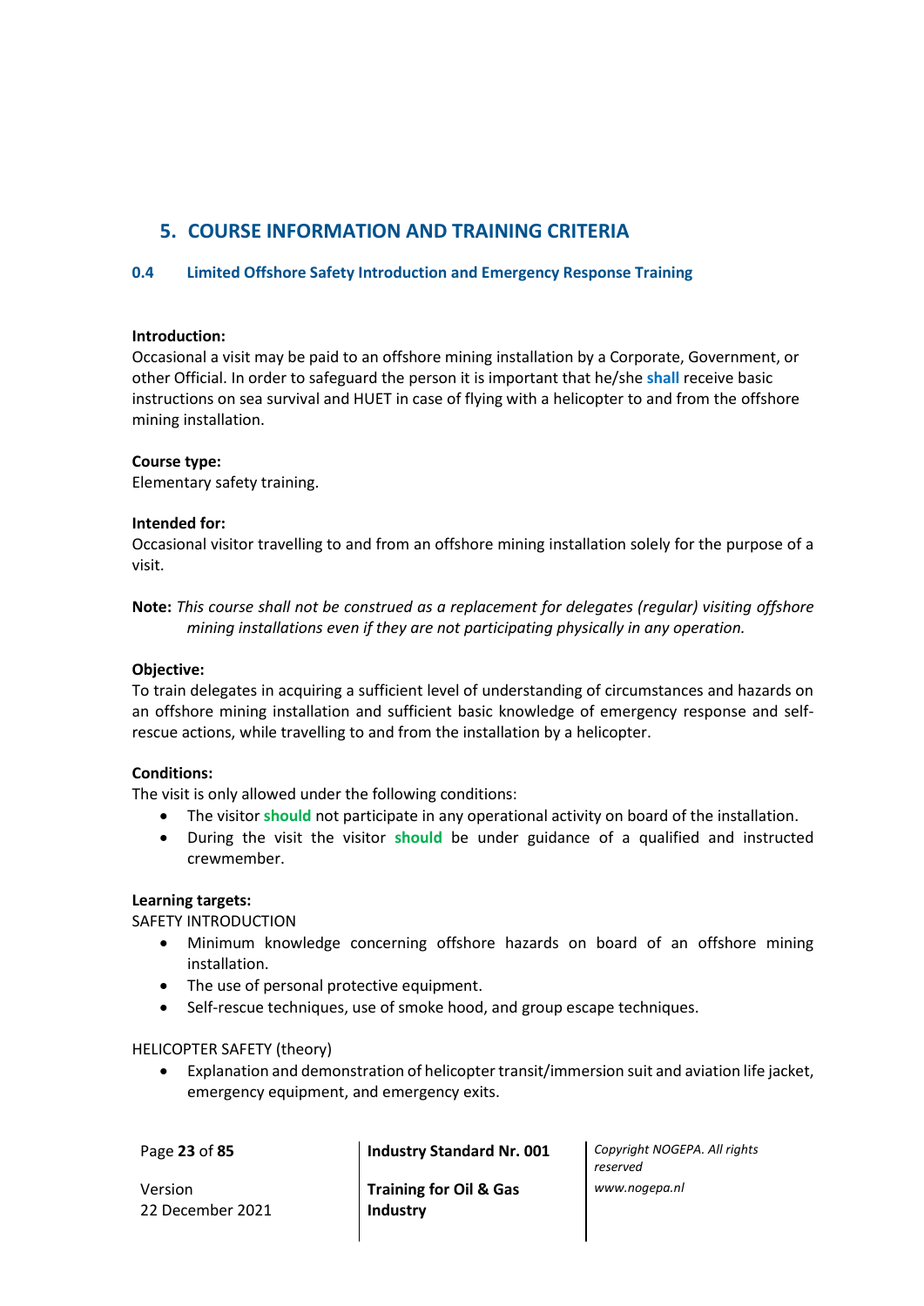# 5. COURSE INFORMATION AND TRAINING CRITERIA

## 0.4 Limited Offshore Safety Introduction and Emergency Response Training

**Introduction:**
Occasional a visit may be paid to an offshore mining installation by a Corporate, Government, or other Official. In order to safeguard the person it is important that he/she **shall** receive basic instructions on sea survival and HUET in case of flying with a helicopter to and from the offshore mining installation.

**Course type:**
Elementary safety training.

**Intended for:**
Occasional visitor travelling to and from an offshore mining installation solely for the purpose of a visit.

**Note:** *This course shall not be construed as a replacement for delegates (regular) visiting offshore mining installations even if they are not participating physically in any operation.*

**Objective:**
To train delegates in acquiring a sufficient level of understanding of circumstances and hazards on an offshore mining installation and sufficient basic knowledge of emergency response and self-rescue actions, while travelling to and from the installation by a helicopter.

**Conditions:**
The visit is only allowed under the following conditions:

- The visitor **should** not participate in any operational activity on board of the installation.
- During the visit the visitor **should** be under guidance of a qualified and instructed crewmember.

**Learning targets:**
SAFETY INTRODUCTION

- Minimum knowledge concerning offshore hazards on board of an offshore mining installation.
- The use of personal protective equipment.
- Self-rescue techniques, use of smoke hood, and group escape techniques.

HELICOPTER SAFETY (theory)

- Explanation and demonstration of helicopter transit/immersion suit and aviation life jacket, emergency equipment, and emergency exits.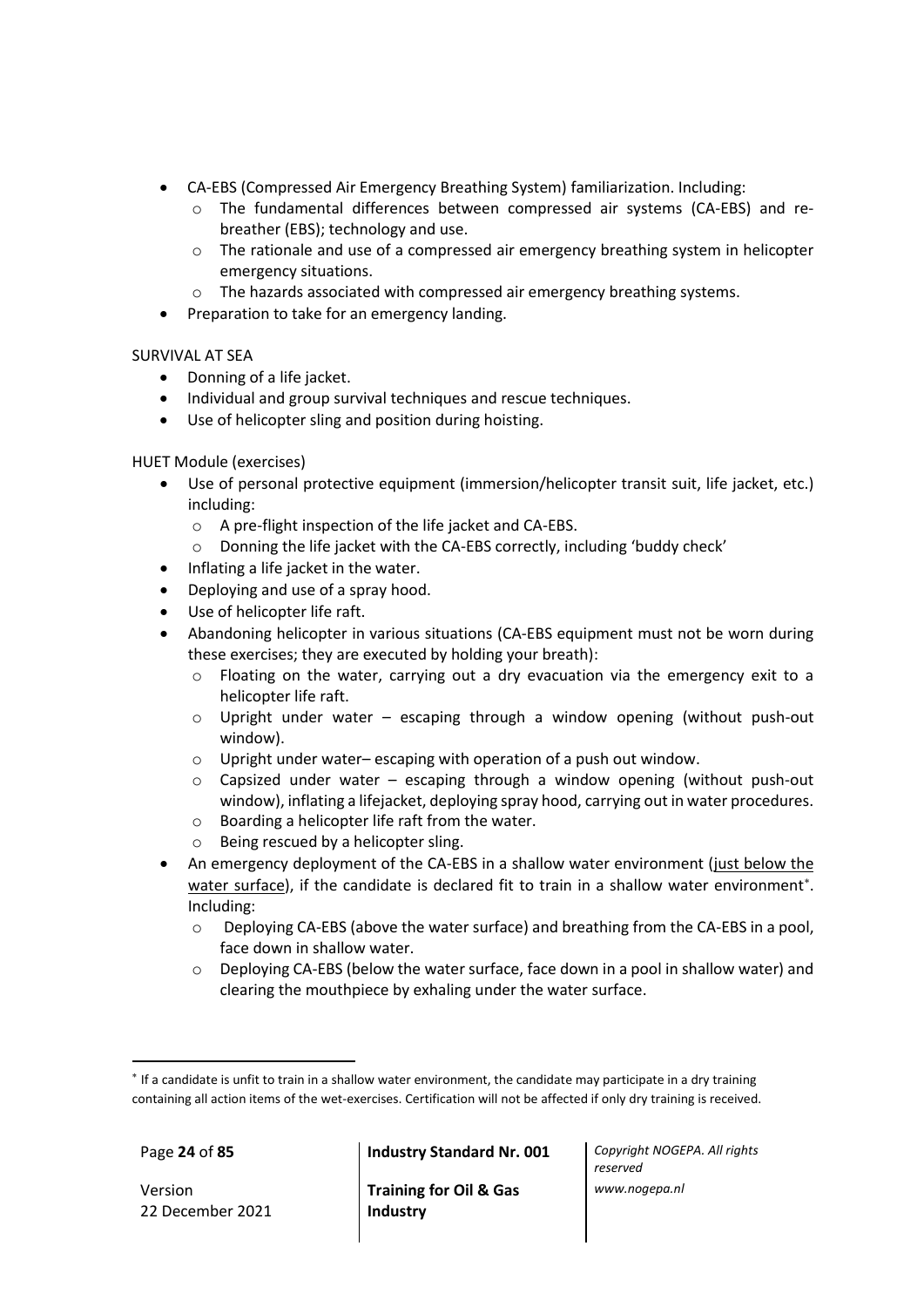- CA-EBS (Compressed Air Emergency Breathing System) familiarization. Including:
  - The fundamental differences between compressed air systems (CA-EBS) and re-breather (EBS); technology and use.
  - The rationale and use of a compressed air emergency breathing system in helicopter emergency situations.
  - The hazards associated with compressed air emergency breathing systems.
- Preparation to take for an emergency landing.

SURVIVAL AT SEA

- Donning of a life jacket.
- Individual and group survival techniques and rescue techniques.
- Use of helicopter sling and position during hoisting.

HUET Module (exercises)

- Use of personal protective equipment (immersion/helicopter transit suit, life jacket, etc.) including:
  - A pre-flight inspection of the life jacket and CA-EBS.
  - Donning the life jacket with the CA-EBS correctly, including 'buddy check'
- Inflating a life jacket in the water.
- Deploying and use of a spray hood.
- Use of helicopter life raft.
- Abandoning helicopter in various situations (CA-EBS equipment must not be worn during these exercises; they are executed by holding your breath):
  - Floating on the water, carrying out a dry evacuation via the emergency exit to a helicopter life raft.
  - Upright under water – escaping through a window opening (without push-out window).
  - Upright under water– escaping with operation of a push out window.
  - Capsized under water – escaping through a window opening (without push-out window), inflating a lifejacket, deploying spray hood, carrying out in water procedures.
  - Boarding a helicopter life raft from the water.
  - Being rescued by a helicopter sling.
- An emergency deployment of the CA-EBS in a shallow water environment (just below the water surface), if the candidate is declared fit to train in a shallow water environment[*]. Including:
  - Deploying CA-EBS (above the water surface) and breathing from the CA-EBS in a pool, face down in shallow water.
  - Deploying CA-EBS (below the water surface, face down in a pool in shallow water) and clearing the mouthpiece by exhaling under the water surface.

[*] If a candidate is unfit to train in a shallow water environment, the candidate may participate in a dry training containing all action items of the wet-exercises. Certification will not be affected if only dry training is received.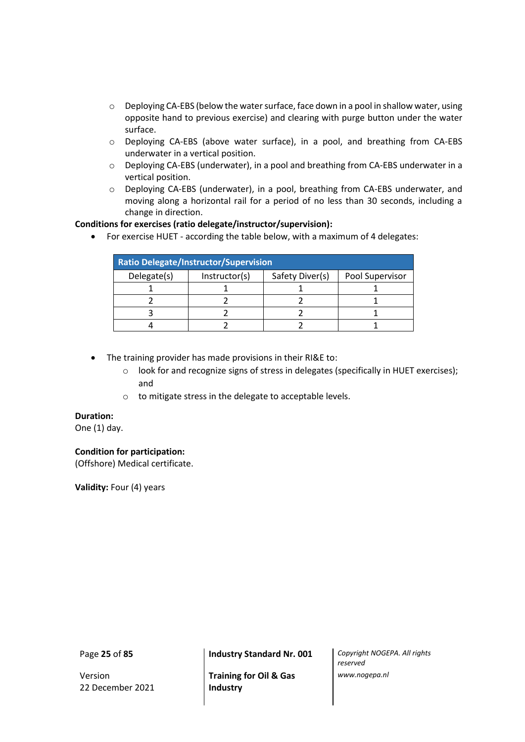- Deploying CA-EBS (below the water surface, face down in a pool in shallow water, using opposite hand to previous exercise) and clearing with purge button under the water surface.
  - Deploying CA-EBS (above water surface), in a pool, and breathing from CA-EBS underwater in a vertical position.
  - Deploying CA-EBS (underwater), in a pool and breathing from CA-EBS underwater in a vertical position.
  - Deploying CA-EBS (underwater), in a pool, breathing from CA-EBS underwater, and moving along a horizontal rail for a period of no less than 30 seconds, including a change in direction.

**Conditions for exercises (ratio delegate/instructor/supervision):**

- For exercise HUET - according the table below, with a maximum of 4 delegates:

| Ratio Delegate/Instructor/Supervision | | | |
|---|---|---|---|
| Delegate(s) | Instructor(s) | Safety Diver(s) | Pool Supervisor |
| 1 | 1 | 1 | 1 |
| 2 | 2 | 2 | 1 |
| 3 | 2 | 2 | 1 |
| 4 | 2 | 2 | 1 |

- The training provider has made provisions in their RI&E to:
  - look for and recognize signs of stress in delegates (specifically in HUET exercises); and
  - to mitigate stress in the delegate to acceptable levels.

**Duration:**
One (1) day.

**Condition for participation:**
(Offshore) Medical certificate.

**Validity:** Four (4) years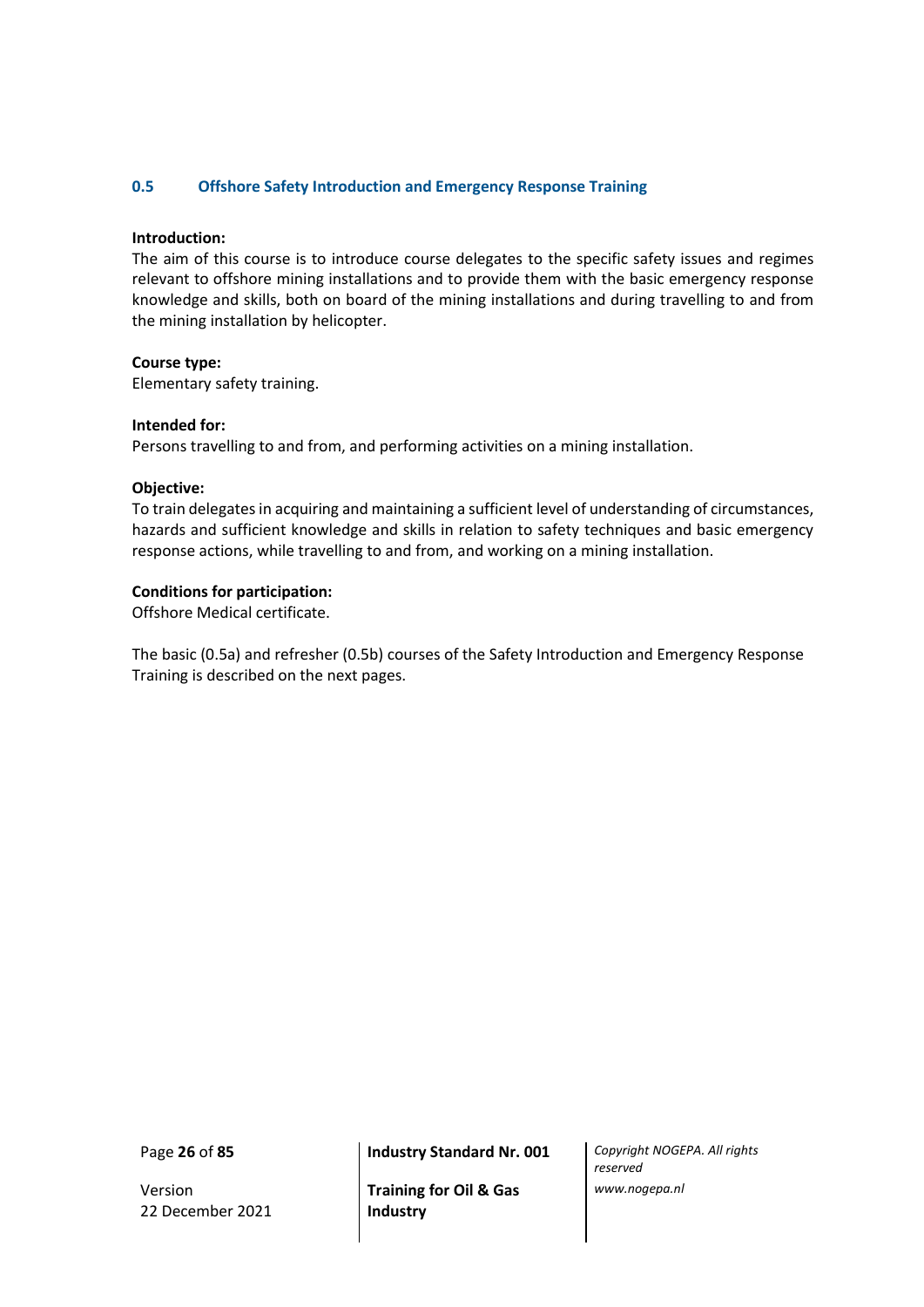## 0.5 Offshore Safety Introduction and Emergency Response Training

**Introduction:**
The aim of this course is to introduce course delegates to the specific safety issues and regimes relevant to offshore mining installations and to provide them with the basic emergency response knowledge and skills, both on board of the mining installations and during travelling to and from the mining installation by helicopter.

**Course type:**
Elementary safety training.

**Intended for:**
Persons travelling to and from, and performing activities on a mining installation.

**Objective:**
To train delegates in acquiring and maintaining a sufficient level of understanding of circumstances, hazards and sufficient knowledge and skills in relation to safety techniques and basic emergency response actions, while travelling to and from, and working on a mining installation.

**Conditions for participation:**
Offshore Medical certificate.

The basic (0.5a) and refresher (0.5b) courses of the Safety Introduction and Emergency Response Training is described on the next pages.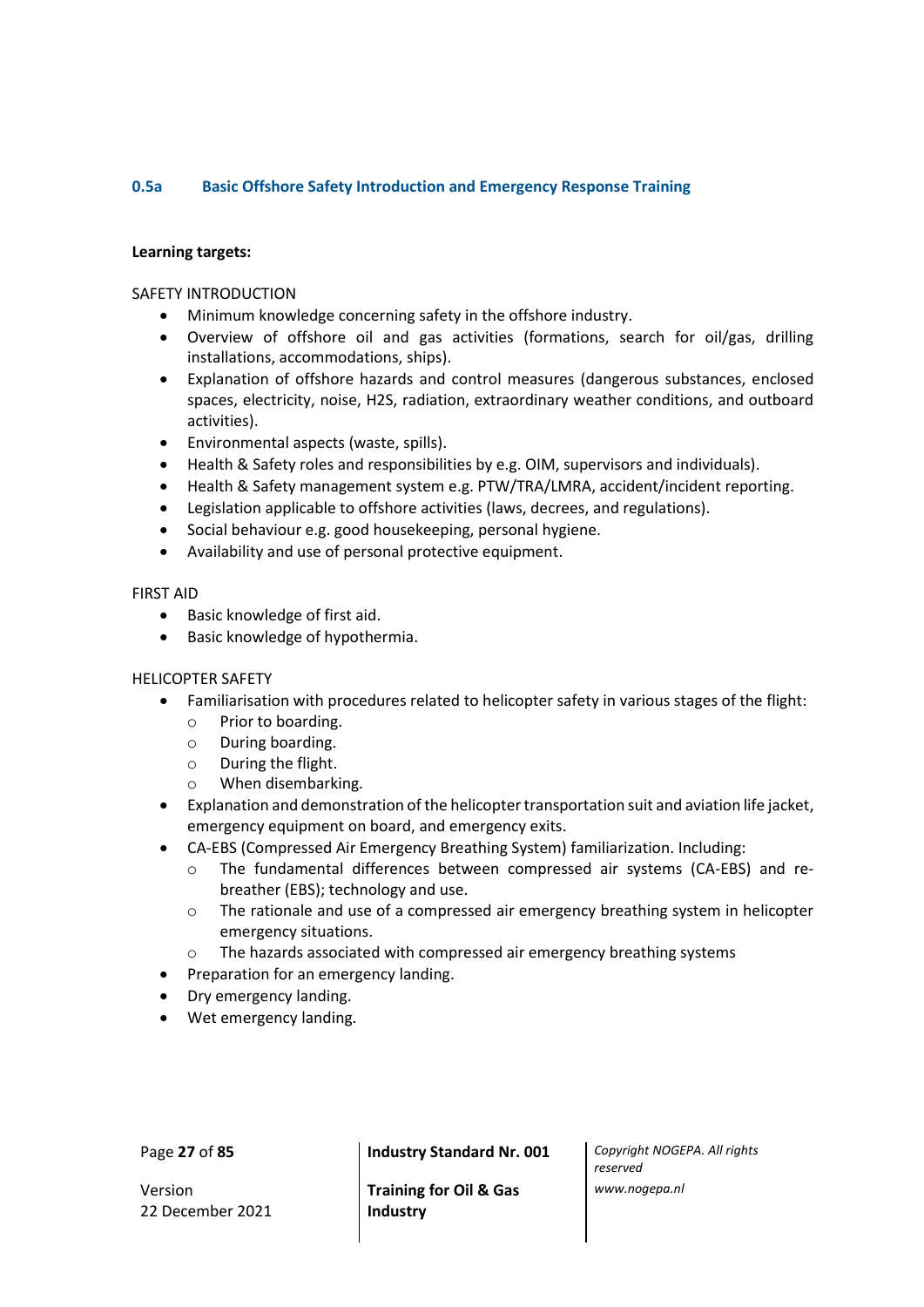### 0.5a Basic Offshore Safety Introduction and Emergency Response Training

**Learning targets:**

SAFETY INTRODUCTION

- Minimum knowledge concerning safety in the offshore industry.
- Overview of offshore oil and gas activities (formations, search for oil/gas, drilling installations, accommodations, ships).
- Explanation of offshore hazards and control measures (dangerous substances, enclosed spaces, electricity, noise, H2S, radiation, extraordinary weather conditions, and outboard activities).
- Environmental aspects (waste, spills).
- Health & Safety roles and responsibilities by e.g. OIM, supervisors and individuals).
- Health & Safety management system e.g. PTW/TRA/LMRA, accident/incident reporting.
- Legislation applicable to offshore activities (laws, decrees, and regulations).
- Social behaviour e.g. good housekeeping, personal hygiene.
- Availability and use of personal protective equipment.

FIRST AID

- Basic knowledge of first aid.
- Basic knowledge of hypothermia.

HELICOPTER SAFETY

- Familiarisation with procedures related to helicopter safety in various stages of the flight:
  - Prior to boarding.
  - During boarding.
  - During the flight.
  - When disembarking.
- Explanation and demonstration of the helicopter transportation suit and aviation life jacket, emergency equipment on board, and emergency exits.
- CA-EBS (Compressed Air Emergency Breathing System) familiarization. Including:
  - The fundamental differences between compressed air systems (CA-EBS) and re-breather (EBS); technology and use.
  - The rationale and use of a compressed air emergency breathing system in helicopter emergency situations.
  - The hazards associated with compressed air emergency breathing systems
- Preparation for an emergency landing.
- Dry emergency landing.
- Wet emergency landing.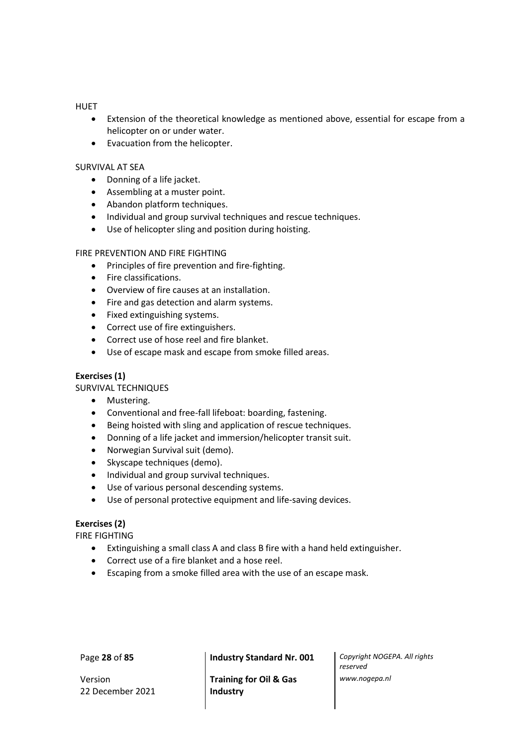HUET

- Extension of the theoretical knowledge as mentioned above, essential for escape from a helicopter on or under water.
- Evacuation from the helicopter.

SURVIVAL AT SEA

- Donning of a life jacket.
- Assembling at a muster point.
- Abandon platform techniques.
- Individual and group survival techniques and rescue techniques.
- Use of helicopter sling and position during hoisting.

FIRE PREVENTION AND FIRE FIGHTING

- Principles of fire prevention and fire-fighting.
- Fire classifications.
- Overview of fire causes at an installation.
- Fire and gas detection and alarm systems.
- Fixed extinguishing systems.
- Correct use of fire extinguishers.
- Correct use of hose reel and fire blanket.
- Use of escape mask and escape from smoke filled areas.

**Exercises (1)**

SURVIVAL TECHNIQUES

- Mustering.
- Conventional and free-fall lifeboat: boarding, fastening.
- Being hoisted with sling and application of rescue techniques.
- Donning of a life jacket and immersion/helicopter transit suit.
- Norwegian Survival suit (demo).
- Skyscape techniques (demo).
- Individual and group survival techniques.
- Use of various personal descending systems.
- Use of personal protective equipment and life-saving devices.

**Exercises (2)**

FIRE FIGHTING

- Extinguishing a small class A and class B fire with a hand held extinguisher.
- Correct use of a fire blanket and a hose reel.
- Escaping from a smoke filled area with the use of an escape mask.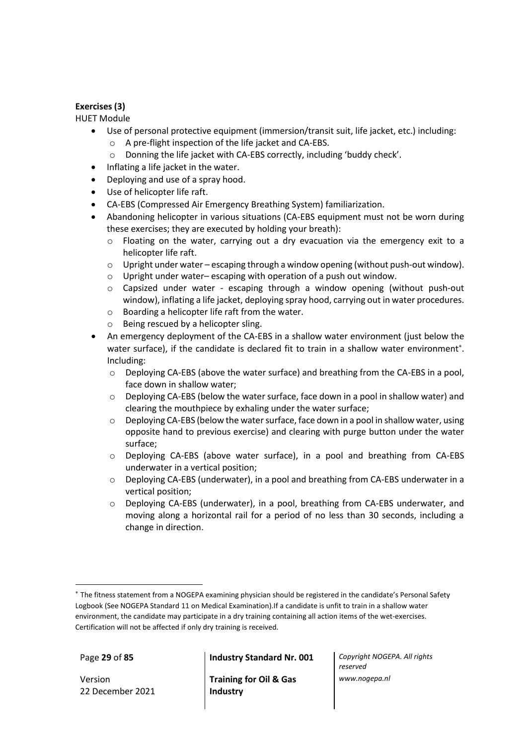**Exercises (3)**

HUET Module

- Use of personal protective equipment (immersion/transit suit, life jacket, etc.) including:
  - A pre-flight inspection of the life jacket and CA-EBS.
  - Donning the life jacket with CA-EBS correctly, including 'buddy check'.
- Inflating a life jacket in the water.
- Deploying and use of a spray hood.
- Use of helicopter life raft.
- CA-EBS (Compressed Air Emergency Breathing System) familiarization.
- Abandoning helicopter in various situations (CA-EBS equipment must not be worn during these exercises; they are executed by holding your breath):
  - Floating on the water, carrying out a dry evacuation via the emergency exit to a helicopter life raft.
  - Upright under water – escaping through a window opening (without push-out window).
  - Upright under water– escaping with operation of a push out window.
  - Capsized under water - escaping through a window opening (without push-out window), inflating a life jacket, deploying spray hood, carrying out in water procedures.
  - Boarding a helicopter life raft from the water.
  - Being rescued by a helicopter sling.
- An emergency deployment of the CA-EBS in a shallow water environment (just below the water surface), if the candidate is declared fit to train in a shallow water environment[*]. Including:
  - Deploying CA-EBS (above the water surface) and breathing from the CA-EBS in a pool, face down in shallow water;
  - Deploying CA-EBS (below the water surface, face down in a pool in shallow water) and clearing the mouthpiece by exhaling under the water surface;
  - Deploying CA-EBS (below the water surface, face down in a pool in shallow water, using opposite hand to previous exercise) and clearing with purge button under the water surface;
  - Deploying CA-EBS (above water surface), in a pool and breathing from CA-EBS underwater in a vertical position;
  - Deploying CA-EBS (underwater), in a pool and breathing from CA-EBS underwater in a vertical position;
  - Deploying CA-EBS (underwater), in a pool, breathing from CA-EBS underwater, and moving along a horizontal rail for a period of no less than 30 seconds, including a change in direction.

[*] The fitness statement from a NOGEPA examining physician should be registered in the candidate's Personal Safety Logbook (See NOGEPA Standard 11 on Medical Examination).If a candidate is unfit to train in a shallow water environment, the candidate may participate in a dry training containing all action items of the wet-exercises. Certification will not be affected if only dry training is received.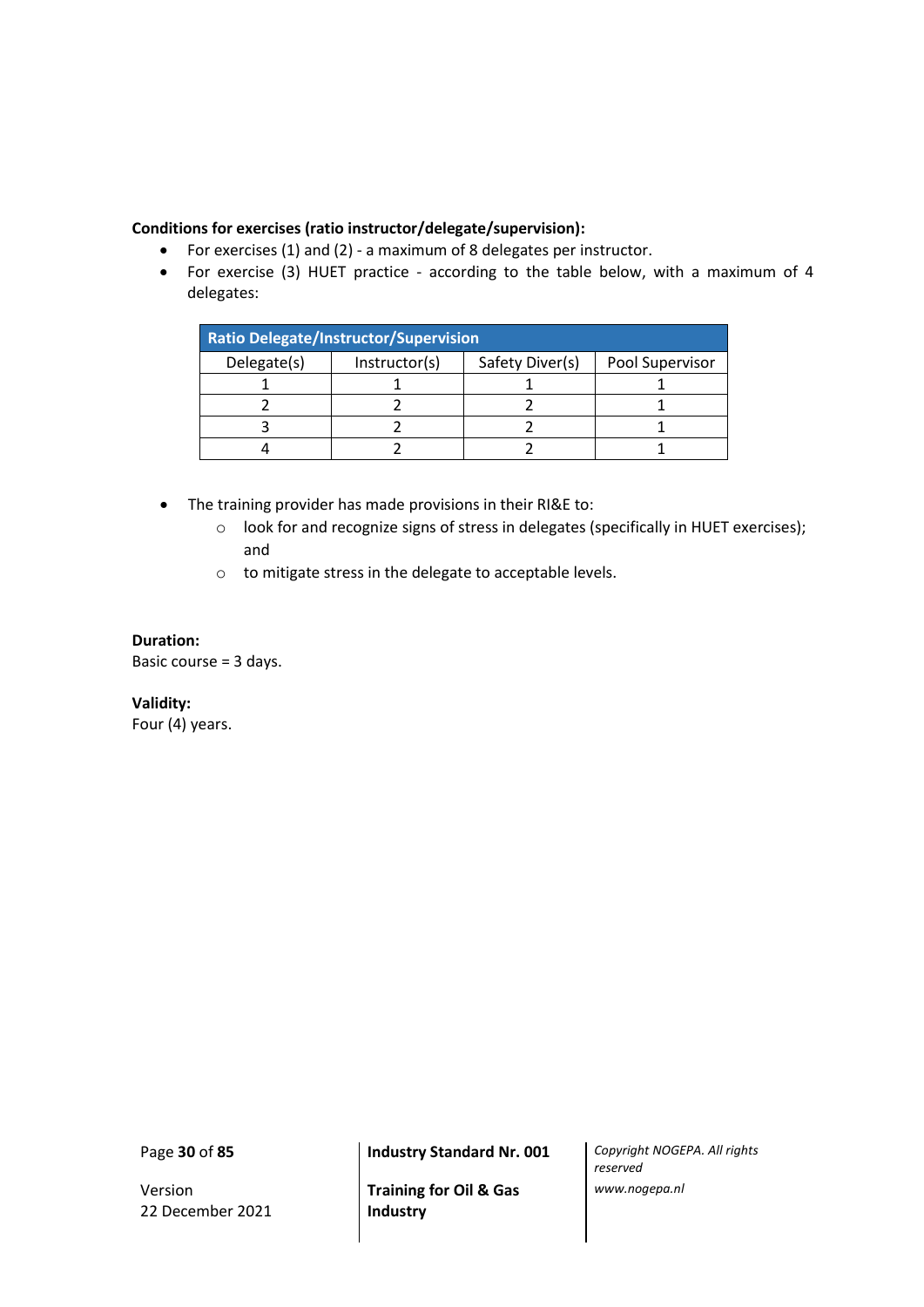**Conditions for exercises (ratio instructor/delegate/supervision):**

- For exercises (1) and (2) - a maximum of 8 delegates per instructor.
- For exercise (3) HUET practice - according to the table below, with a maximum of 4 delegates:

| Ratio Delegate/Instructor/Supervision | | | |
|---|---|---|---|
| Delegate(s) | Instructor(s) | Safety Diver(s) | Pool Supervisor |
| 1 | 1 | 1 | 1 |
| 2 | 2 | 2 | 1 |
| 3 | 2 | 2 | 1 |
| 4 | 2 | 2 | 1 |

- The training provider has made provisions in their RI&E to:
  - look for and recognize signs of stress in delegates (specifically in HUET exercises); and
  - to mitigate stress in the delegate to acceptable levels.

**Duration:**
Basic course = 3 days.

**Validity:**
Four (4) years.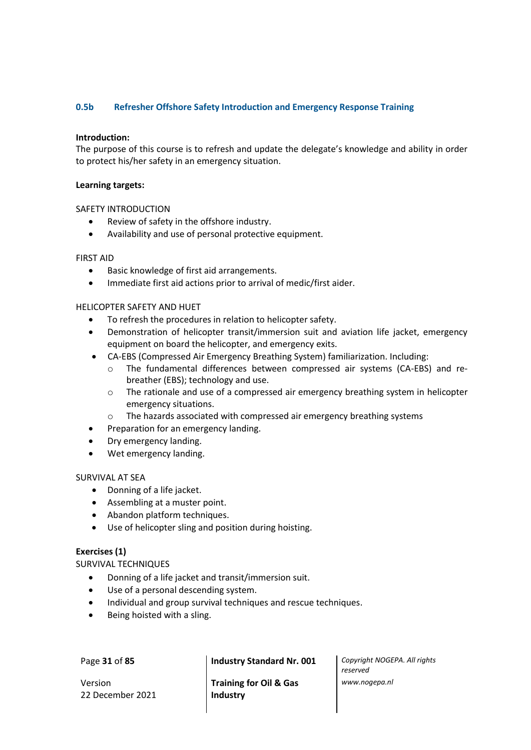### 0.5b Refresher Offshore Safety Introduction and Emergency Response Training

**Introduction:**
The purpose of this course is to refresh and update the delegate's knowledge and ability in order to protect his/her safety in an emergency situation.

**Learning targets:**

SAFETY INTRODUCTION

- Review of safety in the offshore industry.
- Availability and use of personal protective equipment.

FIRST AID

- Basic knowledge of first aid arrangements.
- Immediate first aid actions prior to arrival of medic/first aider.

HELICOPTER SAFETY AND HUET

- To refresh the procedures in relation to helicopter safety.
- Demonstration of helicopter transit/immersion suit and aviation life jacket, emergency equipment on board the helicopter, and emergency exits.
- CA-EBS (Compressed Air Emergency Breathing System) familiarization. Including:
  - The fundamental differences between compressed air systems (CA-EBS) and re-breather (EBS); technology and use.
  - The rationale and use of a compressed air emergency breathing system in helicopter emergency situations.
  - The hazards associated with compressed air emergency breathing systems
- Preparation for an emergency landing.
- Dry emergency landing.
- Wet emergency landing.

SURVIVAL AT SEA

- Donning of a life jacket.
- Assembling at a muster point.
- Abandon platform techniques.
- Use of helicopter sling and position during hoisting.

**Exercises (1)**
SURVIVAL TECHNIQUES

- Donning of a life jacket and transit/immersion suit.
- Use of a personal descending system.
- Individual and group survival techniques and rescue techniques.
- Being hoisted with a sling.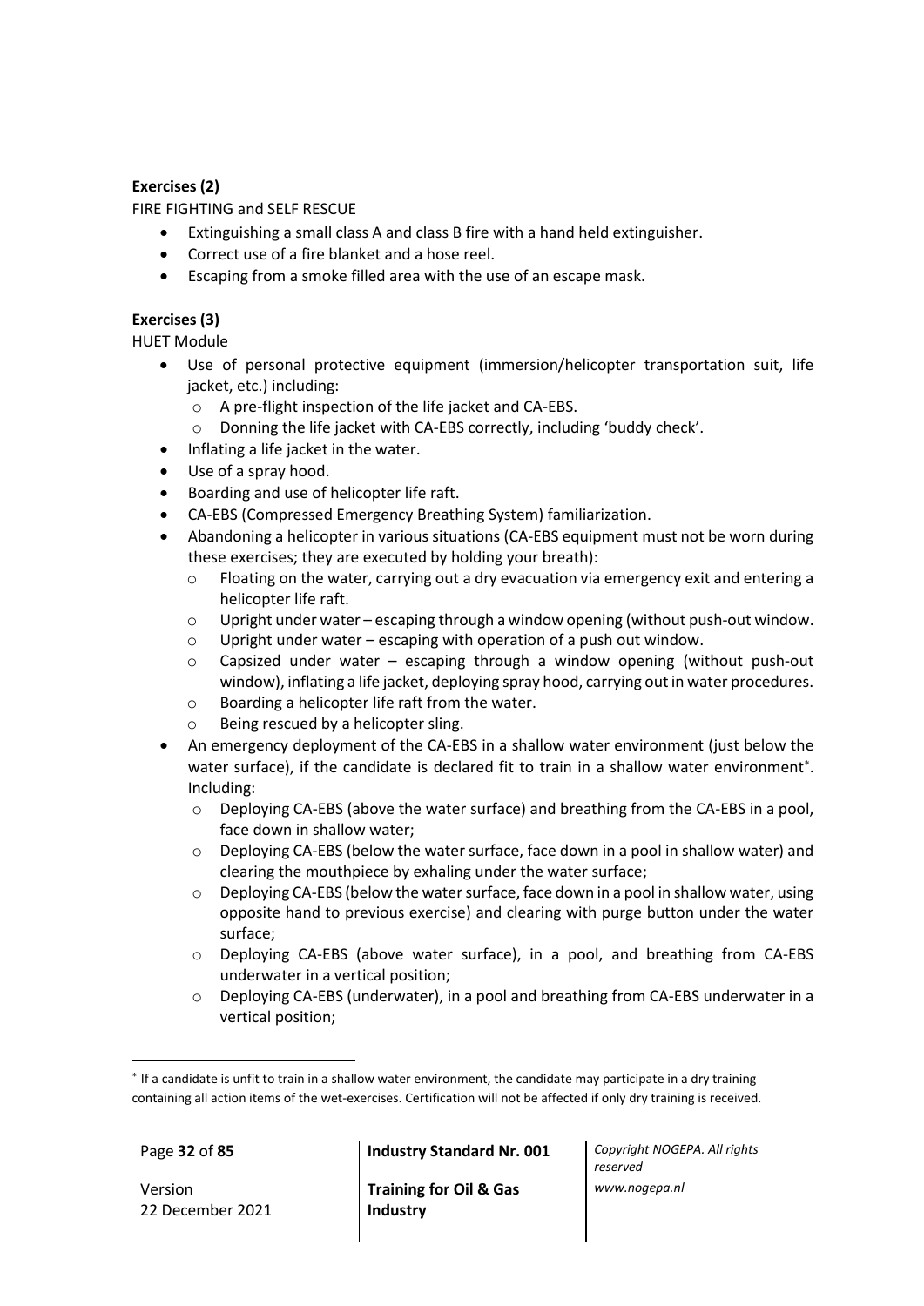**Exercises (2)**

FIRE FIGHTING and SELF RESCUE

- Extinguishing a small class A and class B fire with a hand held extinguisher.
- Correct use of a fire blanket and a hose reel.
- Escaping from a smoke filled area with the use of an escape mask.

**Exercises (3)**

HUET Module

- Use of personal protective equipment (immersion/helicopter transportation suit, life jacket, etc.) including:
  - A pre-flight inspection of the life jacket and CA-EBS.
  - Donning the life jacket with CA-EBS correctly, including 'buddy check'.
- Inflating a life jacket in the water.
- Use of a spray hood.
- Boarding and use of helicopter life raft.
- CA-EBS (Compressed Emergency Breathing System) familiarization.
- Abandoning a helicopter in various situations (CA-EBS equipment must not be worn during these exercises; they are executed by holding your breath):
  - Floating on the water, carrying out a dry evacuation via emergency exit and entering a helicopter life raft.
  - Upright under water – escaping through a window opening (without push-out window.
  - Upright under water – escaping with operation of a push out window.
  - Capsized under water – escaping through a window opening (without push-out window), inflating a life jacket, deploying spray hood, carrying out in water procedures.
  - Boarding a helicopter life raft from the water.
  - Being rescued by a helicopter sling.
- An emergency deployment of the CA-EBS in a shallow water environment (just below the water surface), if the candidate is declared fit to train in a shallow water environment[*]. Including:
  - Deploying CA-EBS (above the water surface) and breathing from the CA-EBS in a pool, face down in shallow water;
  - Deploying CA-EBS (below the water surface, face down in a pool in shallow water) and clearing the mouthpiece by exhaling under the water surface;
  - Deploying CA-EBS (below the water surface, face down in a pool in shallow water, using opposite hand to previous exercise) and clearing with purge button under the water surface;
  - Deploying CA-EBS (above water surface), in a pool, and breathing from CA-EBS underwater in a vertical position;
  - Deploying CA-EBS (underwater), in a pool and breathing from CA-EBS underwater in a vertical position;

[*] If a candidate is unfit to train in a shallow water environment, the candidate may participate in a dry training containing all action items of the wet-exercises. Certification will not be affected if only dry training is received.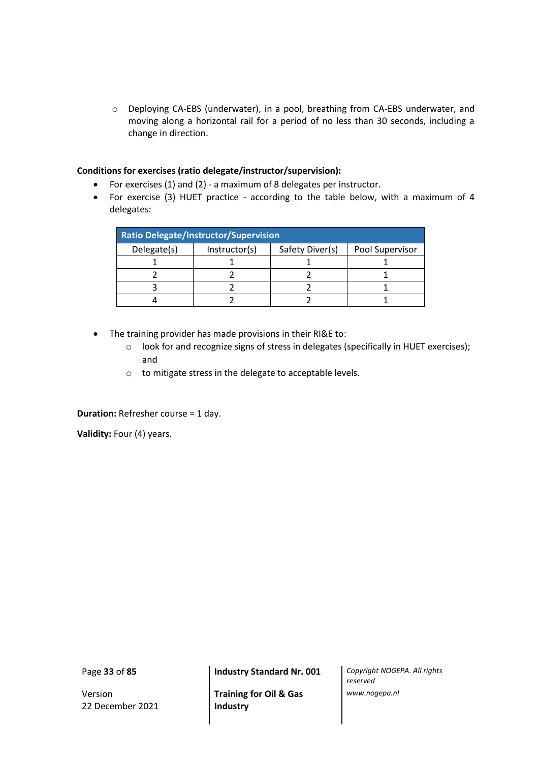- Deploying CA-EBS (underwater), in a pool, breathing from CA-EBS underwater, and moving along a horizontal rail for a period of no less than 30 seconds, including a change in direction.

**Conditions for exercises (ratio delegate/instructor/supervision):**

- For exercises (1) and (2) - a maximum of 8 delegates per instructor.
- For exercise (3) HUET practice - according to the table below, with a maximum of 4 delegates:

| Ratio Delegate/Instructor/Supervision | | | |
|---|---|---|---|
| Delegate(s) | Instructor(s) | Safety Diver(s) | Pool Supervisor |
| 1 | 1 | 1 | 1 |
| 2 | 2 | 2 | 1 |
| 3 | 2 | 2 | 1 |
| 4 | 2 | 2 | 1 |

- The training provider has made provisions in their RI&E to:
  - look for and recognize signs of stress in delegates (specifically in HUET exercises); and
  - to mitigate stress in the delegate to acceptable levels.

**Duration:** Refresher course = 1 day.

**Validity:** Four (4) years.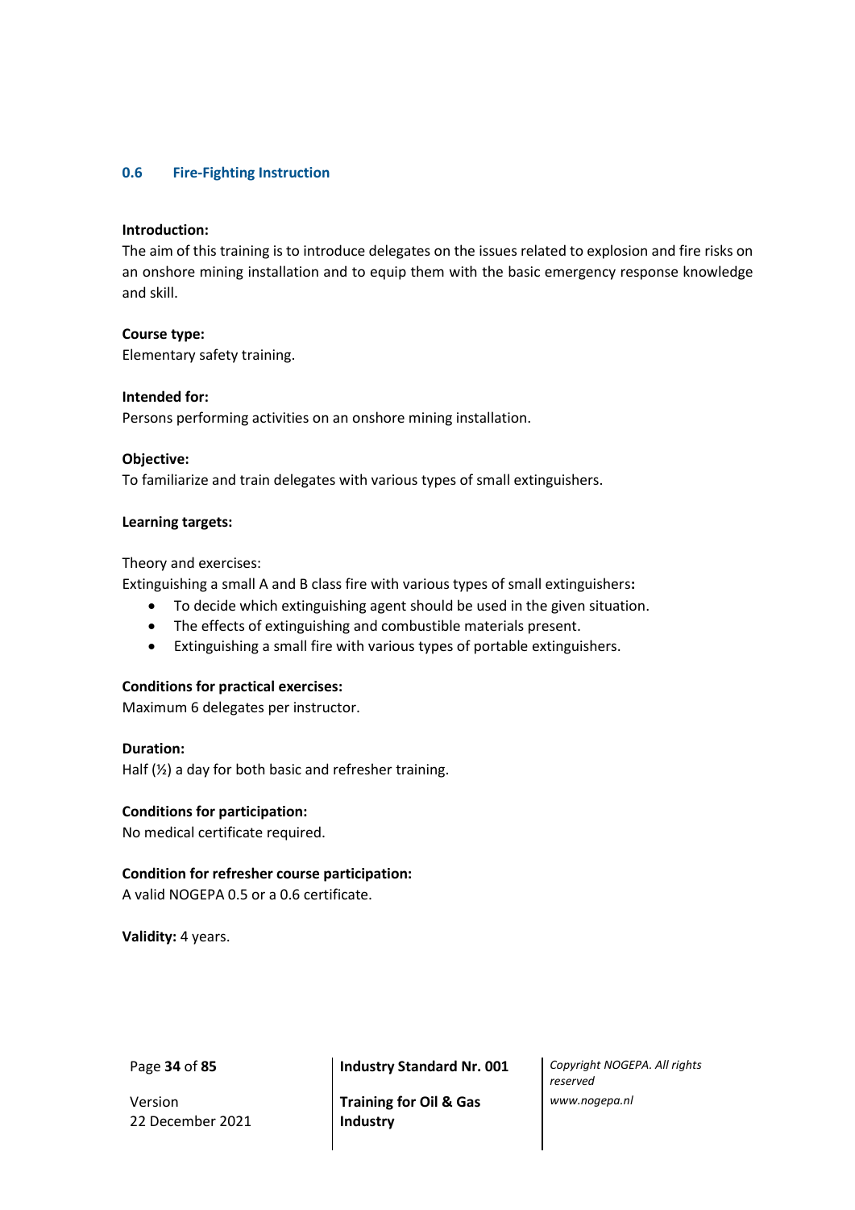### 0.6 Fire-Fighting Instruction

**Introduction:**
The aim of this training is to introduce delegates on the issues related to explosion and fire risks on an onshore mining installation and to equip them with the basic emergency response knowledge and skill.

**Course type:**
Elementary safety training.

**Intended for:**
Persons performing activities on an onshore mining installation.

**Objective:**
To familiarize and train delegates with various types of small extinguishers.

**Learning targets:**

Theory and exercises:
Extinguishing a small A and B class fire with various types of small extinguishers**:**

- To decide which extinguishing agent should be used in the given situation.
- The effects of extinguishing and combustible materials present.
- Extinguishing a small fire with various types of portable extinguishers.

**Conditions for practical exercises:**
Maximum 6 delegates per instructor.

**Duration:**
Half (½) a day for both basic and refresher training.

**Conditions for participation:**
No medical certificate required.

**Condition for refresher course participation:**
A valid NOGEPA 0.5 or a 0.6 certificate.

**Validity:** 4 years.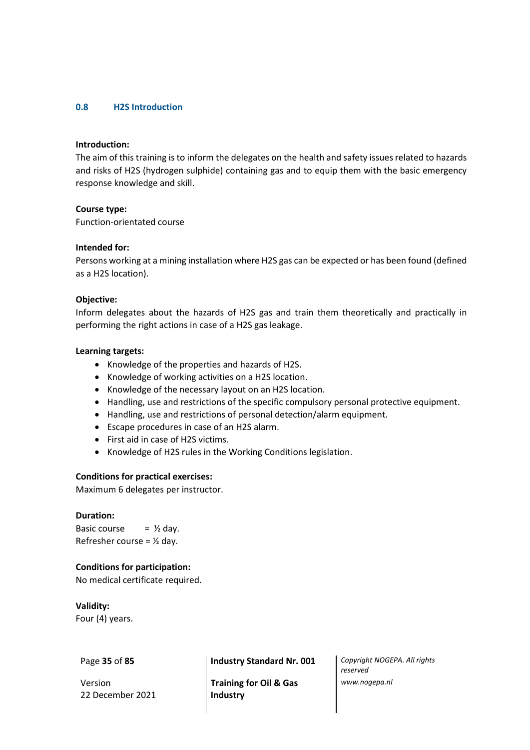## 0.8 H2S Introduction

**Introduction:**
The aim of this training is to inform the delegates on the health and safety issues related to hazards and risks of H2S (hydrogen sulphide) containing gas and to equip them with the basic emergency response knowledge and skill.

**Course type:**
Function-orientated course

**Intended for:**
Persons working at a mining installation where H2S gas can be expected or has been found (defined as a H2S location).

**Objective:**
Inform delegates about the hazards of H2S gas and train them theoretically and practically in performing the right actions in case of a H2S gas leakage.

**Learning targets:**

- Knowledge of the properties and hazards of H2S.
- Knowledge of working activities on a H2S location.
- Knowledge of the necessary layout on an H2S location.
- Handling, use and restrictions of the specific compulsory personal protective equipment.
- Handling, use and restrictions of personal detection/alarm equipment.
- Escape procedures in case of an H2S alarm.
- First aid in case of H2S victims.
- Knowledge of H2S rules in the Working Conditions legislation.

**Conditions for practical exercises:**
Maximum 6 delegates per instructor.

**Duration:**
Basic course = ½ day.
Refresher course = ½ day.

**Conditions for participation:**
No medical certificate required.

**Validity:**
Four (4) years.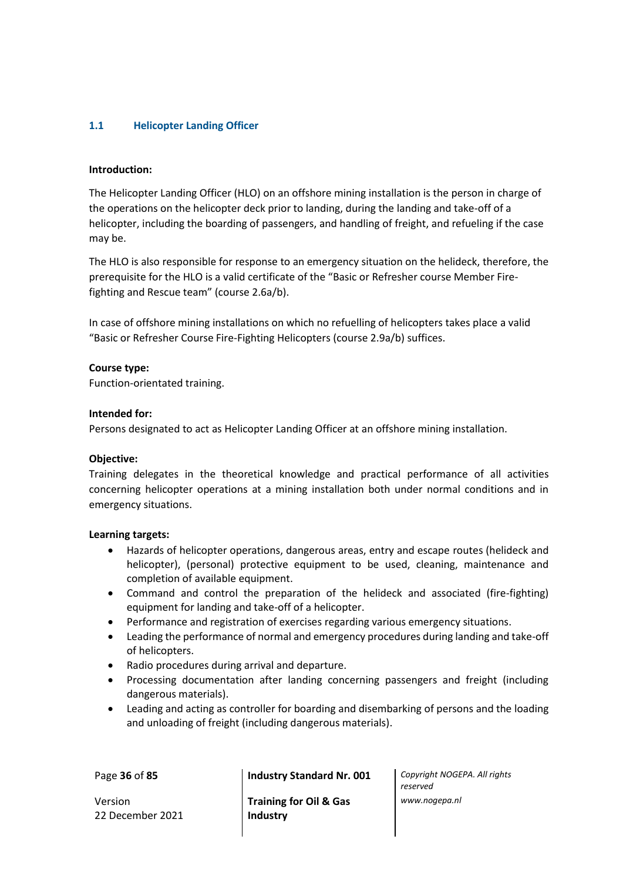### 1.1 Helicopter Landing Officer

**Introduction:**

The Helicopter Landing Officer (HLO) on an offshore mining installation is the person in charge of the operations on the helicopter deck prior to landing, during the landing and take-off of a helicopter, including the boarding of passengers, and handling of freight, and refueling if the case may be.

The HLO is also responsible for response to an emergency situation on the helideck, therefore, the prerequisite for the HLO is a valid certificate of the "Basic or Refresher course Member Fire-fighting and Rescue team" (course 2.6a/b).

In case of offshore mining installations on which no refuelling of helicopters takes place a valid "Basic or Refresher Course Fire-Fighting Helicopters (course 2.9a/b) suffices.

**Course type:**
Function-orientated training.

**Intended for:**
Persons designated to act as Helicopter Landing Officer at an offshore mining installation.

**Objective:**
Training delegates in the theoretical knowledge and practical performance of all activities concerning helicopter operations at a mining installation both under normal conditions and in emergency situations.

**Learning targets:**

- Hazards of helicopter operations, dangerous areas, entry and escape routes (helideck and helicopter), (personal) protective equipment to be used, cleaning, maintenance and completion of available equipment.
- Command and control the preparation of the helideck and associated (fire-fighting) equipment for landing and take-off of a helicopter.
- Performance and registration of exercises regarding various emergency situations.
- Leading the performance of normal and emergency procedures during landing and take-off of helicopters.
- Radio procedures during arrival and departure.
- Processing documentation after landing concerning passengers and freight (including dangerous materials).
- Leading and acting as controller for boarding and disembarking of persons and the loading and unloading of freight (including dangerous materials).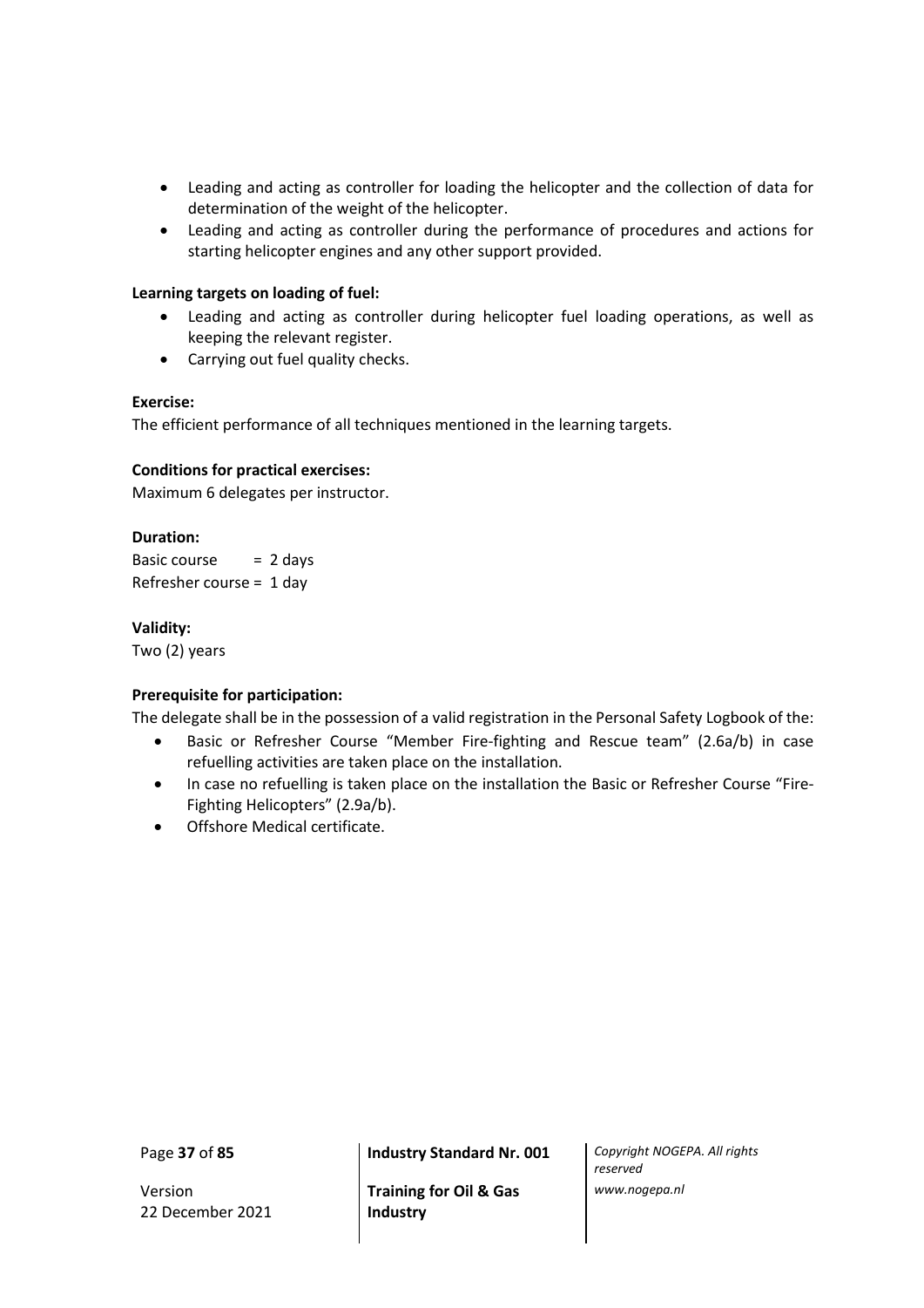- Leading and acting as controller for loading the helicopter and the collection of data for determination of the weight of the helicopter.
- Leading and acting as controller during the performance of procedures and actions for starting helicopter engines and any other support provided.

**Learning targets on loading of fuel:**

- Leading and acting as controller during helicopter fuel loading operations, as well as keeping the relevant register.
- Carrying out fuel quality checks.

**Exercise:**

The efficient performance of all techniques mentioned in the learning targets.

**Conditions for practical exercises:**

Maximum 6 delegates per instructor.

**Duration:**

Basic course = 2 days
Refresher course = 1 day

**Validity:**

Two (2) years

**Prerequisite for participation:**

The delegate shall be in the possession of a valid registration in the Personal Safety Logbook of the:

- Basic or Refresher Course "Member Fire-fighting and Rescue team" (2.6a/b) in case refuelling activities are taken place on the installation.
- In case no refuelling is taken place on the installation the Basic or Refresher Course "Fire-Fighting Helicopters" (2.9a/b).
- Offshore Medical certificate.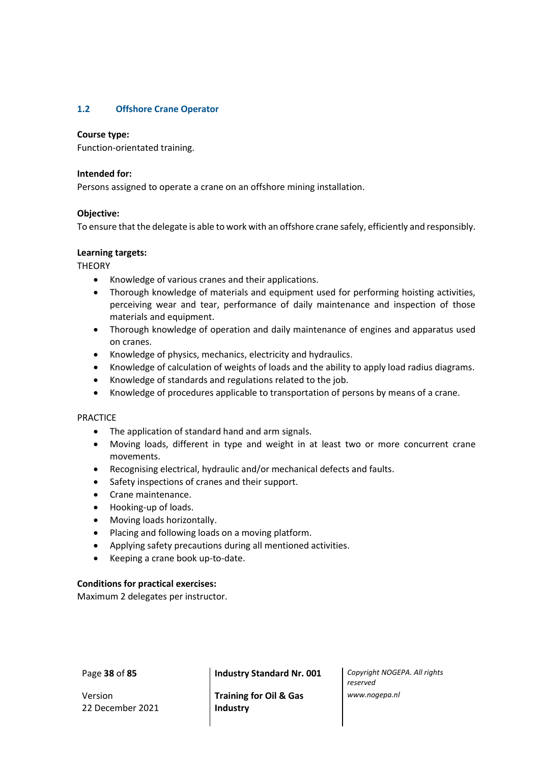## 1.2 Offshore Crane Operator

**Course type:**
Function-orientated training.

**Intended for:**
Persons assigned to operate a crane on an offshore mining installation.

**Objective:**
To ensure that the delegate is able to work with an offshore crane safely, efficiently and responsibly.

**Learning targets:**

THEORY

- Knowledge of various cranes and their applications.
- Thorough knowledge of materials and equipment used for performing hoisting activities, perceiving wear and tear, performance of daily maintenance and inspection of those materials and equipment.
- Thorough knowledge of operation and daily maintenance of engines and apparatus used on cranes.
- Knowledge of physics, mechanics, electricity and hydraulics.
- Knowledge of calculation of weights of loads and the ability to apply load radius diagrams.
- Knowledge of standards and regulations related to the job.
- Knowledge of procedures applicable to transportation of persons by means of a crane.

PRACTICE

- The application of standard hand and arm signals.
- Moving loads, different in type and weight in at least two or more concurrent crane movements.
- Recognising electrical, hydraulic and/or mechanical defects and faults.
- Safety inspections of cranes and their support.
- Crane maintenance.
- Hooking-up of loads.
- Moving loads horizontally.
- Placing and following loads on a moving platform.
- Applying safety precautions during all mentioned activities.
- Keeping a crane book up-to-date.

**Conditions for practical exercises:**
Maximum 2 delegates per instructor.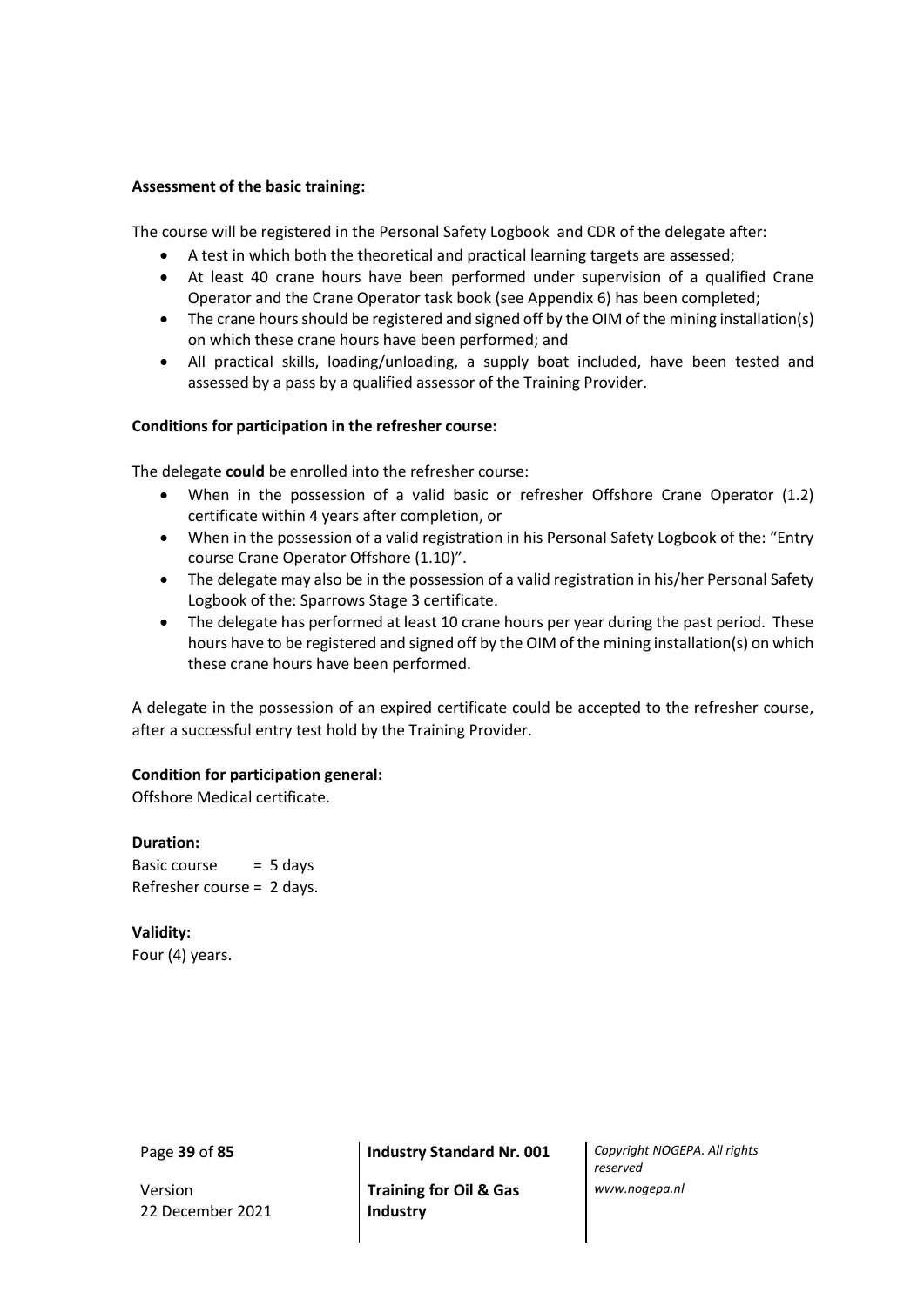**Assessment of the basic training:**

The course will be registered in the Personal Safety Logbook and CDR of the delegate after:

- A test in which both the theoretical and practical learning targets are assessed;
- At least 40 crane hours have been performed under supervision of a qualified Crane Operator and the Crane Operator task book (see Appendix 6) has been completed;
- The crane hours should be registered and signed off by the OIM of the mining installation(s) on which these crane hours have been performed; and
- All practical skills, loading/unloading, a supply boat included, have been tested and assessed by a pass by a qualified assessor of the Training Provider.

**Conditions for participation in the refresher course:**

The delegate **could** be enrolled into the refresher course:

- When in the possession of a valid basic or refresher Offshore Crane Operator (1.2) certificate within 4 years after completion, or
- When in the possession of a valid registration in his Personal Safety Logbook of the: "Entry course Crane Operator Offshore (1.10)".
- The delegate may also be in the possession of a valid registration in his/her Personal Safety Logbook of the: Sparrows Stage 3 certificate.
- The delegate has performed at least 10 crane hours per year during the past period. These hours have to be registered and signed off by the OIM of the mining installation(s) on which these crane hours have been performed.

A delegate in the possession of an expired certificate could be accepted to the refresher course, after a successful entry test hold by the Training Provider.

**Condition for participation general:**

Offshore Medical certificate.

**Duration:**

Basic course = 5 days
Refresher course = 2 days.

**Validity:**

Four (4) years.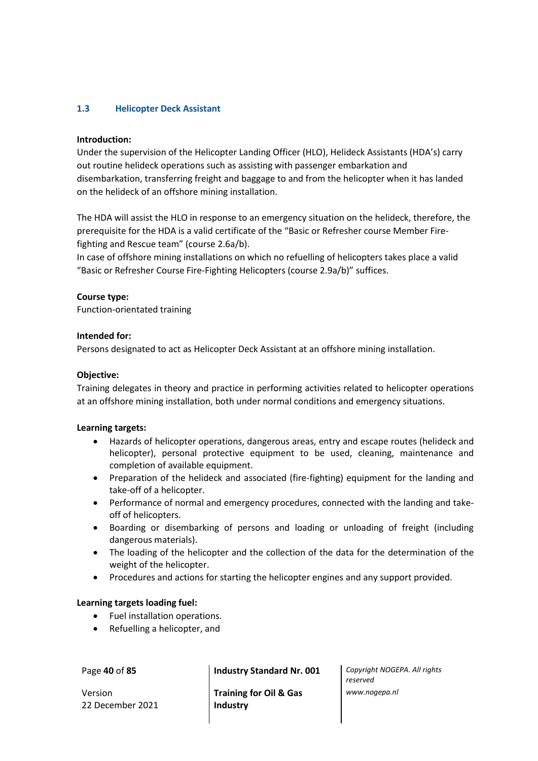### 1.3 Helicopter Deck Assistant

**Introduction:**

Under the supervision of the Helicopter Landing Officer (HLO), Helideck Assistants (HDA's) carry out routine helideck operations such as assisting with passenger embarkation and disembarkation, transferring freight and baggage to and from the helicopter when it has landed on the helideck of an offshore mining installation.

The HDA will assist the HLO in response to an emergency situation on the helideck, therefore, the prerequisite for the HDA is a valid certificate of the "Basic or Refresher course Member Fire-fighting and Rescue team" (course 2.6a/b).
In case of offshore mining installations on which no refuelling of helicopters takes place a valid "Basic or Refresher Course Fire-Fighting Helicopters (course 2.9a/b)" suffices.

**Course type:**

Function-orientated training

**Intended for:**

Persons designated to act as Helicopter Deck Assistant at an offshore mining installation.

**Objective:**

Training delegates in theory and practice in performing activities related to helicopter operations at an offshore mining installation, both under normal conditions and emergency situations.

**Learning targets:**

- Hazards of helicopter operations, dangerous areas, entry and escape routes (helideck and helicopter), personal protective equipment to be used, cleaning, maintenance and completion of available equipment.
- Preparation of the helideck and associated (fire-fighting) equipment for the landing and take-off of a helicopter.
- Performance of normal and emergency procedures, connected with the landing and take-off of helicopters.
- Boarding or disembarking of persons and loading or unloading of freight (including dangerous materials).
- The loading of the helicopter and the collection of the data for the determination of the weight of the helicopter.
- Procedures and actions for starting the helicopter engines and any support provided.

**Learning targets loading fuel:**

- Fuel installation operations.
- Refuelling a helicopter, and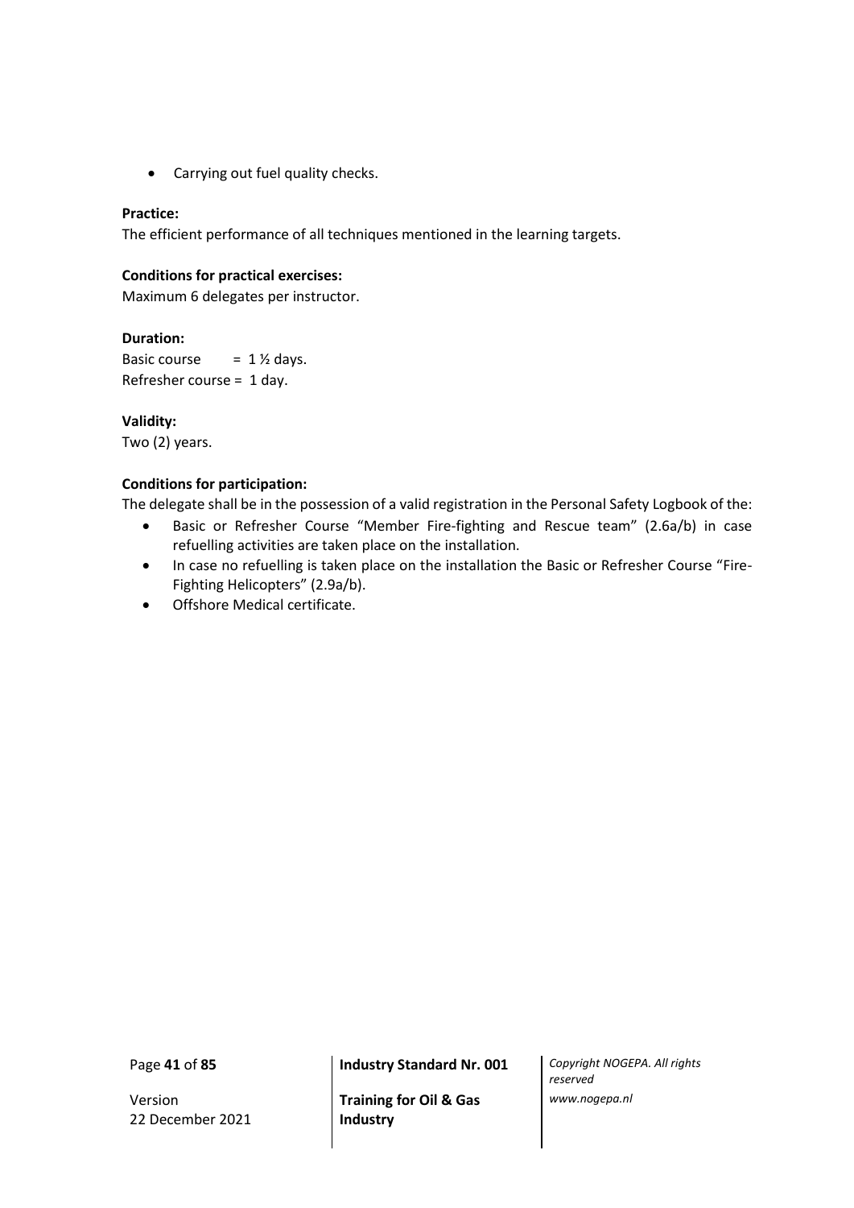- Carrying out fuel quality checks.

**Practice:**
The efficient performance of all techniques mentioned in the learning targets.

**Conditions for practical exercises:**
Maximum 6 delegates per instructor.

**Duration:**
Basic course = 1 ½ days.
Refresher course = 1 day.

**Validity:**
Two (2) years.

**Conditions for participation:**
The delegate shall be in the possession of a valid registration in the Personal Safety Logbook of the:

- Basic or Refresher Course "Member Fire-fighting and Rescue team" (2.6a/b) in case refuelling activities are taken place on the installation.
- In case no refuelling is taken place on the installation the Basic or Refresher Course "Fire-Fighting Helicopters" (2.9a/b).
- Offshore Medical certificate.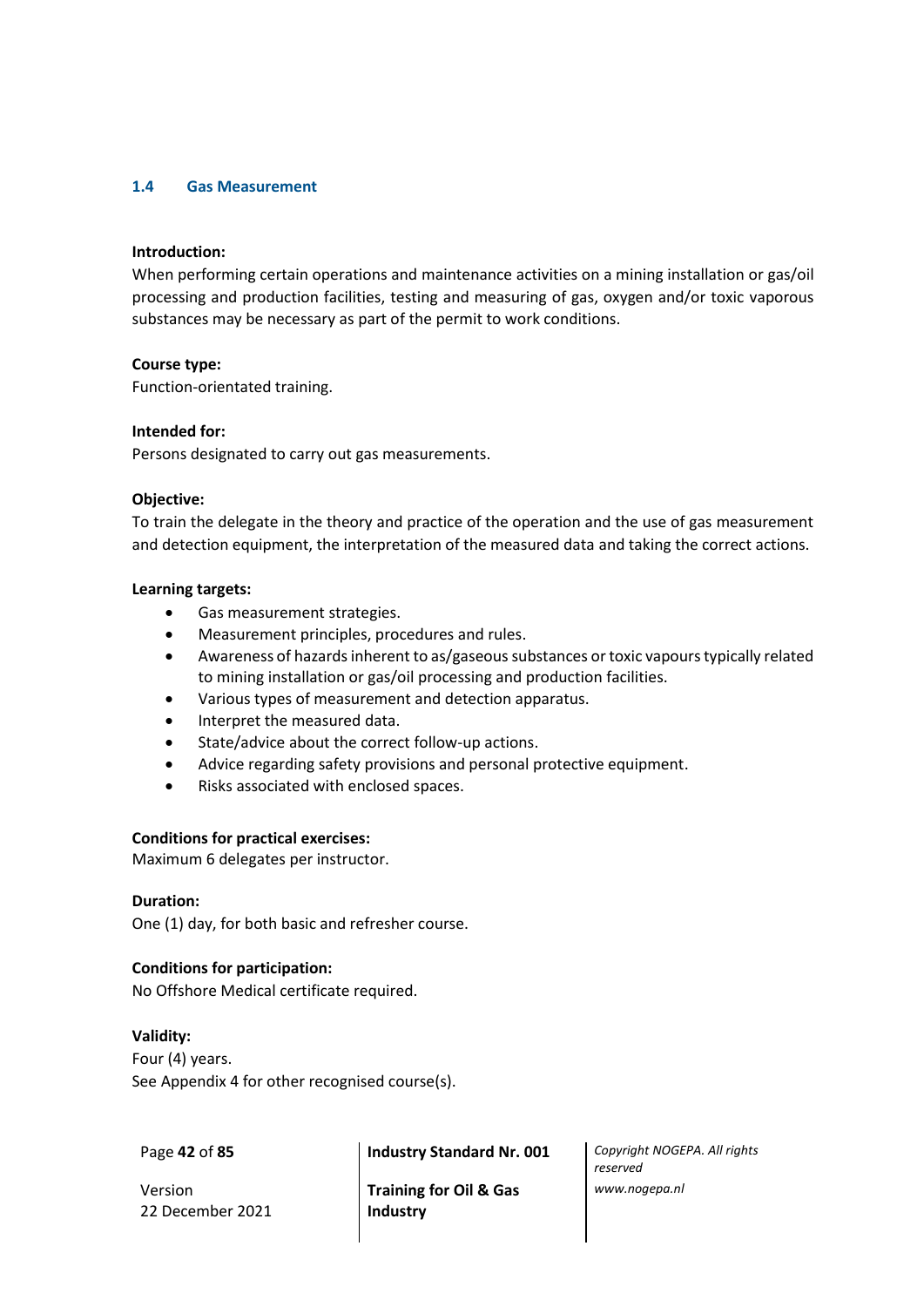### 1.4 Gas Measurement

**Introduction:**
When performing certain operations and maintenance activities on a mining installation or gas/oil processing and production facilities, testing and measuring of gas, oxygen and/or toxic vaporous substances may be necessary as part of the permit to work conditions.

**Course type:**
Function-orientated training.

**Intended for:**
Persons designated to carry out gas measurements.

**Objective:**
To train the delegate in the theory and practice of the operation and the use of gas measurement and detection equipment, the interpretation of the measured data and taking the correct actions.

**Learning targets:**

- Gas measurement strategies.
- Measurement principles, procedures and rules.
- Awareness of hazards inherent to as/gaseous substances or toxic vapours typically related to mining installation or gas/oil processing and production facilities.
- Various types of measurement and detection apparatus.
- Interpret the measured data.
- State/advice about the correct follow-up actions.
- Advice regarding safety provisions and personal protective equipment.
- Risks associated with enclosed spaces.

**Conditions for practical exercises:**
Maximum 6 delegates per instructor.

**Duration:**
One (1) day, for both basic and refresher course.

**Conditions for participation:**
No Offshore Medical certificate required.

**Validity:**
Four (4) years.
See Appendix 4 for other recognised course(s).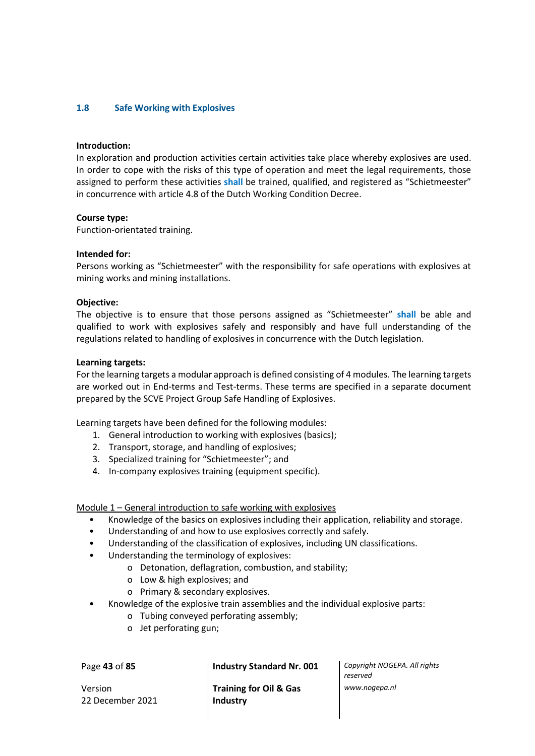## 1.8 Safe Working with Explosives

**Introduction:**

In exploration and production activities certain activities take place whereby explosives are used. In order to cope with the risks of this type of operation and meet the legal requirements, those assigned to perform these activities **shall** be trained, qualified, and registered as "Schietmeester" in concurrence with article 4.8 of the Dutch Working Condition Decree.

**Course type:**

Function-orientated training.

**Intended for:**

Persons working as "Schietmeester" with the responsibility for safe operations with explosives at mining works and mining installations.

**Objective:**

The objective is to ensure that those persons assigned as "Schietmeester" **shall** be able and qualified to work with explosives safely and responsibly and have full understanding of the regulations related to handling of explosives in concurrence with the Dutch legislation.

**Learning targets:**

For the learning targets a modular approach is defined consisting of 4 modules. The learning targets are worked out in End-terms and Test-terms. These terms are specified in a separate document prepared by the SCVE Project Group Safe Handling of Explosives.

Learning targets have been defined for the following modules:

1. General introduction to working with explosives (basics);
2. Transport, storage, and handling of explosives;
3. Specialized training for "Schietmeester"; and
4. In-company explosives training (equipment specific).

<u>Module 1 – General introduction to safe working with explosives</u>

- Knowledge of the basics on explosives including their application, reliability and storage.
- Understanding of and how to use explosives correctly and safely.
- Understanding of the classification of explosives, including UN classifications.
- Understanding the terminology of explosives:
  - Detonation, deflagration, combustion, and stability;
  - Low & high explosives; and
  - Primary & secondary explosives.
- Knowledge of the explosive train assemblies and the individual explosive parts:
  - Tubing conveyed perforating assembly;
  - Jet perforating gun;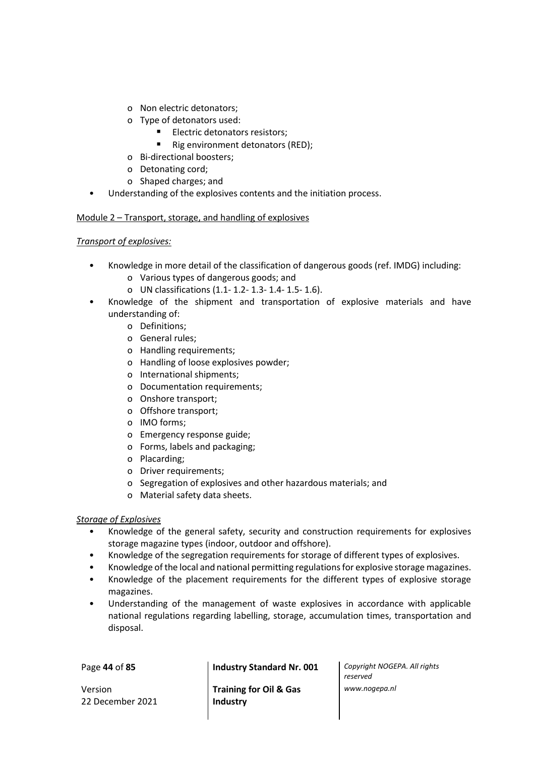- Non electric detonators;
    - Type of detonators used:
        - Electric detonators resistors;
        - Rig environment detonators (RED);
    - Bi-directional boosters;
    - Detonating cord;
    - Shaped charges; and
- Understanding of the explosives contents and the initiation process.

<u>Module 2 – Transport, storage, and handling of explosives</u>

*<u>Transport of explosives:</u>*

- Knowledge in more detail of the classification of dangerous goods (ref. IMDG) including:
    - Various types of dangerous goods; and
    - UN classifications (1.1- 1.2- 1.3- 1.4- 1.5- 1.6).
- Knowledge of the shipment and transportation of explosive materials and have understanding of:
    - Definitions;
    - General rules;
    - Handling requirements;
    - Handling of loose explosives powder;
    - International shipments;
    - Documentation requirements;
    - Onshore transport;
    - Offshore transport;
    - IMO forms;
    - Emergency response guide;
    - Forms, labels and packaging;
    - Placarding;
    - Driver requirements;
    - Segregation of explosives and other hazardous materials; and
    - Material safety data sheets.

*<u>Storage of Explosives</u>*

- Knowledge of the general safety, security and construction requirements for explosives storage magazine types (indoor, outdoor and offshore).
- Knowledge of the segregation requirements for storage of different types of explosives.
- Knowledge of the local and national permitting regulations for explosive storage magazines.
- Knowledge of the placement requirements for the different types of explosive storage magazines.
- Understanding of the management of waste explosives in accordance with applicable national regulations regarding labelling, storage, accumulation times, transportation and disposal.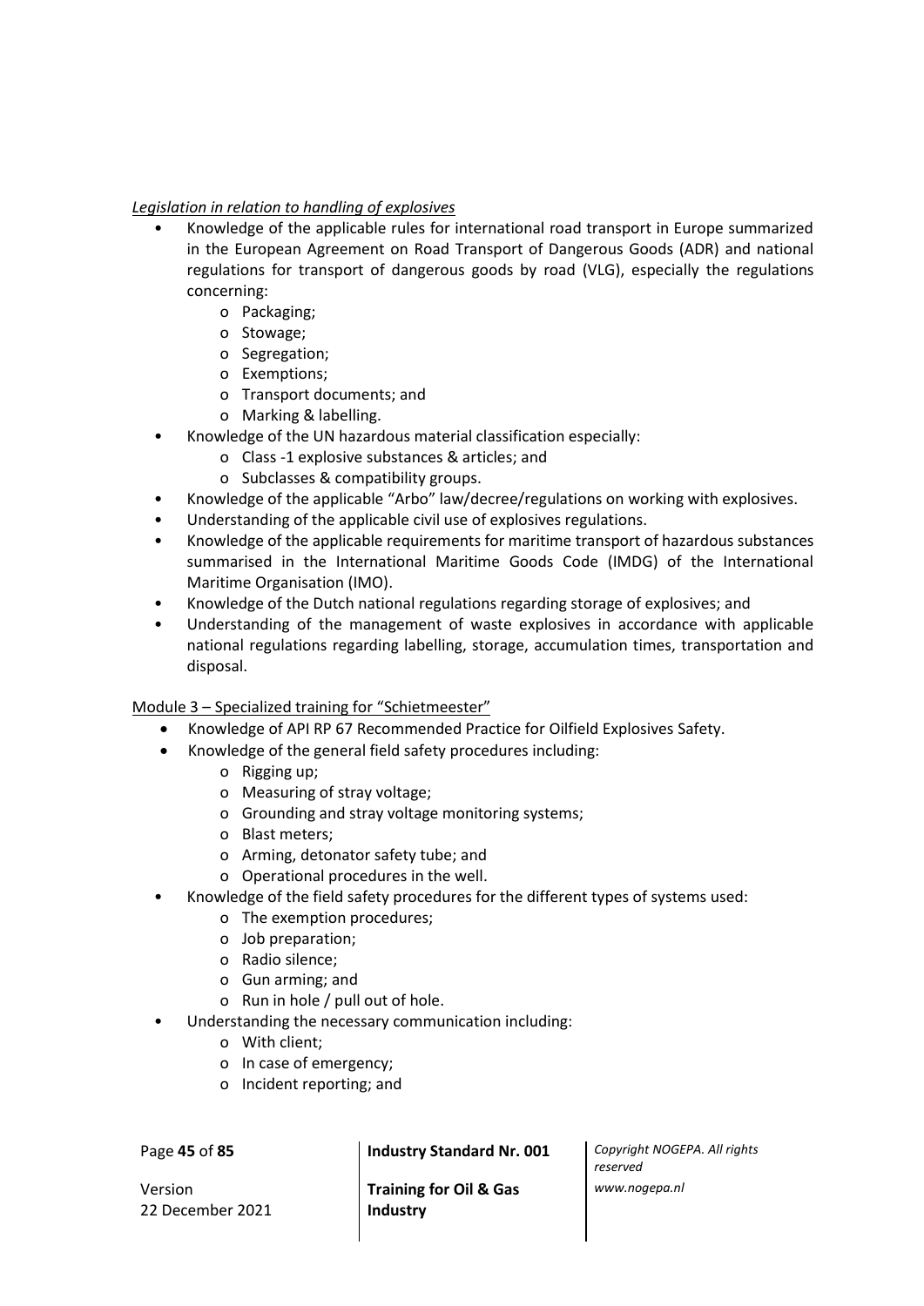*Legislation in relation to handling of explosives*

- Knowledge of the applicable rules for international road transport in Europe summarized in the European Agreement on Road Transport of Dangerous Goods (ADR) and national regulations for transport of dangerous goods by road (VLG), especially the regulations concerning:
  - Packaging;
  - Stowage;
  - Segregation;
  - Exemptions;
  - Transport documents; and
  - Marking & labelling.
- Knowledge of the UN hazardous material classification especially:
  - Class -1 explosive substances & articles; and
  - Subclasses & compatibility groups.
- Knowledge of the applicable "Arbo" law/decree/regulations on working with explosives.
- Understanding of the applicable civil use of explosives regulations.
- Knowledge of the applicable requirements for maritime transport of hazardous substances summarised in the International Maritime Goods Code (IMDG) of the International Maritime Organisation (IMO).
- Knowledge of the Dutch national regulations regarding storage of explosives; and
- Understanding of the management of waste explosives in accordance with applicable national regulations regarding labelling, storage, accumulation times, transportation and disposal.

Module 3 – Specialized training for "Schietmeester"

- Knowledge of API RP 67 Recommended Practice for Oilfield Explosives Safety.
- Knowledge of the general field safety procedures including:
  - Rigging up;
  - Measuring of stray voltage;
  - Grounding and stray voltage monitoring systems;
  - Blast meters;
  - Arming, detonator safety tube; and
  - Operational procedures in the well.
- Knowledge of the field safety procedures for the different types of systems used:
  - The exemption procedures;
  - Job preparation;
  - Radio silence;
  - Gun arming; and
  - Run in hole / pull out of hole.
- Understanding the necessary communication including:
  - With client;
  - In case of emergency;
  - Incident reporting; and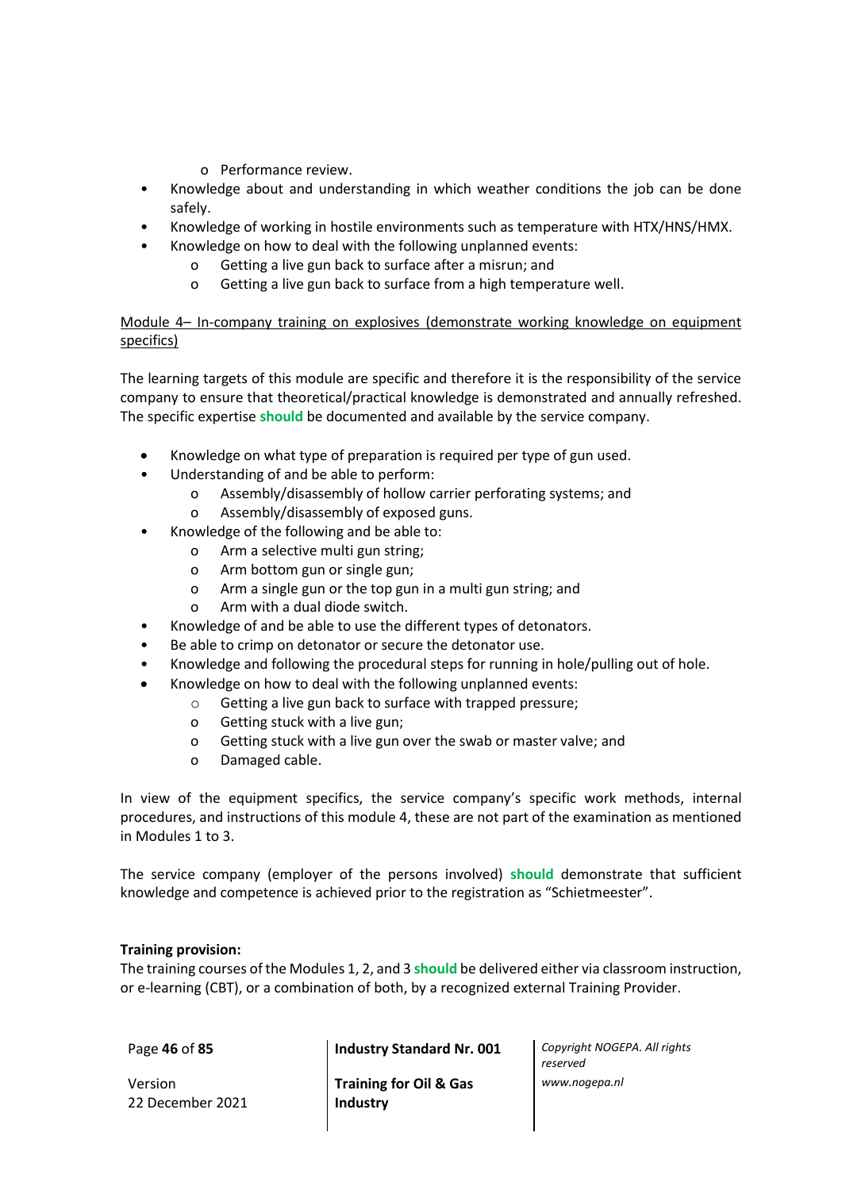- Performance review.
- Knowledge about and understanding in which weather conditions the job can be done safely.
- Knowledge of working in hostile environments such as temperature with HTX/HNS/HMX.
- Knowledge on how to deal with the following unplanned events:
   - Getting a live gun back to surface after a misrun; and
   - Getting a live gun back to surface from a high temperature well.

<u>Module 4– In-company training on explosives (demonstrate working knowledge on equipment specifics)</u>

The learning targets of this module are specific and therefore it is the responsibility of the service company to ensure that theoretical/practical knowledge is demonstrated and annually refreshed. The specific expertise **should** be documented and available by the service company.

- Knowledge on what type of preparation is required per type of gun used.
- Understanding of and be able to perform:
   - Assembly/disassembly of hollow carrier perforating systems; and
   - Assembly/disassembly of exposed guns.
- Knowledge of the following and be able to:
   - Arm a selective multi gun string;
   - Arm bottom gun or single gun;
   - Arm a single gun or the top gun in a multi gun string; and
   - Arm with a dual diode switch.
- Knowledge of and be able to use the different types of detonators.
- Be able to crimp on detonator or secure the detonator use.
- Knowledge and following the procedural steps for running in hole/pulling out of hole.
- Knowledge on how to deal with the following unplanned events:
   - Getting a live gun back to surface with trapped pressure;
   - Getting stuck with a live gun;
   - Getting stuck with a live gun over the swab or master valve; and
   - Damaged cable.

In view of the equipment specifics, the service company's specific work methods, internal procedures, and instructions of this module 4, these are not part of the examination as mentioned in Modules 1 to 3.

The service company (employer of the persons involved) **should** demonstrate that sufficient knowledge and competence is achieved prior to the registration as "Schietmeester".

**Training provision:**
The training courses of the Modules 1, 2, and 3 **should** be delivered either via classroom instruction, or e-learning (CBT), or a combination of both, by a recognized external Training Provider.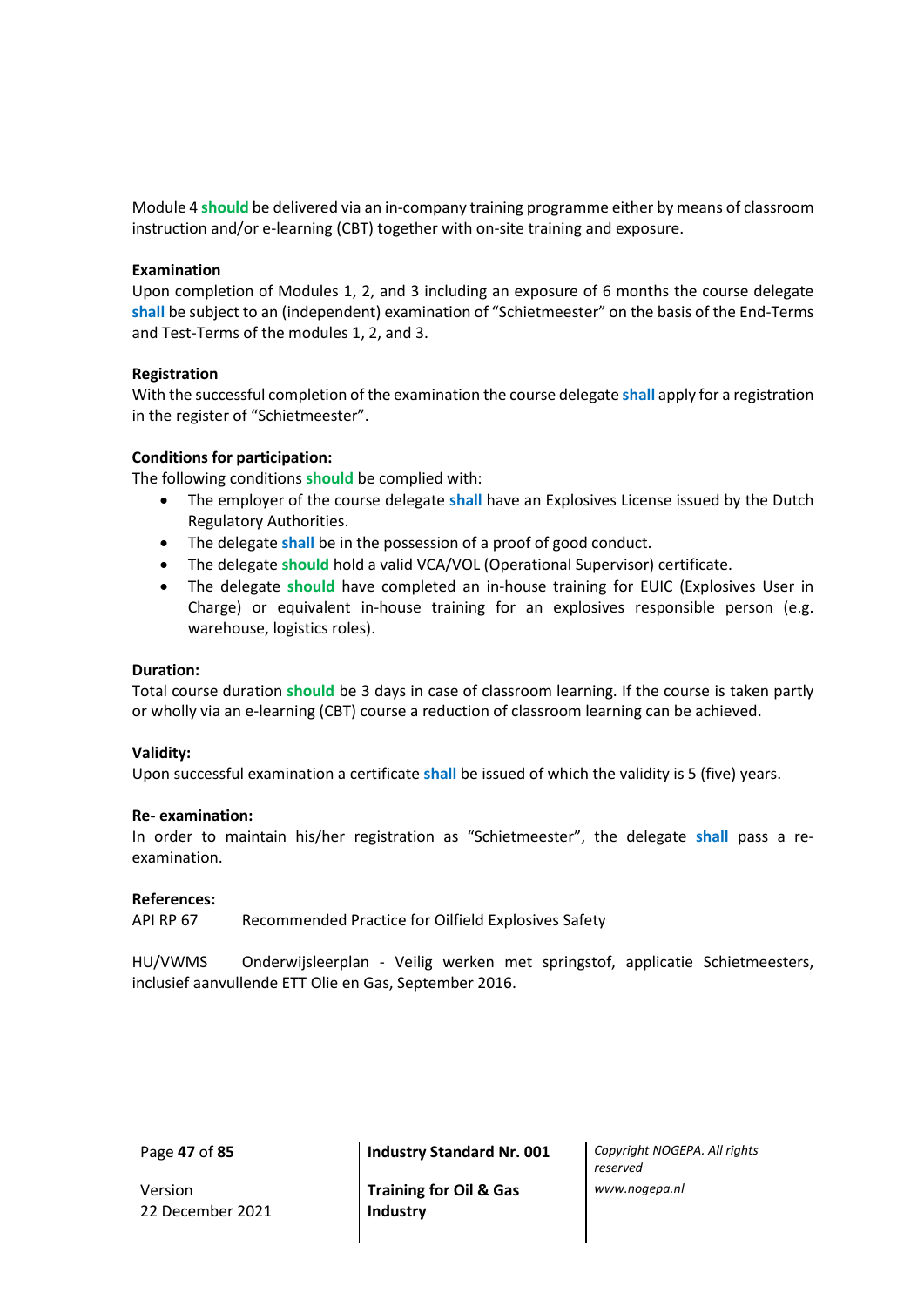Module 4 **should** be delivered via an in-company training programme either by means of classroom instruction and/or e-learning (CBT) together with on-site training and exposure.

**Examination**

Upon completion of Modules 1, 2, and 3 including an exposure of 6 months the course delegate **shall** be subject to an (independent) examination of "Schietmeester" on the basis of the End-Terms and Test-Terms of the modules 1, 2, and 3.

**Registration**

With the successful completion of the examination the course delegate **shall** apply for a registration in the register of "Schietmeester".

**Conditions for participation:**

The following conditions **should** be complied with:

- The employer of the course delegate **shall** have an Explosives License issued by the Dutch Regulatory Authorities.
- The delegate **shall** be in the possession of a proof of good conduct.
- The delegate **should** hold a valid VCA/VOL (Operational Supervisor) certificate.
- The delegate **should** have completed an in-house training for EUIC (Explosives User in Charge) or equivalent in-house training for an explosives responsible person (e.g. warehouse, logistics roles).

**Duration:**

Total course duration **should** be 3 days in case of classroom learning. If the course is taken partly or wholly via an e-learning (CBT) course a reduction of classroom learning can be achieved.

**Validity:**

Upon successful examination a certificate **shall** be issued of which the validity is 5 (five) years.

**Re- examination:**

In order to maintain his/her registration as "Schietmeester", the delegate **shall** pass a re-examination.

**References:**

API RP 67 Recommended Practice for Oilfield Explosives Safety

HU/VWMS Onderwijsleerplan - Veilig werken met springstof, applicatie Schietmeesters, inclusief aanvullende ETT Olie en Gas, September 2016.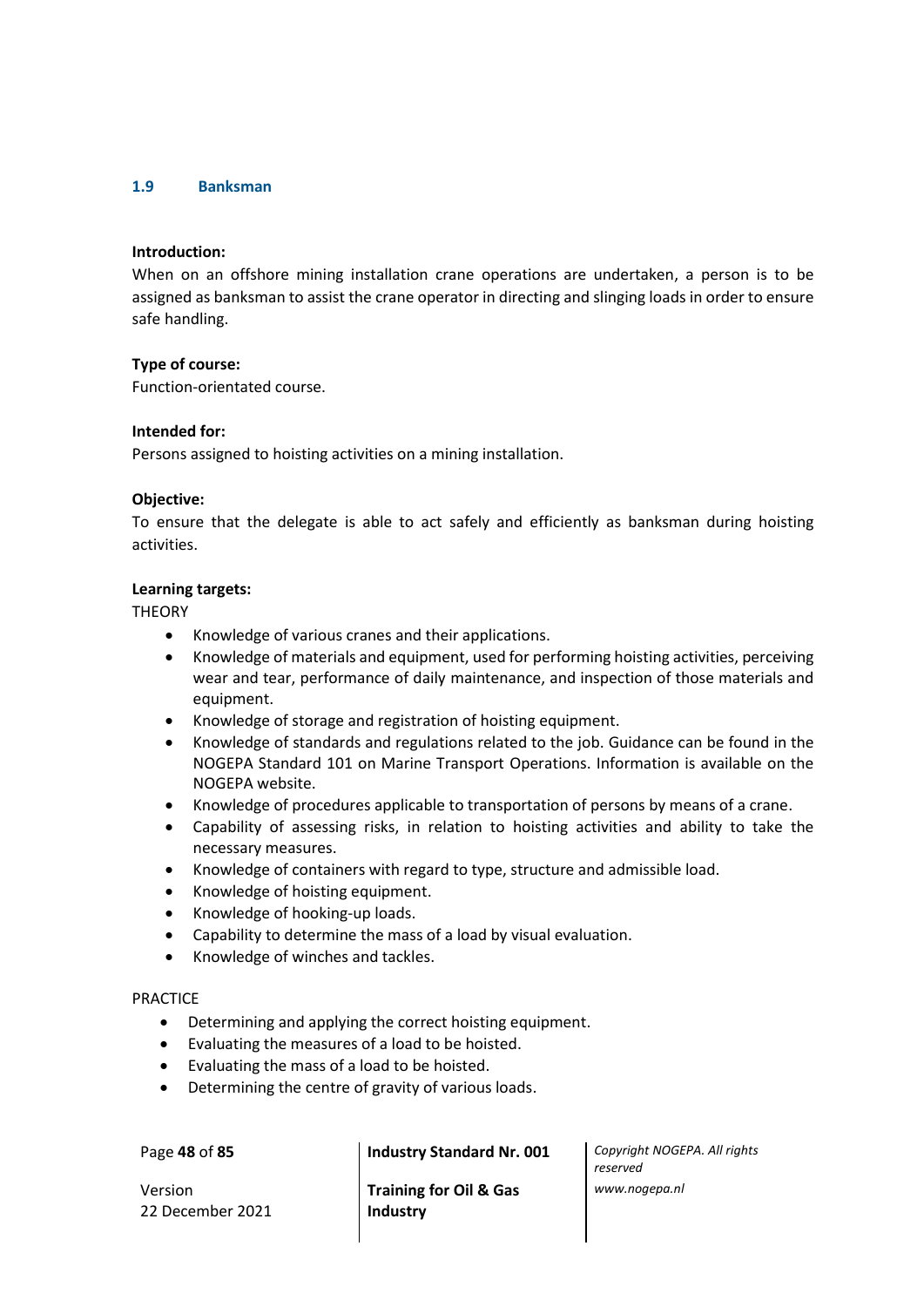### 1.9 Banksman

**Introduction:**
When on an offshore mining installation crane operations are undertaken, a person is to be assigned as banksman to assist the crane operator in directing and slinging loads in order to ensure safe handling.

**Type of course:**
Function-orientated course.

**Intended for:**
Persons assigned to hoisting activities on a mining installation.

**Objective:**
To ensure that the delegate is able to act safely and efficiently as banksman during hoisting activities.

**Learning targets:**
THEORY

- Knowledge of various cranes and their applications.
- Knowledge of materials and equipment, used for performing hoisting activities, perceiving wear and tear, performance of daily maintenance, and inspection of those materials and equipment.
- Knowledge of storage and registration of hoisting equipment.
- Knowledge of standards and regulations related to the job. Guidance can be found in the NOGEPA Standard 101 on Marine Transport Operations. Information is available on the NOGEPA website.
- Knowledge of procedures applicable to transportation of persons by means of a crane.
- Capability of assessing risks, in relation to hoisting activities and ability to take the necessary measures.
- Knowledge of containers with regard to type, structure and admissible load.
- Knowledge of hoisting equipment.
- Knowledge of hooking-up loads.
- Capability to determine the mass of a load by visual evaluation.
- Knowledge of winches and tackles.

PRACTICE

- Determining and applying the correct hoisting equipment.
- Evaluating the measures of a load to be hoisted.
- Evaluating the mass of a load to be hoisted.
- Determining the centre of gravity of various loads.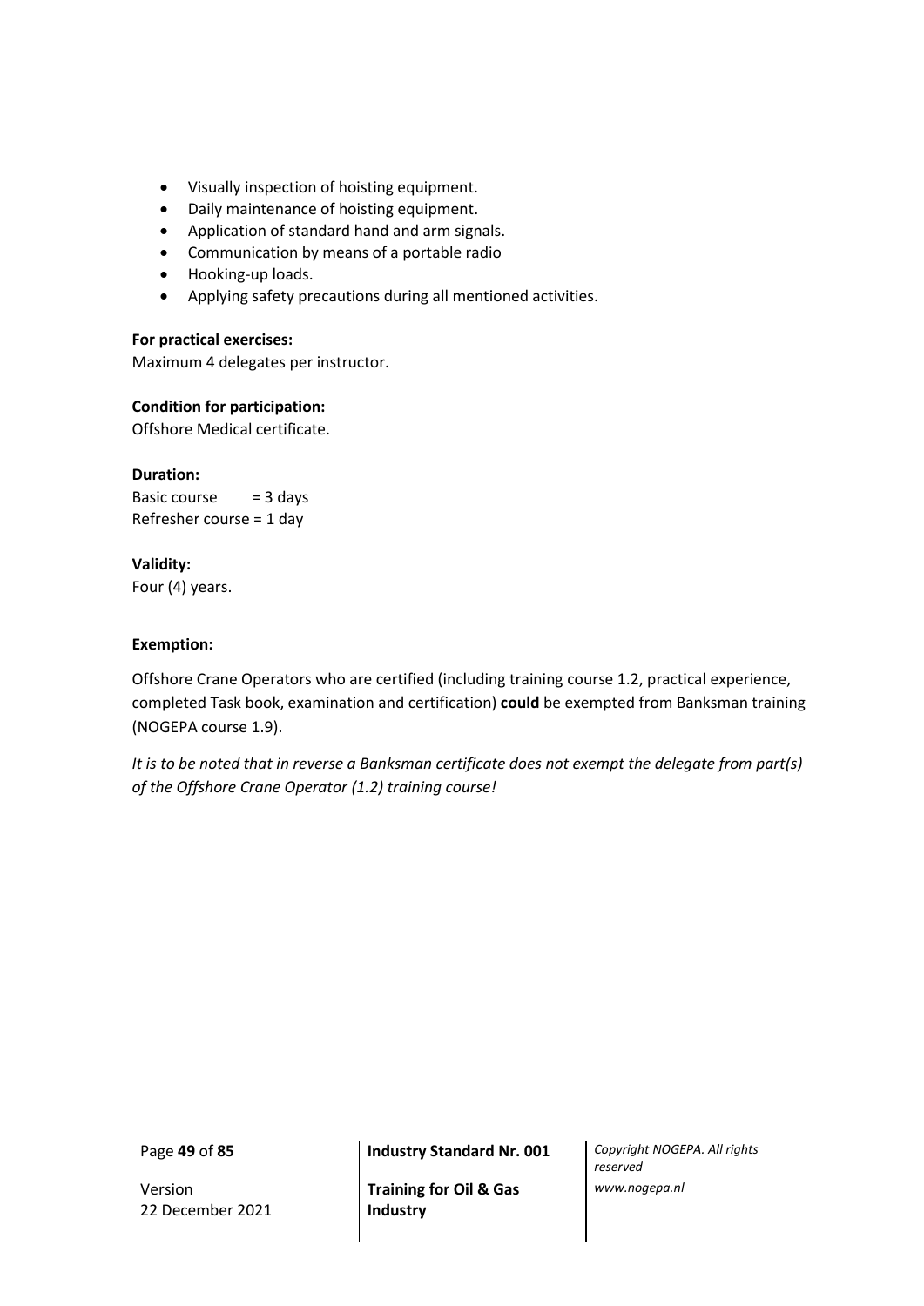- Visually inspection of hoisting equipment.
- Daily maintenance of hoisting equipment.
- Application of standard hand and arm signals.
- Communication by means of a portable radio
- Hooking-up loads.
- Applying safety precautions during all mentioned activities.

**For practical exercises:**
Maximum 4 delegates per instructor.

**Condition for participation:**
Offshore Medical certificate.

**Duration:**
Basic course = 3 days
Refresher course = 1 day

**Validity:**
Four (4) years.

**Exemption:**

Offshore Crane Operators who are certified (including training course 1.2, practical experience, completed Task book, examination and certification) **could** be exempted from Banksman training (NOGEPA course 1.9).

*It is to be noted that in reverse a Banksman certificate does not exempt the delegate from part(s) of the Offshore Crane Operator (1.2) training course!*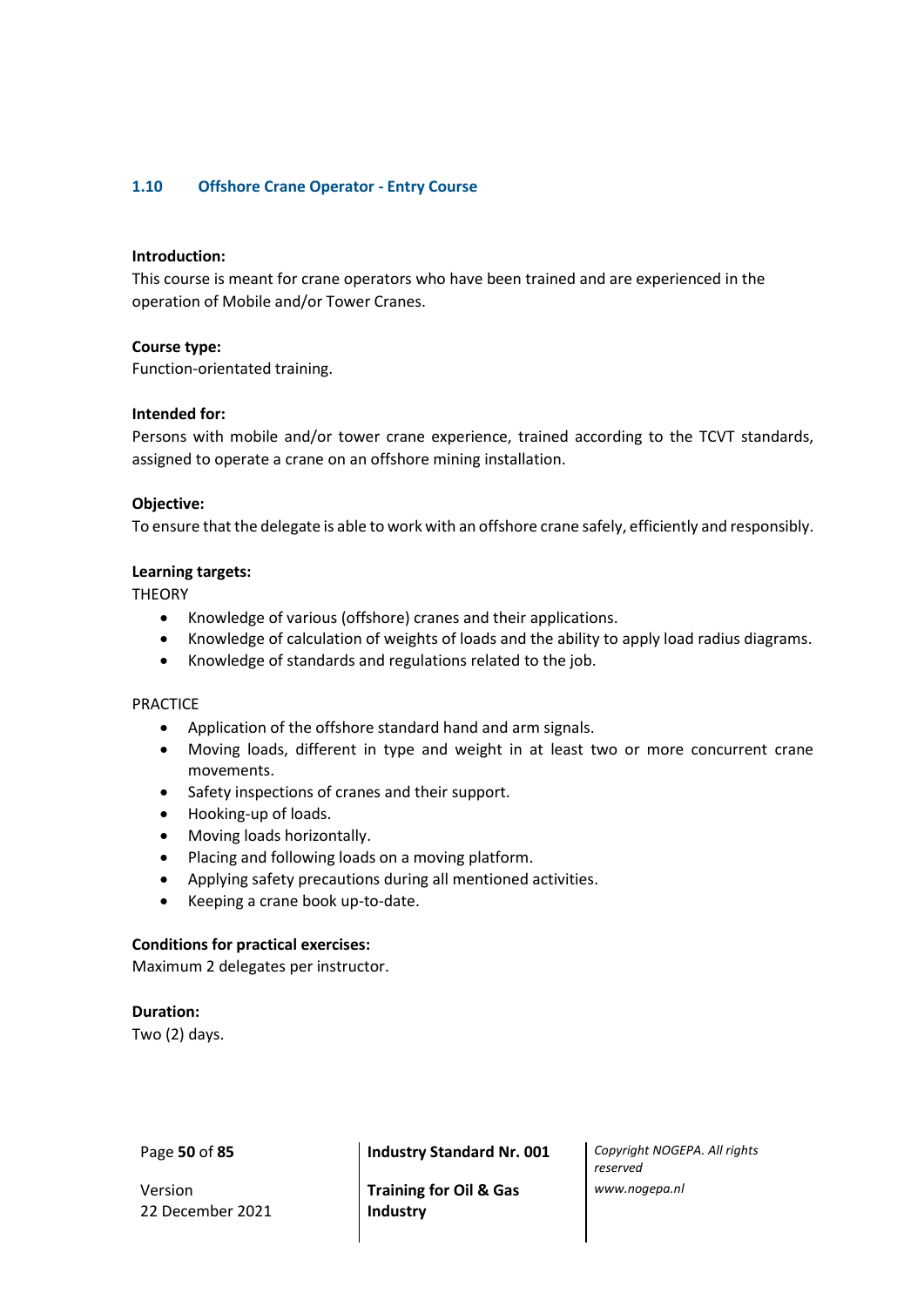### 1.10 Offshore Crane Operator - Entry Course

**Introduction:**
This course is meant for crane operators who have been trained and are experienced in the operation of Mobile and/or Tower Cranes.

**Course type:**
Function-orientated training.

**Intended for:**
Persons with mobile and/or tower crane experience, trained according to the TCVT standards, assigned to operate a crane on an offshore mining installation.

**Objective:**
To ensure that the delegate is able to work with an offshore crane safely, efficiently and responsibly.

**Learning targets:**
THEORY

- Knowledge of various (offshore) cranes and their applications.
- Knowledge of calculation of weights of loads and the ability to apply load radius diagrams.
- Knowledge of standards and regulations related to the job.

PRACTICE

- Application of the offshore standard hand and arm signals.
- Moving loads, different in type and weight in at least two or more concurrent crane movements.
- Safety inspections of cranes and their support.
- Hooking-up of loads.
- Moving loads horizontally.
- Placing and following loads on a moving platform.
- Applying safety precautions during all mentioned activities.
- Keeping a crane book up-to-date.

**Conditions for practical exercises:**
Maximum 2 delegates per instructor.

**Duration:**
Two (2) days.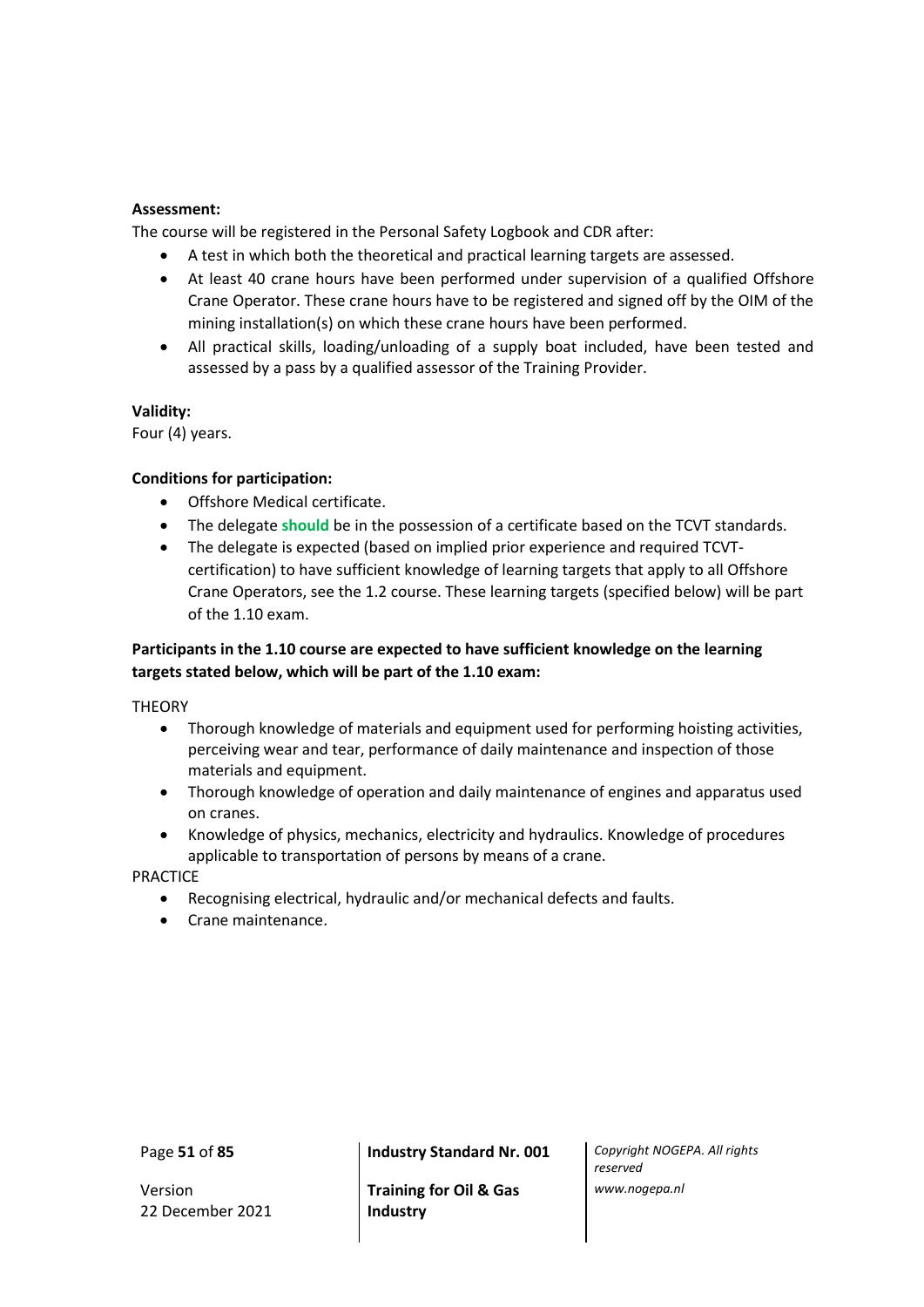**Assessment:**

The course will be registered in the Personal Safety Logbook and CDR after:

- A test in which both the theoretical and practical learning targets are assessed.
- At least 40 crane hours have been performed under supervision of a qualified Offshore Crane Operator. These crane hours have to be registered and signed off by the OIM of the mining installation(s) on which these crane hours have been performed.
- All practical skills, loading/unloading of a supply boat included, have been tested and assessed by a pass by a qualified assessor of the Training Provider.

**Validity:**

Four (4) years.

**Conditions for participation:**

- Offshore Medical certificate.
- The delegate **should** be in the possession of a certificate based on the TCVT standards.
- The delegate is expected (based on implied prior experience and required TCVT-certification) to have sufficient knowledge of learning targets that apply to all Offshore Crane Operators, see the 1.2 course. These learning targets (specified below) will be part of the 1.10 exam.

**Participants in the 1.10 course are expected to have sufficient knowledge on the learning targets stated below, which will be part of the 1.10 exam:**

THEORY

- Thorough knowledge of materials and equipment used for performing hoisting activities, perceiving wear and tear, performance of daily maintenance and inspection of those materials and equipment.
- Thorough knowledge of operation and daily maintenance of engines and apparatus used on cranes.
- Knowledge of physics, mechanics, electricity and hydraulics. Knowledge of procedures applicable to transportation of persons by means of a crane.

PRACTICE

- Recognising electrical, hydraulic and/or mechanical defects and faults.
- Crane maintenance.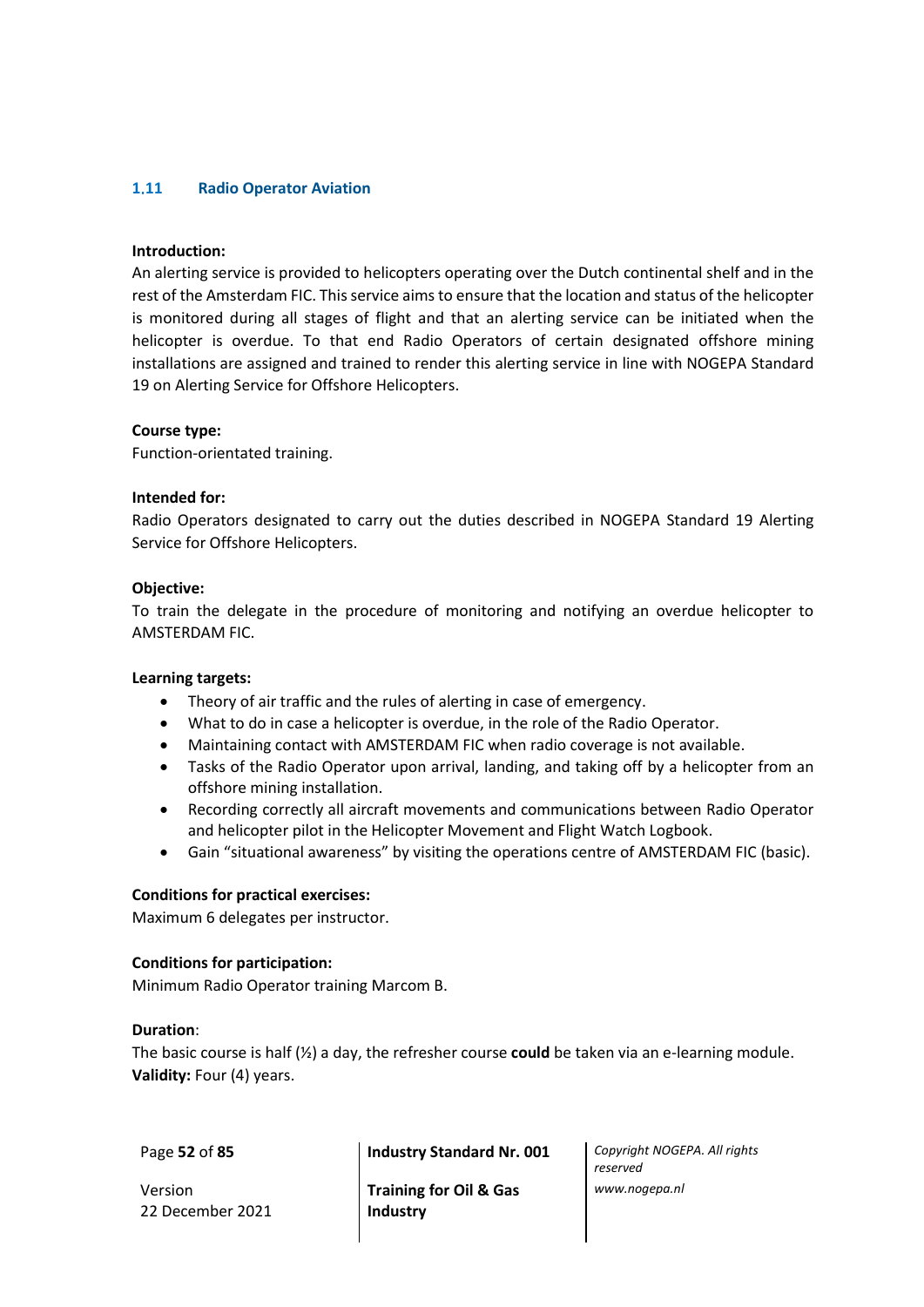### 1.11 Radio Operator Aviation

**Introduction:**
An alerting service is provided to helicopters operating over the Dutch continental shelf and in the rest of the Amsterdam FIC. This service aims to ensure that the location and status of the helicopter is monitored during all stages of flight and that an alerting service can be initiated when the helicopter is overdue. To that end Radio Operators of certain designated offshore mining installations are assigned and trained to render this alerting service in line with NOGEPA Standard 19 on Alerting Service for Offshore Helicopters.

**Course type:**
Function-orientated training.

**Intended for:**
Radio Operators designated to carry out the duties described in NOGEPA Standard 19 Alerting Service for Offshore Helicopters.

**Objective:**
To train the delegate in the procedure of monitoring and notifying an overdue helicopter to AMSTERDAM FIC.

**Learning targets:**

- Theory of air traffic and the rules of alerting in case of emergency.
- What to do in case a helicopter is overdue, in the role of the Radio Operator.
- Maintaining contact with AMSTERDAM FIC when radio coverage is not available.
- Tasks of the Radio Operator upon arrival, landing, and taking off by a helicopter from an offshore mining installation.
- Recording correctly all aircraft movements and communications between Radio Operator and helicopter pilot in the Helicopter Movement and Flight Watch Logbook.
- Gain "situational awareness" by visiting the operations centre of AMSTERDAM FIC (basic).

**Conditions for practical exercises:**
Maximum 6 delegates per instructor.

**Conditions for participation:**
Minimum Radio Operator training Marcom B.

**Duration**:
The basic course is half (½) a day, the refresher course **could** be taken via an e-learning module.
**Validity:** Four (4) years.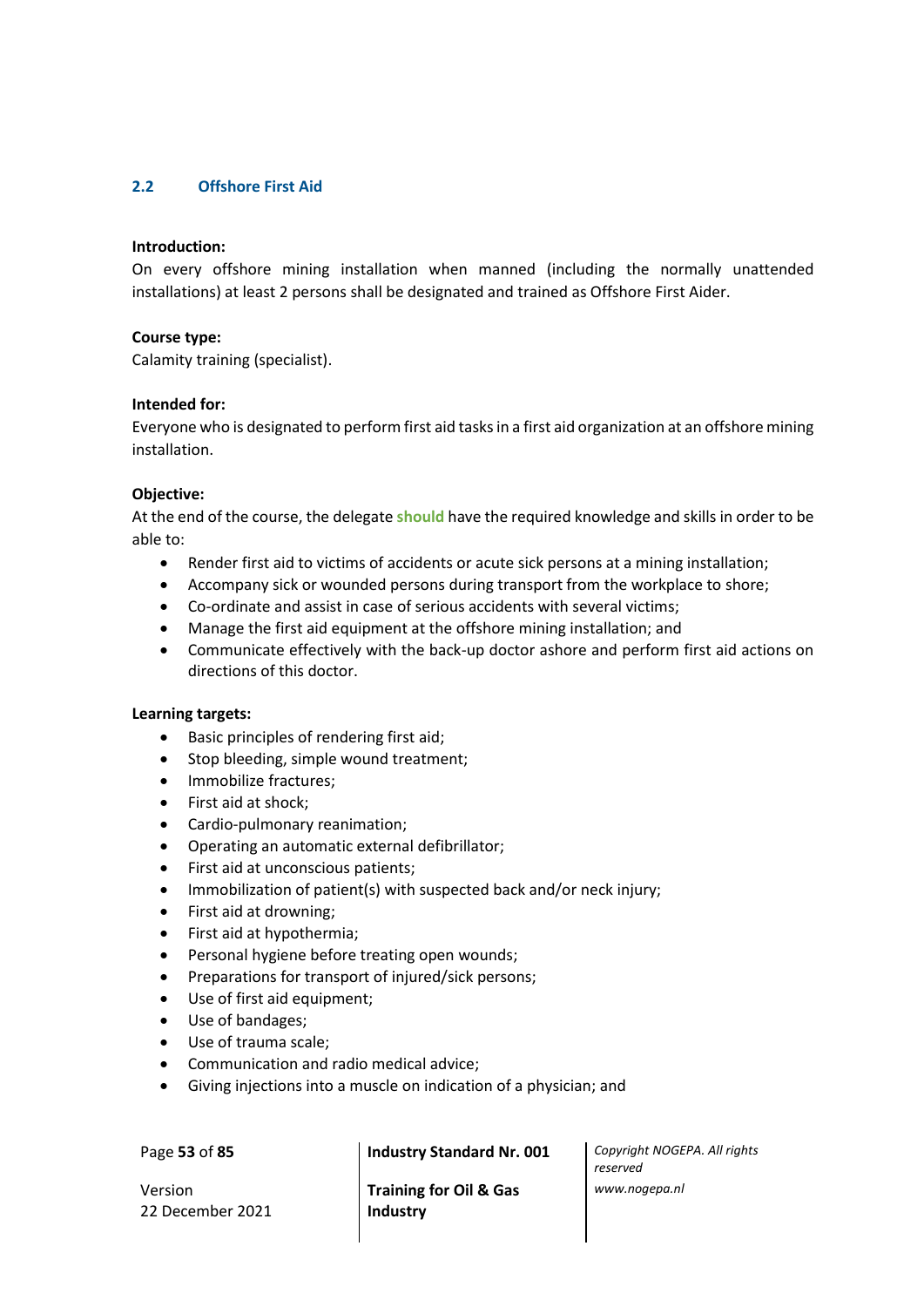## 2.2 Offshore First Aid

**Introduction:**
On every offshore mining installation when manned (including the normally unattended installations) at least 2 persons shall be designated and trained as Offshore First Aider.

**Course type:**
Calamity training (specialist).

**Intended for:**
Everyone who is designated to perform first aid tasks in a first aid organization at an offshore mining installation.

**Objective:**
At the end of the course, the delegate **should** have the required knowledge and skills in order to be able to:

- Render first aid to victims of accidents or acute sick persons at a mining installation;
- Accompany sick or wounded persons during transport from the workplace to shore;
- Co-ordinate and assist in case of serious accidents with several victims;
- Manage the first aid equipment at the offshore mining installation; and
- Communicate effectively with the back-up doctor ashore and perform first aid actions on directions of this doctor.

**Learning targets:**

- Basic principles of rendering first aid;
- Stop bleeding, simple wound treatment;
- Immobilize fractures;
- First aid at shock;
- Cardio-pulmonary reanimation;
- Operating an automatic external defibrillator;
- First aid at unconscious patients;
- Immobilization of patient(s) with suspected back and/or neck injury;
- First aid at drowning;
- First aid at hypothermia;
- Personal hygiene before treating open wounds;
- Preparations for transport of injured/sick persons;
- Use of first aid equipment;
- Use of bandages;
- Use of trauma scale;
- Communication and radio medical advice;
- Giving injections into a muscle on indication of a physician; and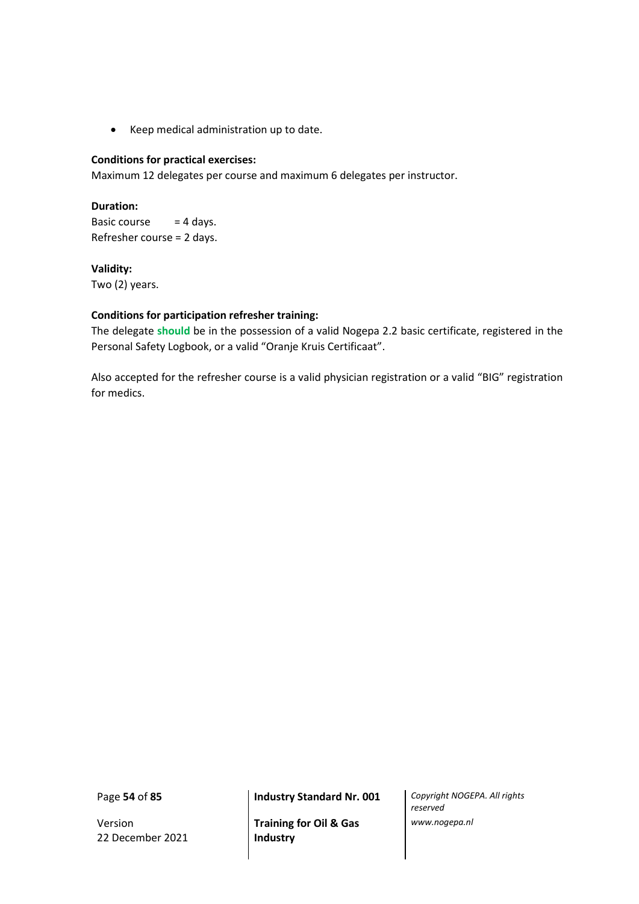- Keep medical administration up to date.

**Conditions for practical exercises:**
Maximum 12 delegates per course and maximum 6 delegates per instructor.

**Duration:**
Basic course = 4 days.
Refresher course = 2 days.

**Validity:**
Two (2) years.

**Conditions for participation refresher training:**
The delegate **should** be in the possession of a valid Nogepa 2.2 basic certificate, registered in the Personal Safety Logbook, or a valid "Oranje Kruis Certificaat".

Also accepted for the refresher course is a valid physician registration or a valid "BIG" registration for medics.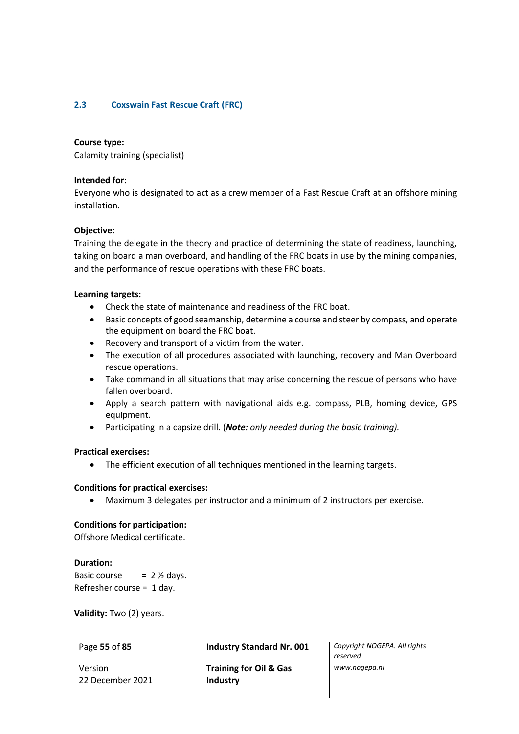### 2.3 Coxswain Fast Rescue Craft (FRC)

**Course type:**
Calamity training (specialist)

**Intended for:**
Everyone who is designated to act as a crew member of a Fast Rescue Craft at an offshore mining installation.

**Objective:**
Training the delegate in the theory and practice of determining the state of readiness, launching, taking on board a man overboard, and handling of the FRC boats in use by the mining companies, and the performance of rescue operations with these FRC boats.

**Learning targets:**

- Check the state of maintenance and readiness of the FRC boat.
- Basic concepts of good seamanship, determine a course and steer by compass, and operate the equipment on board the FRC boat.
- Recovery and transport of a victim from the water.
- The execution of all procedures associated with launching, recovery and Man Overboard rescue operations.
- Take command in all situations that may arise concerning the rescue of persons who have fallen overboard.
- Apply a search pattern with navigational aids e.g. compass, PLB, homing device, GPS equipment.
- Participating in a capsize drill. (***Note:*** *only needed during the basic training).*

**Practical exercises:**

- The efficient execution of all techniques mentioned in the learning targets.

**Conditions for practical exercises:**

- Maximum 3 delegates per instructor and a minimum of 2 instructors per exercise.

**Conditions for participation:**
Offshore Medical certificate.

**Duration:**
Basic course = 2 ½ days.
Refresher course = 1 day.

**Validity:** Two (2) years.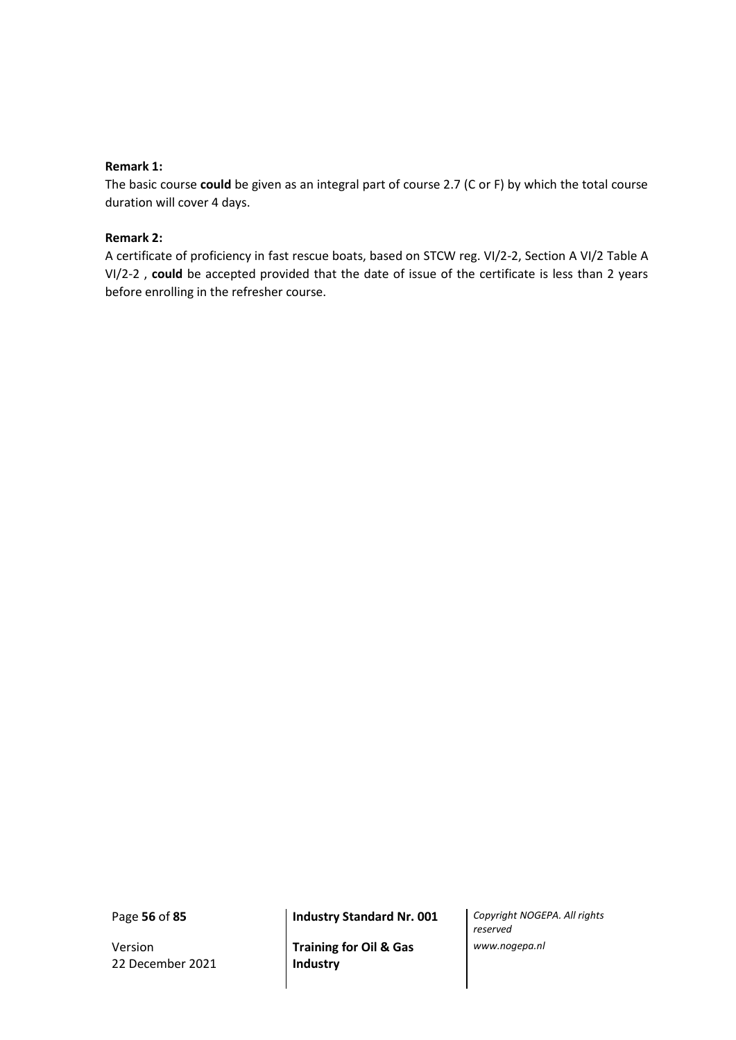**Remark 1:**

The basic course **could** be given as an integral part of course 2.7 (C or F) by which the total course duration will cover 4 days.

**Remark 2:**

A certificate of proficiency in fast rescue boats, based on STCW reg. VI/2-2, Section A VI/2 Table A VI/2-2 , **could** be accepted provided that the date of issue of the certificate is less than 2 years before enrolling in the refresher course.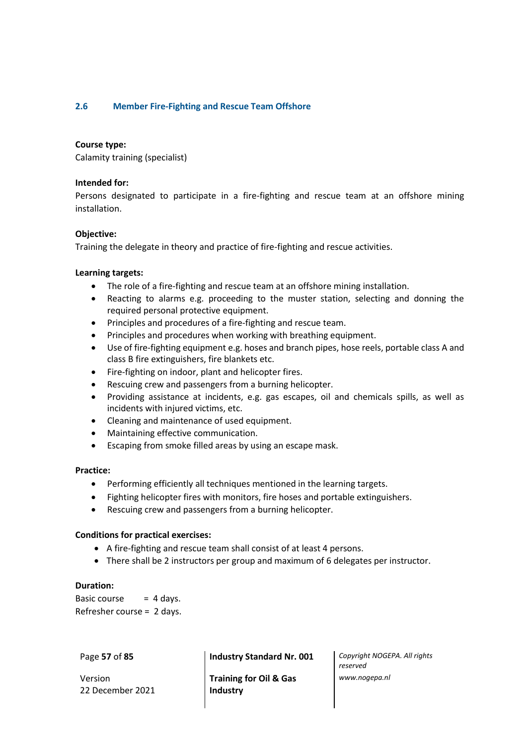## 2.6 Member Fire-Fighting and Rescue Team Offshore

**Course type:**
Calamity training (specialist)

**Intended for:**
Persons designated to participate in a fire-fighting and rescue team at an offshore mining installation.

**Objective:**
Training the delegate in theory and practice of fire-fighting and rescue activities.

**Learning targets:**

- The role of a fire-fighting and rescue team at an offshore mining installation.
- Reacting to alarms e.g. proceeding to the muster station, selecting and donning the required personal protective equipment.
- Principles and procedures of a fire-fighting and rescue team.
- Principles and procedures when working with breathing equipment.
- Use of fire-fighting equipment e.g. hoses and branch pipes, hose reels, portable class A and class B fire extinguishers, fire blankets etc.
- Fire-fighting on indoor, plant and helicopter fires.
- Rescuing crew and passengers from a burning helicopter.
- Providing assistance at incidents, e.g. gas escapes, oil and chemicals spills, as well as incidents with injured victims, etc.
- Cleaning and maintenance of used equipment.
- Maintaining effective communication.
- Escaping from smoke filled areas by using an escape mask.

**Practice:**

- Performing efficiently all techniques mentioned in the learning targets.
- Fighting helicopter fires with monitors, fire hoses and portable extinguishers.
- Rescuing crew and passengers from a burning helicopter.

**Conditions for practical exercises:**

- A fire-fighting and rescue team shall consist of at least 4 persons.
- There shall be 2 instructors per group and maximum of 6 delegates per instructor.

**Duration:**
Basic course = 4 days.
Refresher course = 2 days.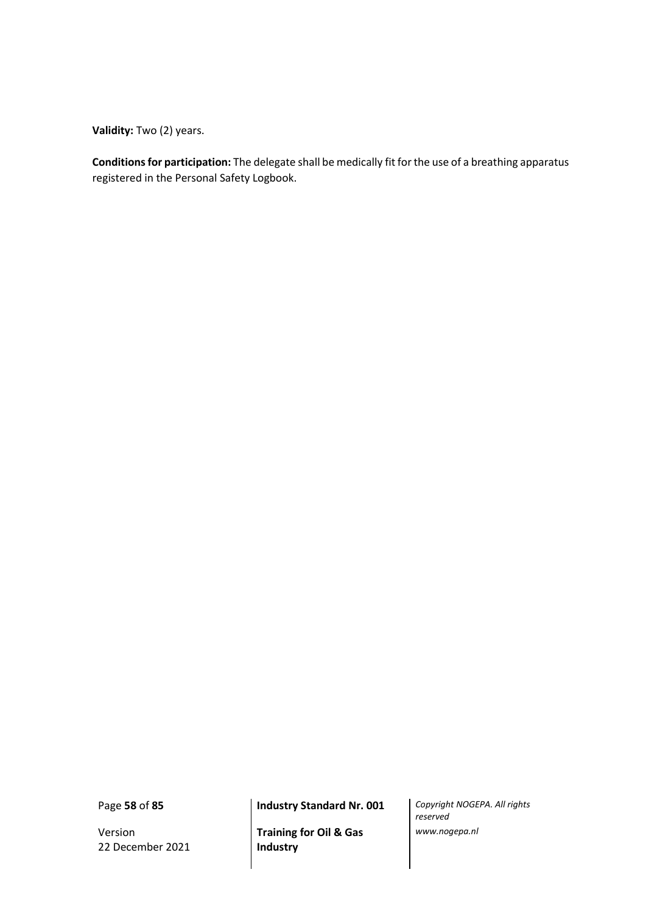**Validity:** Two (2) years.

**Conditions for participation:** The delegate shall be medically fit for the use of a breathing apparatus registered in the Personal Safety Logbook.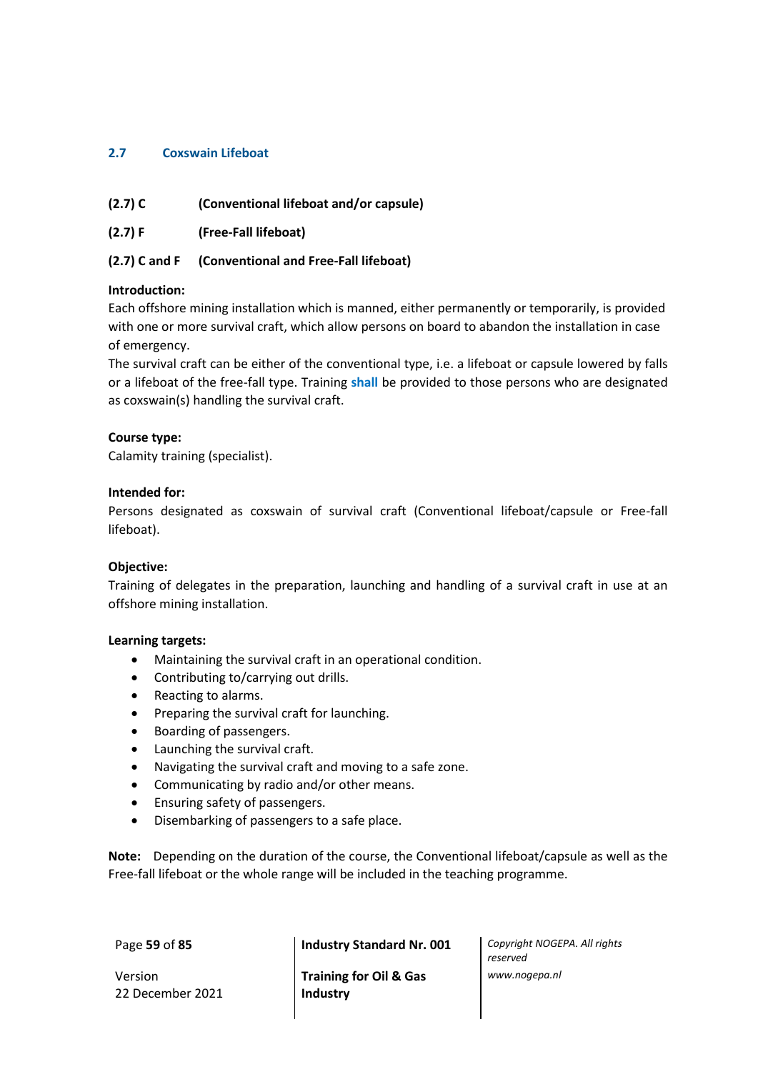## 2.7 Coxswain Lifeboat

**(2.7) C (Conventional lifeboat and/or capsule)**

**(2.7) F (Free-Fall lifeboat)**

**(2.7) C and F (Conventional and Free-Fall lifeboat)**

**Introduction:**
Each offshore mining installation which is manned, either permanently or temporarily, is provided with one or more survival craft, which allow persons on board to abandon the installation in case of emergency.
The survival craft can be either of the conventional type, i.e. a lifeboat or capsule lowered by falls or a lifeboat of the free-fall type. Training **shall** be provided to those persons who are designated as coxswain(s) handling the survival craft.

**Course type:**
Calamity training (specialist).

**Intended for:**
Persons designated as coxswain of survival craft (Conventional lifeboat/capsule or Free-fall lifeboat).

**Objective:**
Training of delegates in the preparation, launching and handling of a survival craft in use at an offshore mining installation.

**Learning targets:**

- Maintaining the survival craft in an operational condition.
- Contributing to/carrying out drills.
- Reacting to alarms.
- Preparing the survival craft for launching.
- Boarding of passengers.
- Launching the survival craft.
- Navigating the survival craft and moving to a safe zone.
- Communicating by radio and/or other means.
- Ensuring safety of passengers.
- Disembarking of passengers to a safe place.

**Note:** Depending on the duration of the course, the Conventional lifeboat/capsule as well as the Free-fall lifeboat or the whole range will be included in the teaching programme.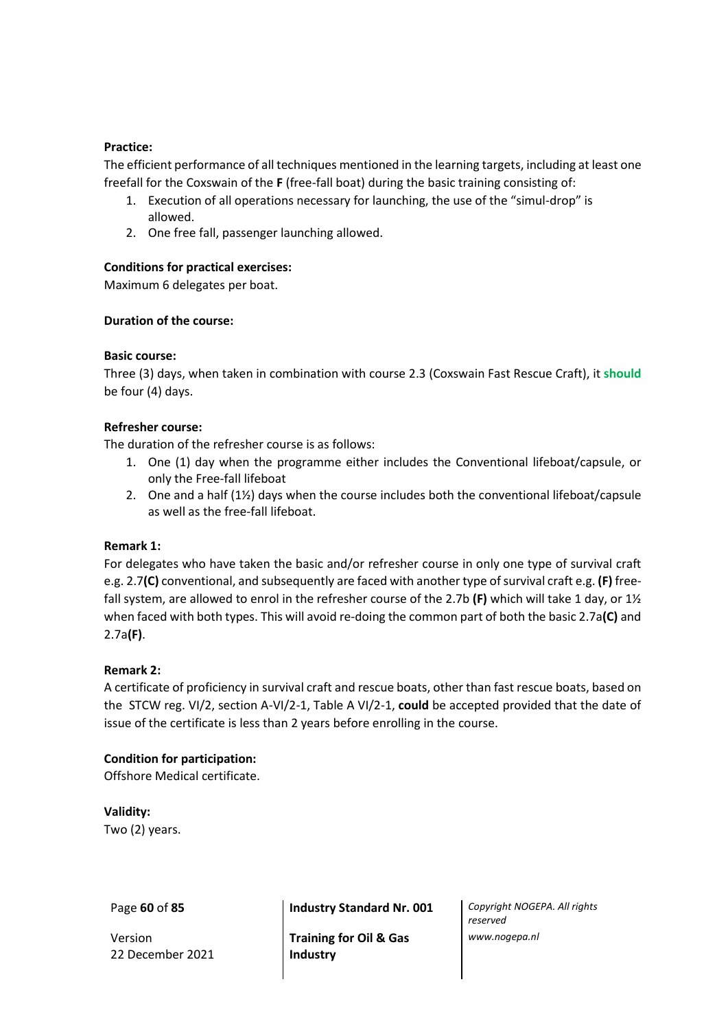**Practice:**

The efficient performance of all techniques mentioned in the learning targets, including at least one freefall for the Coxswain of the **F** (free-fall boat) during the basic training consisting of:

1. Execution of all operations necessary for launching, the use of the "simul-drop" is allowed.
2. One free fall, passenger launching allowed.

**Conditions for practical exercises:**

Maximum 6 delegates per boat.

**Duration of the course:**

**Basic course:**

Three (3) days, when taken in combination with course 2.3 (Coxswain Fast Rescue Craft), it **should** be four (4) days.

**Refresher course:**

The duration of the refresher course is as follows:

1. One (1) day when the programme either includes the Conventional lifeboat/capsule, or only the Free-fall lifeboat
2. One and a half (1½) days when the course includes both the conventional lifeboat/capsule as well as the free-fall lifeboat.

**Remark 1:**

For delegates who have taken the basic and/or refresher course in only one type of survival craft e.g. 2.7**(C)** conventional, and subsequently are faced with another type of survival craft e.g. **(F)** free-fall system, are allowed to enrol in the refresher course of the 2.7b **(F)** which will take 1 day, or 1½ when faced with both types. This will avoid re-doing the common part of both the basic 2.7a**(C)** and 2.7a**(F)**.

**Remark 2:**

A certificate of proficiency in survival craft and rescue boats, other than fast rescue boats, based on the STCW reg. VI/2, section A-VI/2-1, Table A VI/2-1, **could** be accepted provided that the date of issue of the certificate is less than 2 years before enrolling in the course.

**Condition for participation:**

Offshore Medical certificate.

**Validity:**

Two (2) years.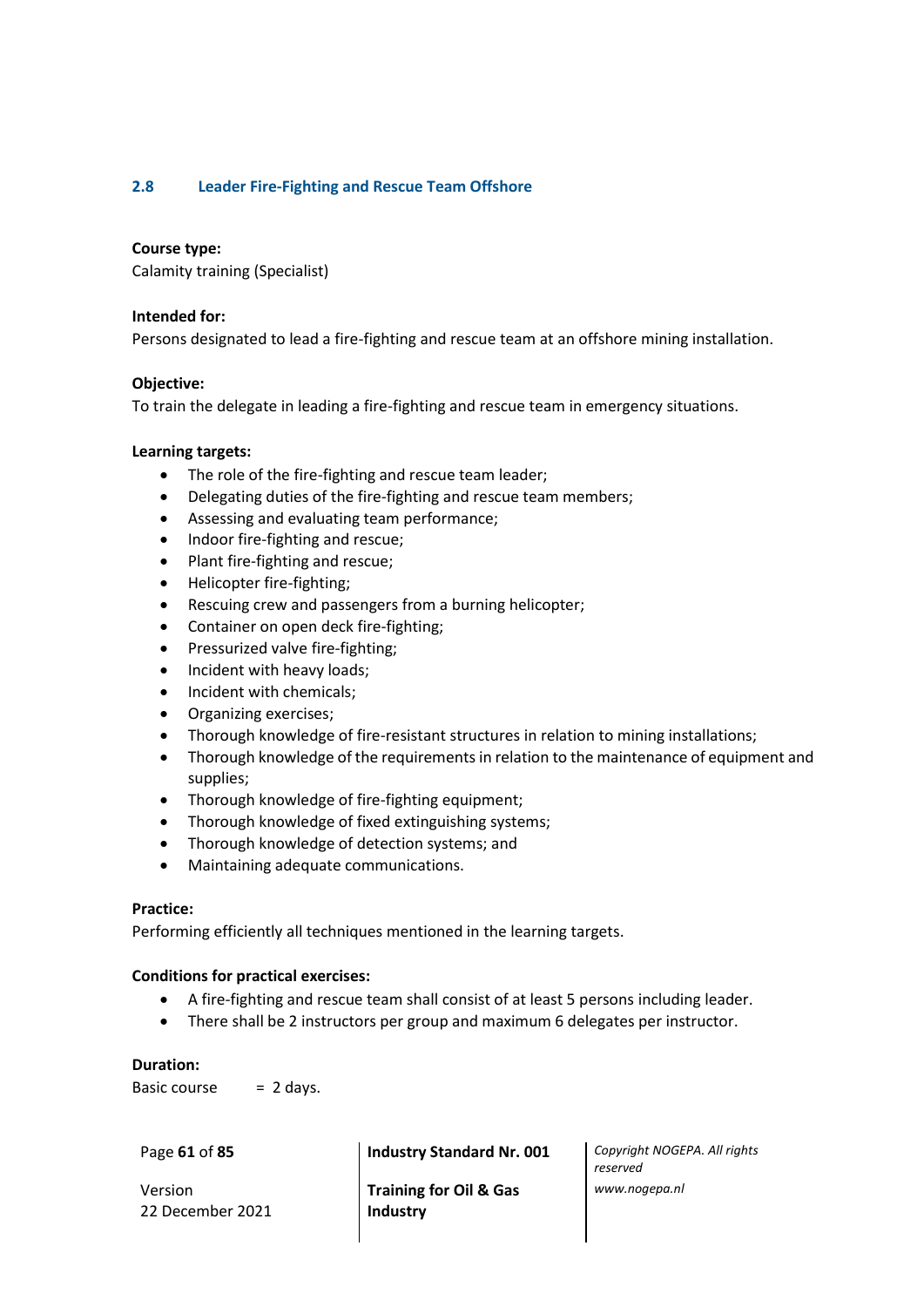## 2.8 Leader Fire-Fighting and Rescue Team Offshore

**Course type:**
Calamity training (Specialist)

**Intended for:**
Persons designated to lead a fire-fighting and rescue team at an offshore mining installation.

**Objective:**
To train the delegate in leading a fire-fighting and rescue team in emergency situations.

**Learning targets:**

- The role of the fire-fighting and rescue team leader;
- Delegating duties of the fire-fighting and rescue team members;
- Assessing and evaluating team performance;
- Indoor fire-fighting and rescue;
- Plant fire-fighting and rescue;
- Helicopter fire-fighting;
- Rescuing crew and passengers from a burning helicopter;
- Container on open deck fire-fighting;
- Pressurized valve fire-fighting;
- Incident with heavy loads;
- Incident with chemicals;
- Organizing exercises;
- Thorough knowledge of fire-resistant structures in relation to mining installations;
- Thorough knowledge of the requirements in relation to the maintenance of equipment and supplies;
- Thorough knowledge of fire-fighting equipment;
- Thorough knowledge of fixed extinguishing systems;
- Thorough knowledge of detection systems; and
- Maintaining adequate communications.

**Practice:**
Performing efficiently all techniques mentioned in the learning targets.

**Conditions for practical exercises:**

- A fire-fighting and rescue team shall consist of at least 5 persons including leader.
- There shall be 2 instructors per group and maximum 6 delegates per instructor.

**Duration:**
Basic course = 2 days.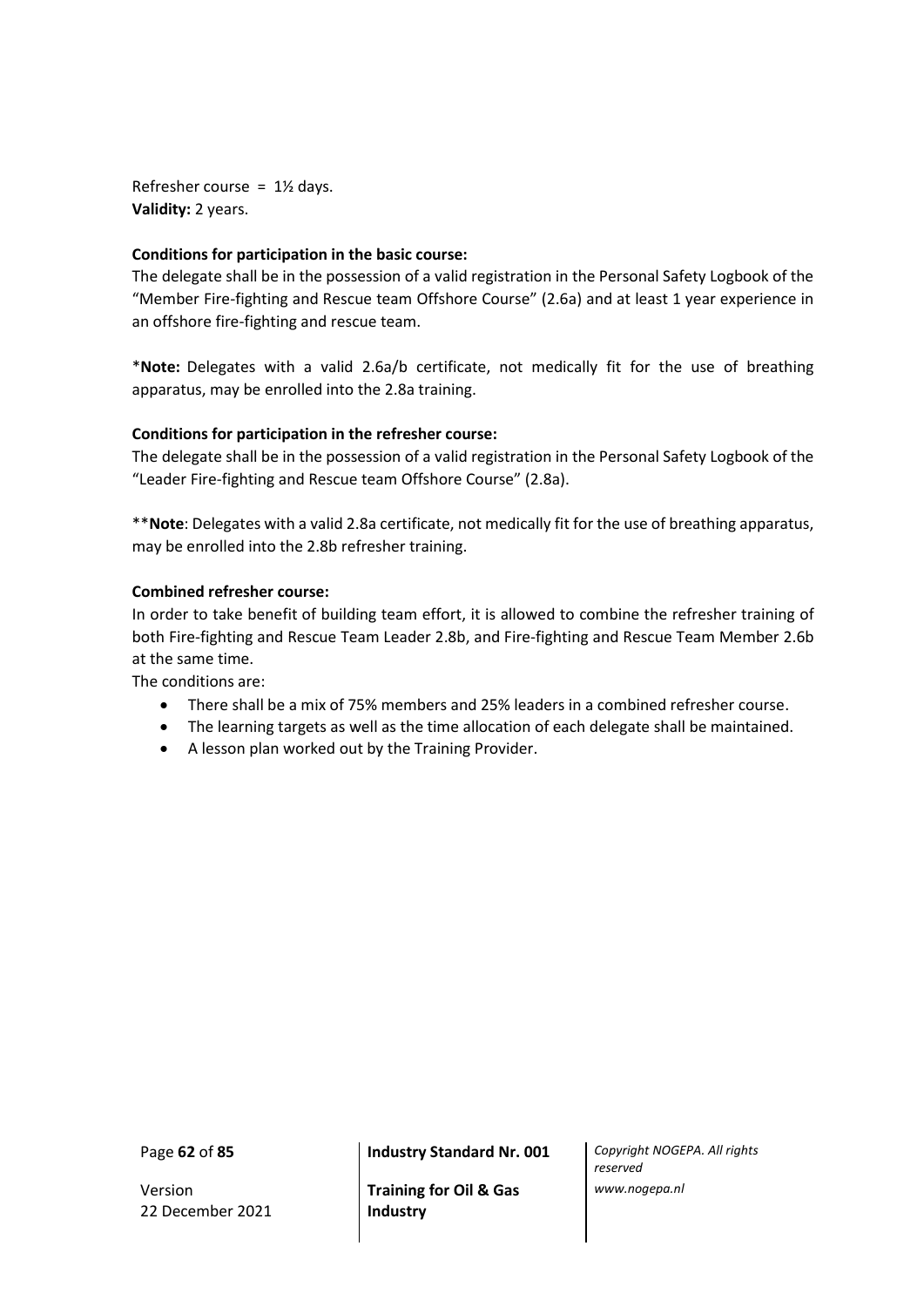Refresher course = 1½ days.
**Validity:** 2 years.

**Conditions for participation in the basic course:**
The delegate shall be in the possession of a valid registration in the Personal Safety Logbook of the "Member Fire-fighting and Rescue team Offshore Course" (2.6a) and at least 1 year experience in an offshore fire-fighting and rescue team.

\***Note:** Delegates with a valid 2.6a/b certificate, not medically fit for the use of breathing apparatus, may be enrolled into the 2.8a training.

**Conditions for participation in the refresher course:**
The delegate shall be in the possession of a valid registration in the Personal Safety Logbook of the "Leader Fire-fighting and Rescue team Offshore Course" (2.8a).

\*\***Note**: Delegates with a valid 2.8a certificate, not medically fit for the use of breathing apparatus, may be enrolled into the 2.8b refresher training.

**Combined refresher course:**
In order to take benefit of building team effort, it is allowed to combine the refresher training of both Fire-fighting and Rescue Team Leader 2.8b, and Fire-fighting and Rescue Team Member 2.6b at the same time.
The conditions are:

- There shall be a mix of 75% members and 25% leaders in a combined refresher course.
- The learning targets as well as the time allocation of each delegate shall be maintained.
- A lesson plan worked out by the Training Provider.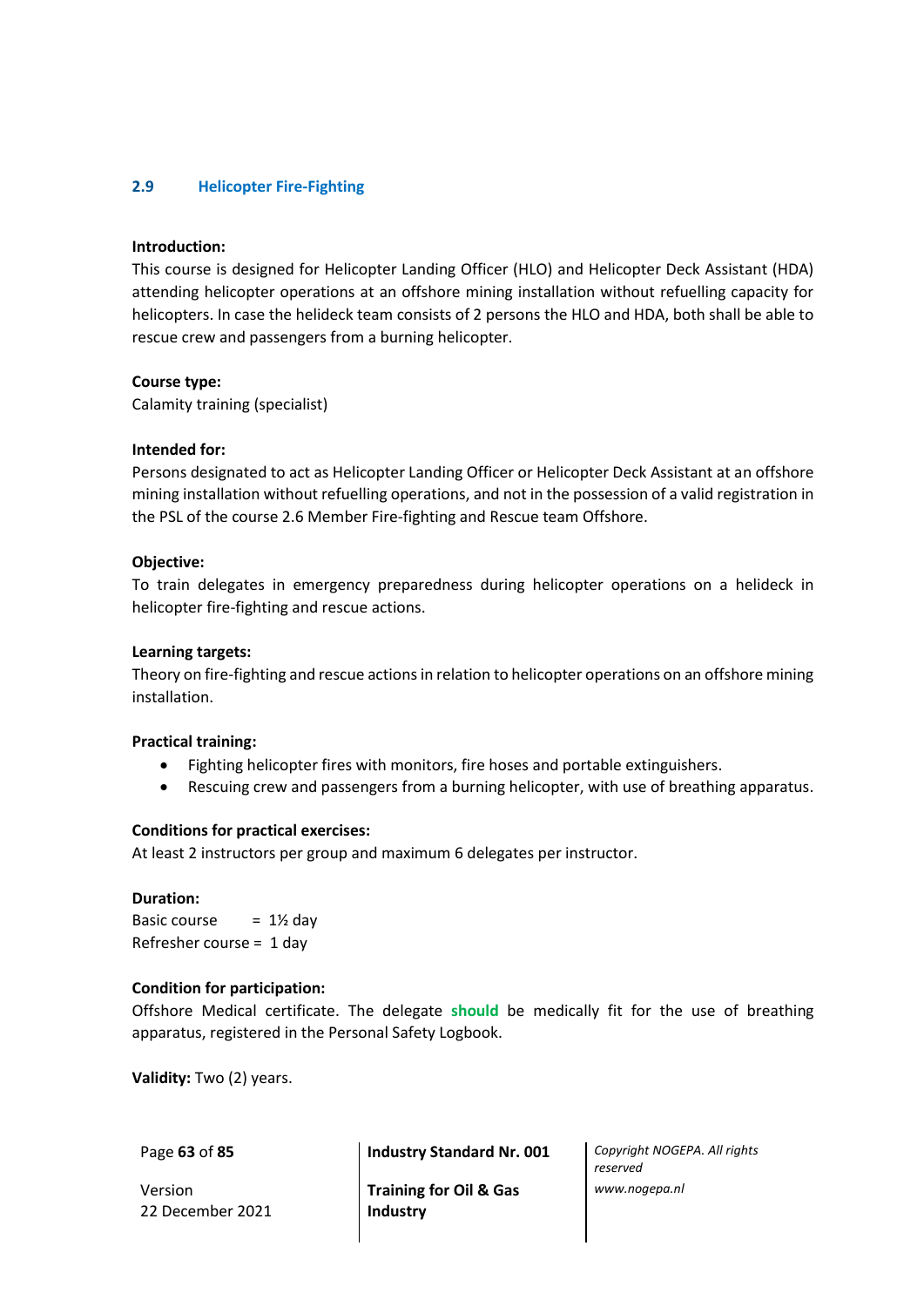## 2.9 Helicopter Fire-Fighting

**Introduction:**
This course is designed for Helicopter Landing Officer (HLO) and Helicopter Deck Assistant (HDA) attending helicopter operations at an offshore mining installation without refuelling capacity for helicopters. In case the helideck team consists of 2 persons the HLO and HDA, both shall be able to rescue crew and passengers from a burning helicopter.

**Course type:**
Calamity training (specialist)

**Intended for:**
Persons designated to act as Helicopter Landing Officer or Helicopter Deck Assistant at an offshore mining installation without refuelling operations, and not in the possession of a valid registration in the PSL of the course 2.6 Member Fire-fighting and Rescue team Offshore.

**Objective:**
To train delegates in emergency preparedness during helicopter operations on a helideck in helicopter fire-fighting and rescue actions.

**Learning targets:**
Theory on fire-fighting and rescue actions in relation to helicopter operations on an offshore mining installation.

**Practical training:**

- Fighting helicopter fires with monitors, fire hoses and portable extinguishers.
- Rescuing crew and passengers from a burning helicopter, with use of breathing apparatus.

**Conditions for practical exercises:**
At least 2 instructors per group and maximum 6 delegates per instructor.

**Duration:**
Basic course = 1½ day
Refresher course = 1 day

**Condition for participation:**
Offshore Medical certificate. The delegate **should** be medically fit for the use of breathing apparatus, registered in the Personal Safety Logbook.

**Validity:** Two (2) years.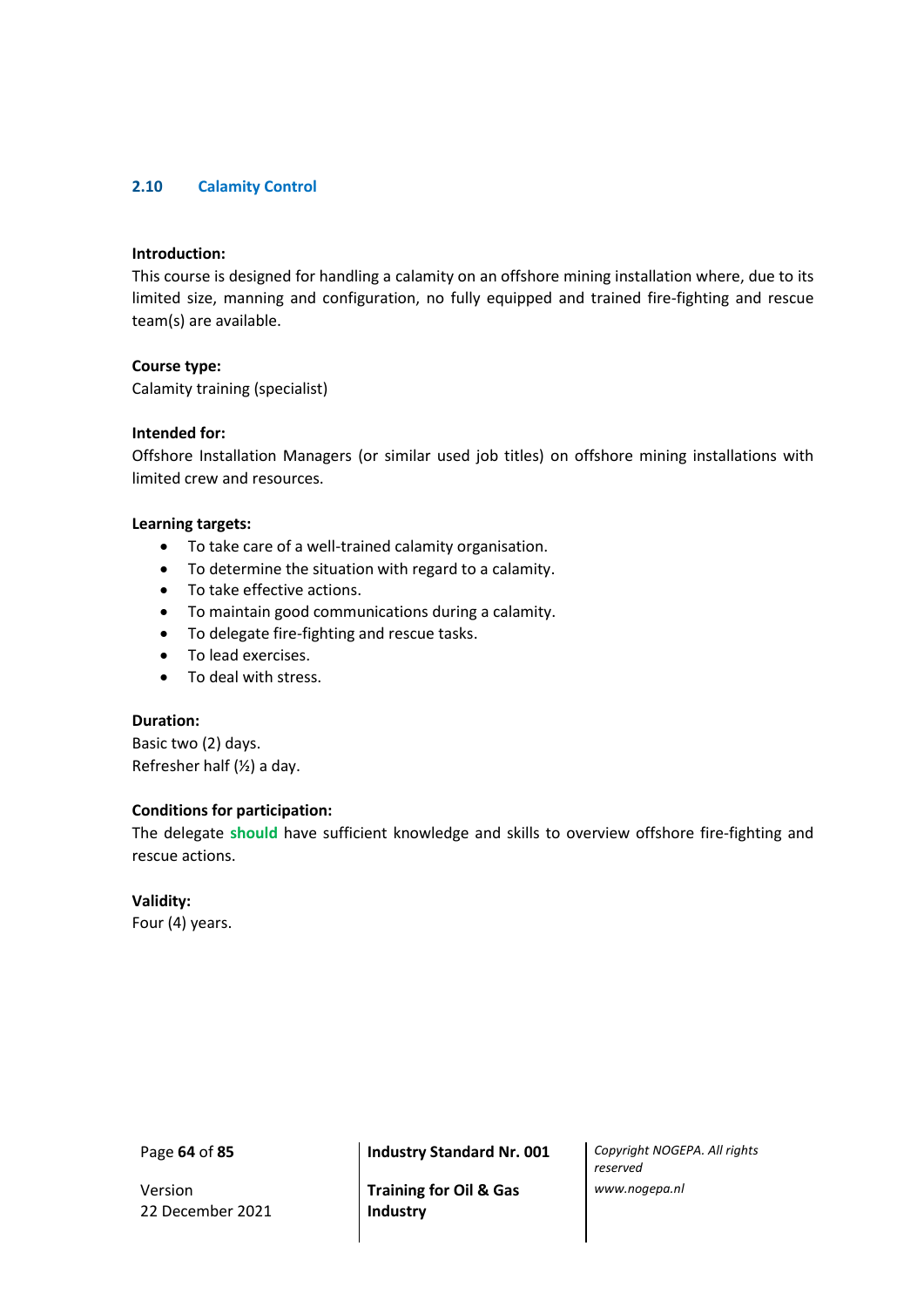## 2.10 Calamity Control

**Introduction:**
This course is designed for handling a calamity on an offshore mining installation where, due to its limited size, manning and configuration, no fully equipped and trained fire-fighting and rescue team(s) are available.

**Course type:**
Calamity training (specialist)

**Intended for:**
Offshore Installation Managers (or similar used job titles) on offshore mining installations with limited crew and resources.

**Learning targets:**

- To take care of a well-trained calamity organisation.
- To determine the situation with regard to a calamity.
- To take effective actions.
- To maintain good communications during a calamity.
- To delegate fire-fighting and rescue tasks.
- To lead exercises.
- To deal with stress.

**Duration:**
Basic two (2) days.
Refresher half (½) a day.

**Conditions for participation:**
The delegate **should** have sufficient knowledge and skills to overview offshore fire-fighting and rescue actions.

**Validity:**
Four (4) years.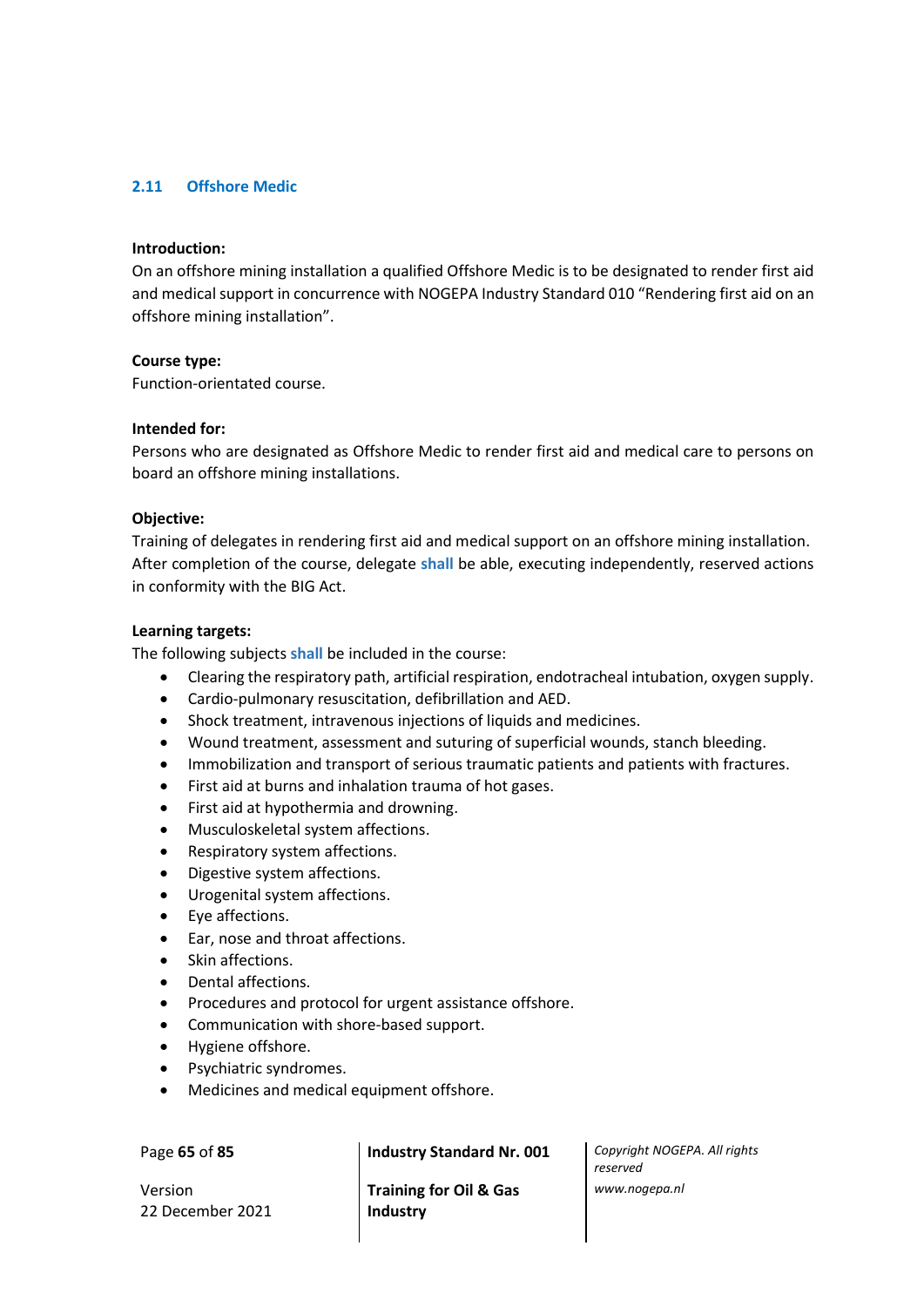## 2.11 Offshore Medic

**Introduction:**
On an offshore mining installation a qualified Offshore Medic is to be designated to render first aid and medical support in concurrence with NOGEPA Industry Standard 010 “Rendering first aid on an offshore mining installation”.

**Course type:**
Function-orientated course.

**Intended for:**
Persons who are designated as Offshore Medic to render first aid and medical care to persons on board an offshore mining installations.

**Objective:**
Training of delegates in rendering first aid and medical support on an offshore mining installation. After completion of the course, delegate **shall** be able, executing independently, reserved actions in conformity with the BIG Act.

**Learning targets:**
The following subjects **shall** be included in the course:

- Clearing the respiratory path, artificial respiration, endotracheal intubation, oxygen supply.
- Cardio-pulmonary resuscitation, defibrillation and AED.
- Shock treatment, intravenous injections of liquids and medicines.
- Wound treatment, assessment and suturing of superficial wounds, stanch bleeding.
- Immobilization and transport of serious traumatic patients and patients with fractures.
- First aid at burns and inhalation trauma of hot gases.
- First aid at hypothermia and drowning.
- Musculoskeletal system affections.
- Respiratory system affections.
- Digestive system affections.
- Urogenital system affections.
- Eye affections.
- Ear, nose and throat affections.
- Skin affections.
- Dental affections.
- Procedures and protocol for urgent assistance offshore.
- Communication with shore-based support.
- Hygiene offshore.
- Psychiatric syndromes.
- Medicines and medical equipment offshore.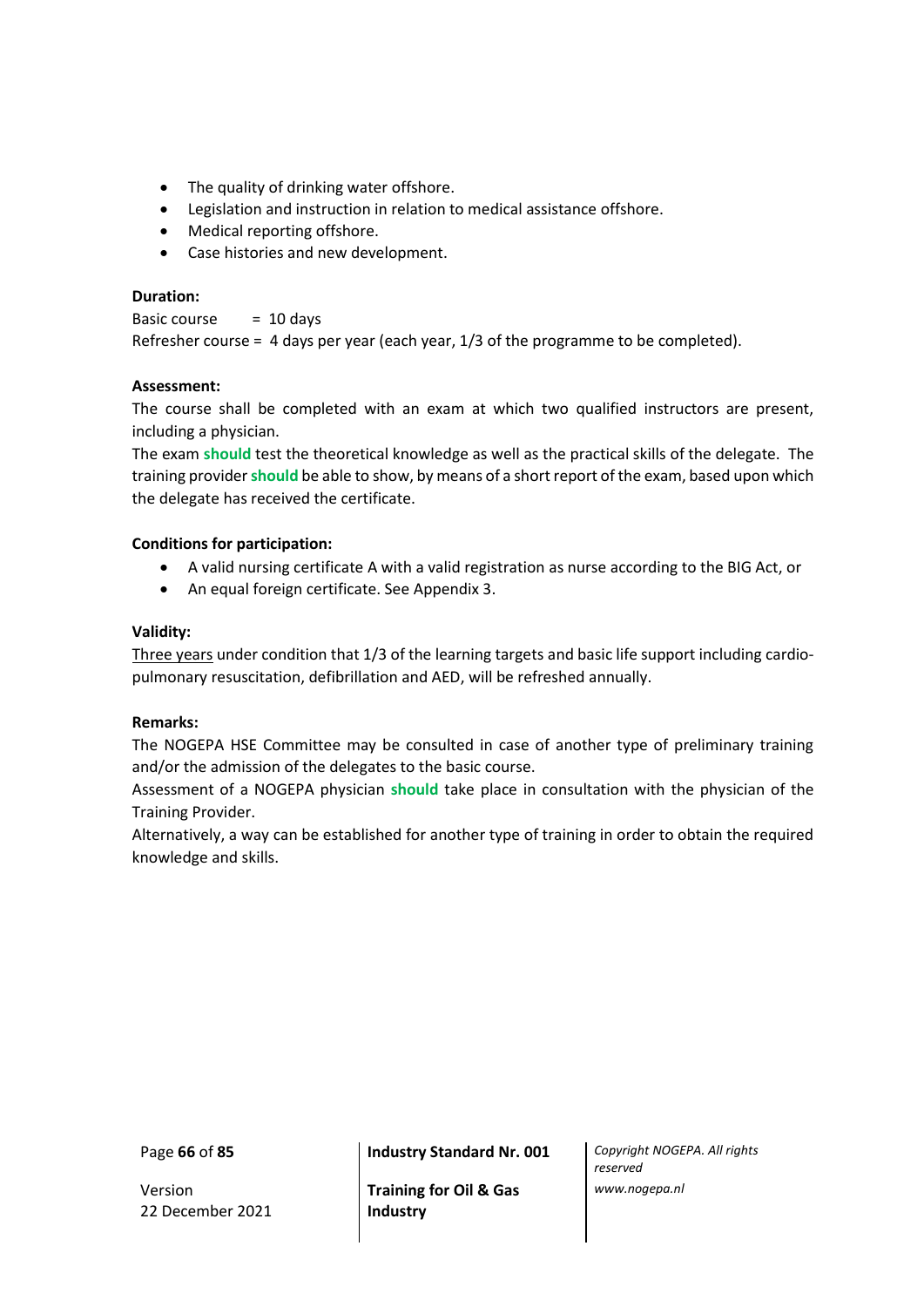- The quality of drinking water offshore.
- Legislation and instruction in relation to medical assistance offshore.
- Medical reporting offshore.
- Case histories and new development.

**Duration:**

Basic course = 10 days
Refresher course = 4 days per year (each year, 1/3 of the programme to be completed).

**Assessment:**

The course shall be completed with an exam at which two qualified instructors are present, including a physician.
The exam **should** test the theoretical knowledge as well as the practical skills of the delegate. The training provider **should** be able to show, by means of a short report of the exam, based upon which the delegate has received the certificate.

**Conditions for participation:**

- A valid nursing certificate A with a valid registration as nurse according to the BIG Act, or
- An equal foreign certificate. See Appendix 3.

**Validity:**

Three years under condition that 1/3 of the learning targets and basic life support including cardio-pulmonary resuscitation, defibrillation and AED, will be refreshed annually.

**Remarks:**

The NOGEPA HSE Committee may be consulted in case of another type of preliminary training and/or the admission of the delegates to the basic course.
Assessment of a NOGEPA physician **should** take place in consultation with the physician of the Training Provider.
Alternatively, a way can be established for another type of training in order to obtain the required knowledge and skills.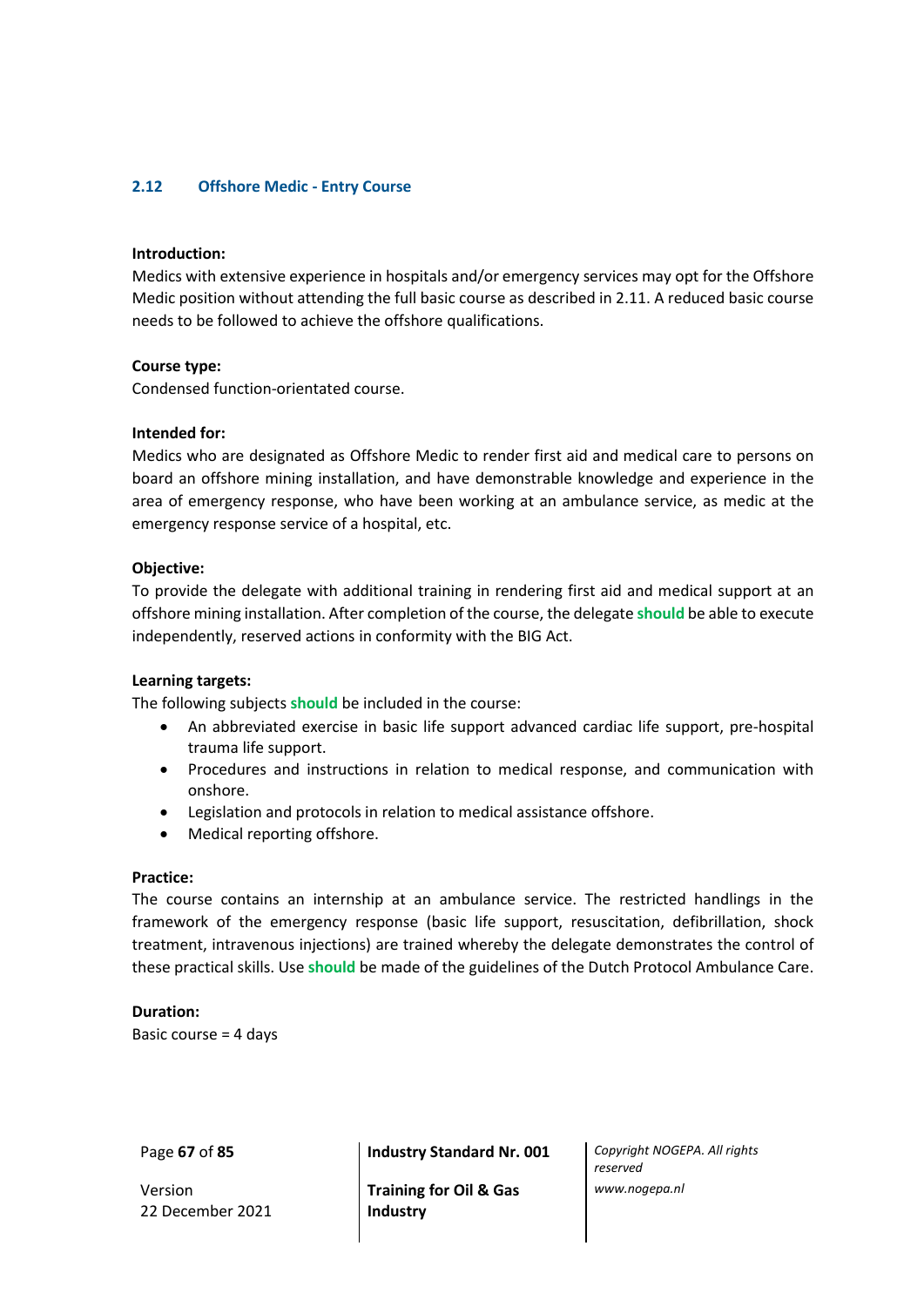## 2.12 Offshore Medic - Entry Course

**Introduction:**
Medics with extensive experience in hospitals and/or emergency services may opt for the Offshore Medic position without attending the full basic course as described in 2.11. A reduced basic course needs to be followed to achieve the offshore qualifications.

**Course type:**
Condensed function-orientated course.

**Intended for:**
Medics who are designated as Offshore Medic to render first aid and medical care to persons on board an offshore mining installation, and have demonstrable knowledge and experience in the area of emergency response, who have been working at an ambulance service, as medic at the emergency response service of a hospital, etc.

**Objective:**
To provide the delegate with additional training in rendering first aid and medical support at an offshore mining installation. After completion of the course, the delegate **should** be able to execute independently, reserved actions in conformity with the BIG Act.

**Learning targets:**
The following subjects **should** be included in the course:

- An abbreviated exercise in basic life support advanced cardiac life support, pre-hospital trauma life support.
- Procedures and instructions in relation to medical response, and communication with onshore.
- Legislation and protocols in relation to medical assistance offshore.
- Medical reporting offshore.

**Practice:**
The course contains an internship at an ambulance service. The restricted handlings in the framework of the emergency response (basic life support, resuscitation, defibrillation, shock treatment, intravenous injections) are trained whereby the delegate demonstrates the control of these practical skills. Use **should** be made of the guidelines of the Dutch Protocol Ambulance Care.

**Duration:**
Basic course = 4 days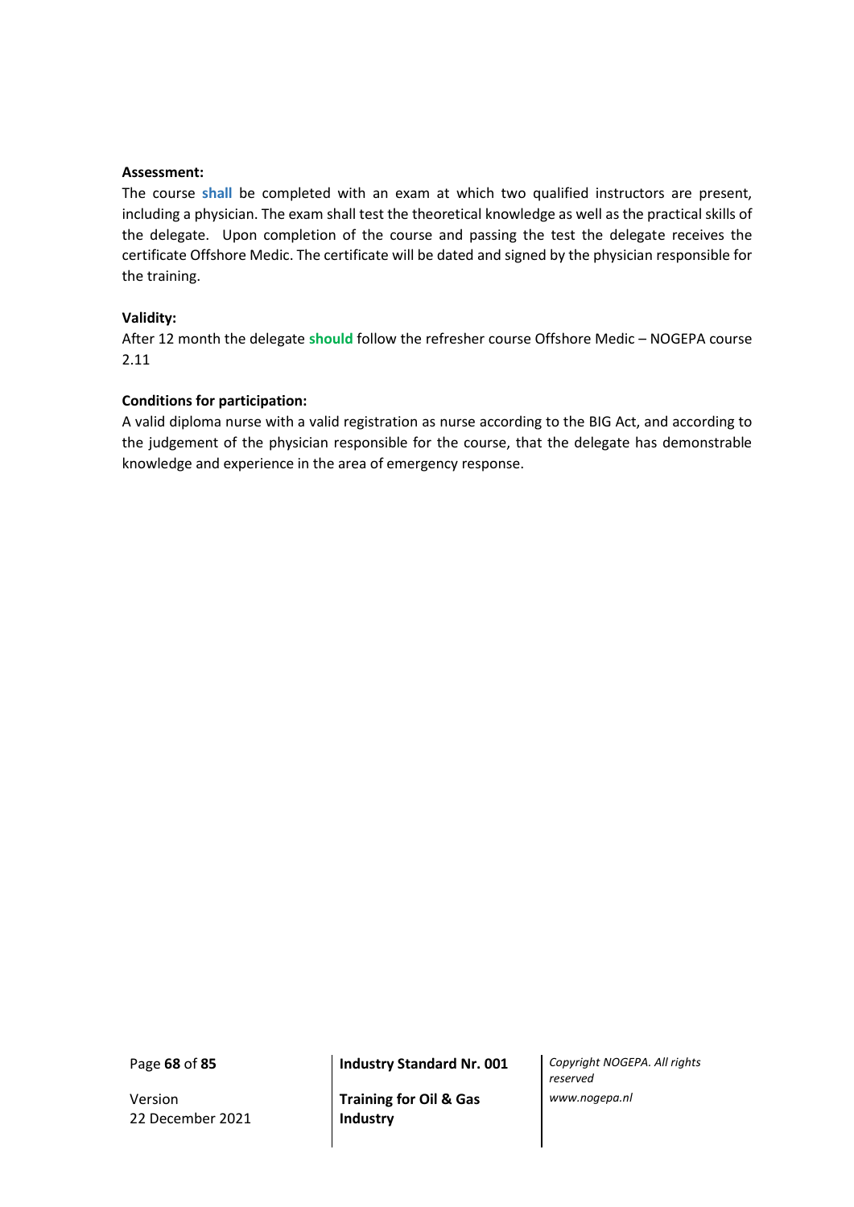**Assessment:**

The course **shall** be completed with an exam at which two qualified instructors are present, including a physician. The exam shall test the theoretical knowledge as well as the practical skills of the delegate. Upon completion of the course and passing the test the delegate receives the certificate Offshore Medic. The certificate will be dated and signed by the physician responsible for the training.

**Validity:**

After 12 month the delegate **should** follow the refresher course Offshore Medic – NOGEPA course 2.11

**Conditions for participation:**

A valid diploma nurse with a valid registration as nurse according to the BIG Act, and according to the judgement of the physician responsible for the course, that the delegate has demonstrable knowledge and experience in the area of emergency response.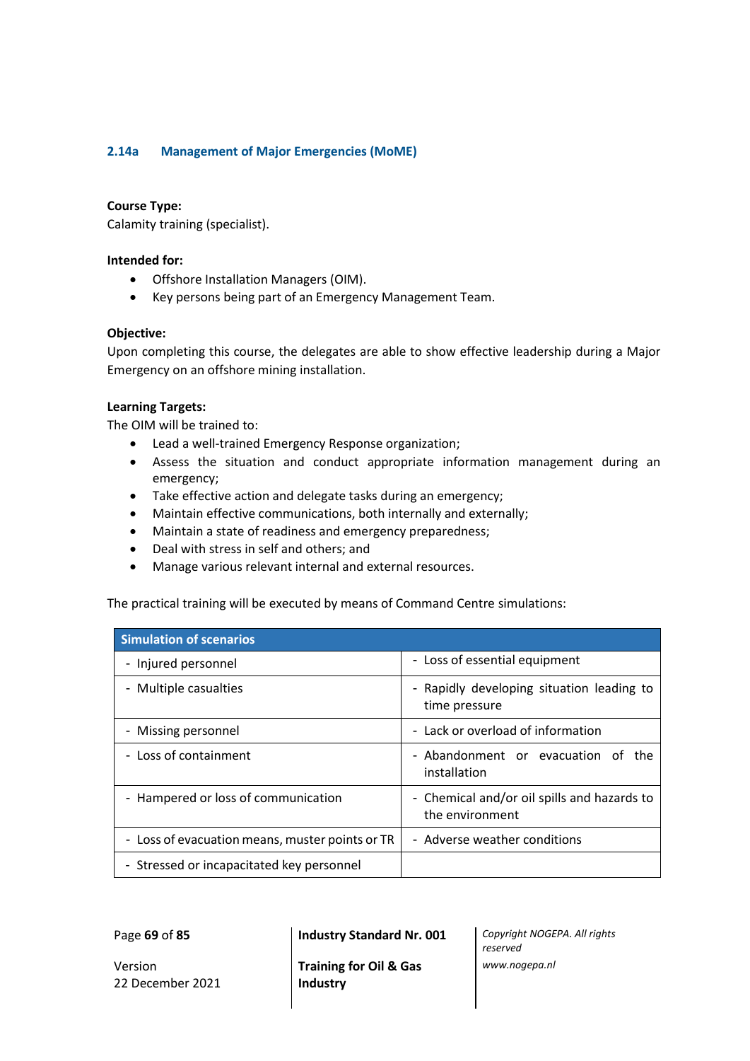### 2.14a Management of Major Emergencies (MoME)

**Course Type:**
Calamity training (specialist).

**Intended for:**

- Offshore Installation Managers (OIM).
- Key persons being part of an Emergency Management Team.

**Objective:**
Upon completing this course, the delegates are able to show effective leadership during a Major Emergency on an offshore mining installation.

**Learning Targets:**
The OIM will be trained to:

- Lead a well-trained Emergency Response organization;
- Assess the situation and conduct appropriate information management during an emergency;
- Take effective action and delegate tasks during an emergency;
- Maintain effective communications, both internally and externally;
- Maintain a state of readiness and emergency preparedness;
- Deal with stress in self and others; and
- Manage various relevant internal and external resources.

The practical training will be executed by means of Command Centre simulations:

| Simulation of scenarios | |
|---|---|
| - Injured personnel | - Loss of essential equipment |
| - Multiple casualties | - Rapidly developing situation leading to time pressure |
| - Missing personnel | - Lack or overload of information |
| - Loss of containment | - Abandonment or evacuation of the installation |
| - Hampered or loss of communication | - Chemical and/or oil spills and hazards to the environment |
| - Loss of evacuation means, muster points or TR | - Adverse weather conditions |
| - Stressed or incapacitated key personnel | |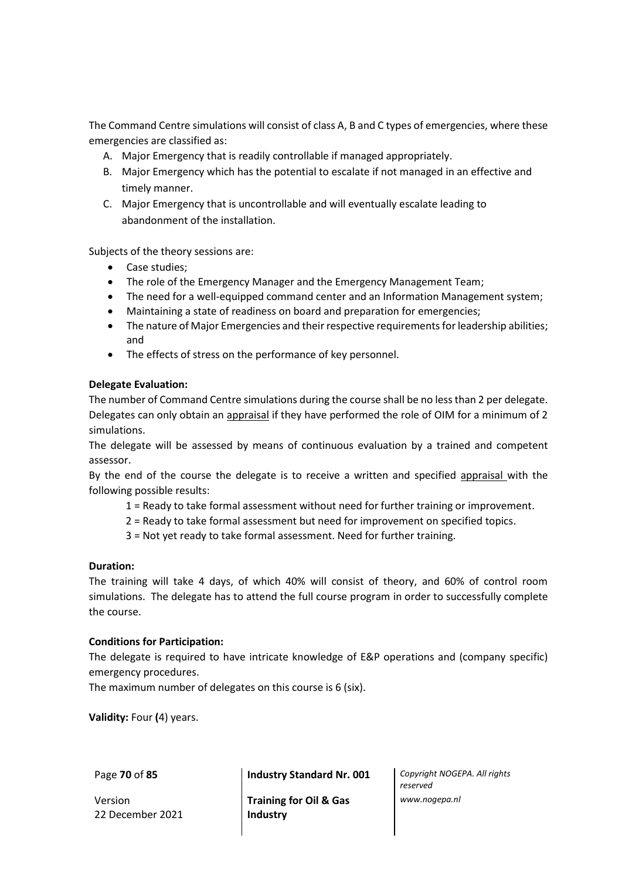The Command Centre simulations will consist of class A, B and C types of emergencies, where these emergencies are classified as:

A. Major Emergency that is readily controllable if managed appropriately.
B. Major Emergency which has the potential to escalate if not managed in an effective and timely manner.
C. Major Emergency that is uncontrollable and will eventually escalate leading to abandonment of the installation.

Subjects of the theory sessions are:

- Case studies;
- The role of the Emergency Manager and the Emergency Management Team;
- The need for a well-equipped command center and an Information Management system;
- Maintaining a state of readiness on board and preparation for emergencies;
- The nature of Major Emergencies and their respective requirements for leadership abilities; and
- The effects of stress on the performance of key personnel.

**Delegate Evaluation:**

The number of Command Centre simulations during the course shall be no less than 2 per delegate. Delegates can only obtain an <u>appraisal</u> if they have performed the role of OIM for a minimum of 2 simulations.

The delegate will be assessed by means of continuous evaluation by a trained and competent assessor.

By the end of the course the delegate is to receive a written and specified <u>appraisal</u> with the following possible results:

1 = Ready to take formal assessment without need for further training or improvement.

2 = Ready to take formal assessment but need for improvement on specified topics.

3 = Not yet ready to take formal assessment. Need for further training.

**Duration:**

The training will take 4 days, of which 40% will consist of theory, and 60% of control room simulations. The delegate has to attend the full course program in order to successfully complete the course.

**Conditions for Participation:**

The delegate is required to have intricate knowledge of E&P operations and (company specific) emergency procedures.

The maximum number of delegates on this course is 6 (six).

**Validity:** Four (4) years.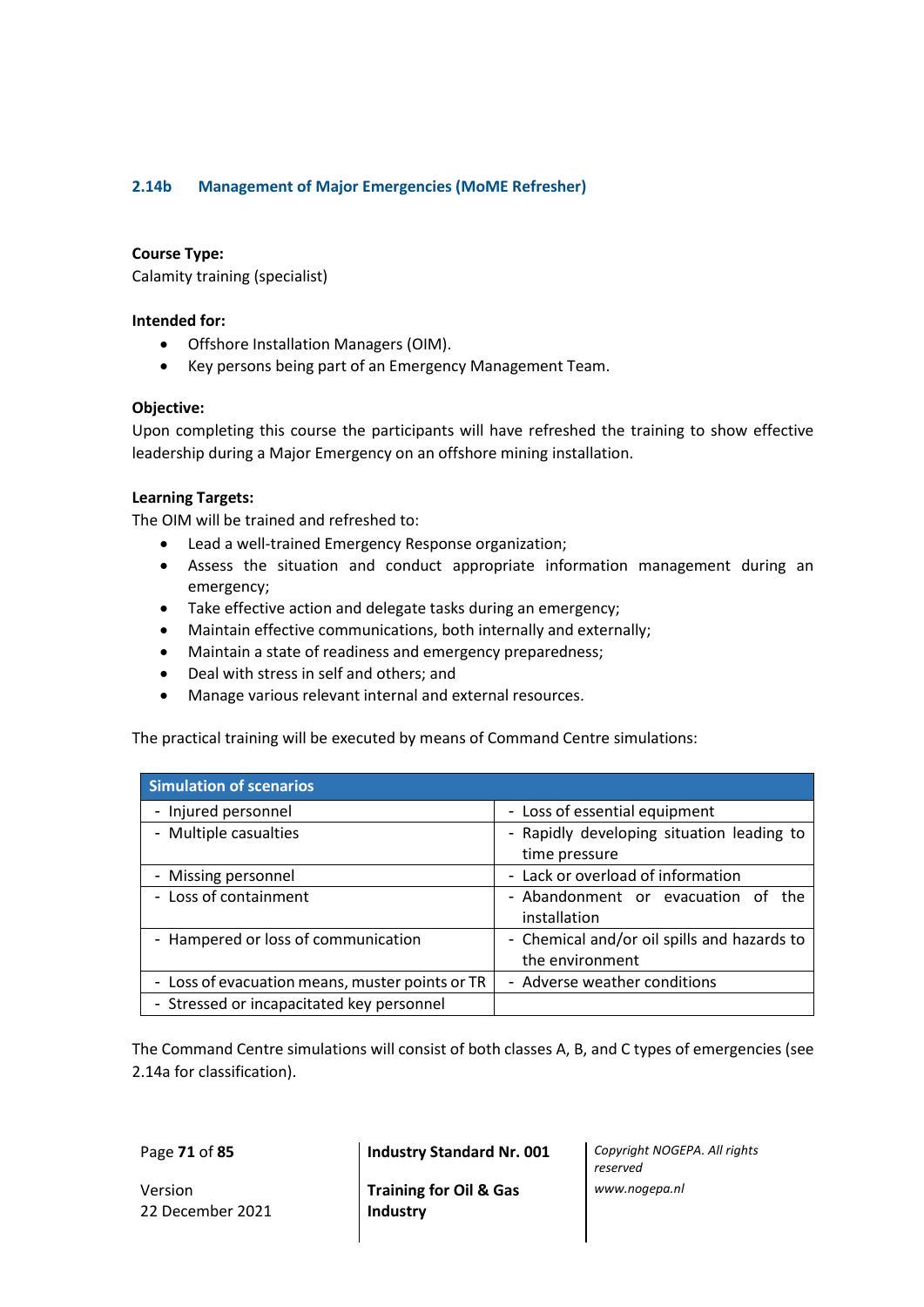### 2.14b Management of Major Emergencies (MoME Refresher)

**Course Type:**
Calamity training (specialist)

**Intended for:**

- Offshore Installation Managers (OIM).
- Key persons being part of an Emergency Management Team.

**Objective:**
Upon completing this course the participants will have refreshed the training to show effective leadership during a Major Emergency on an offshore mining installation.

**Learning Targets:**
The OIM will be trained and refreshed to:

- Lead a well-trained Emergency Response organization;
- Assess the situation and conduct appropriate information management during an emergency;
- Take effective action and delegate tasks during an emergency;
- Maintain effective communications, both internally and externally;
- Maintain a state of readiness and emergency preparedness;
- Deal with stress in self and others; and
- Manage various relevant internal and external resources.

The practical training will be executed by means of Command Centre simulations:

| Simulation of scenarios | |
|---|---|
| - Injured personnel | - Loss of essential equipment |
| - Multiple casualties | - Rapidly developing situation leading to time pressure |
| - Missing personnel | - Lack or overload of information |
| - Loss of containment | - Abandonment or evacuation of the installation |
| - Hampered or loss of communication | - Chemical and/or oil spills and hazards to the environment |
| - Loss of evacuation means, muster points or TR | - Adverse weather conditions |
| - Stressed or incapacitated key personnel | |

The Command Centre simulations will consist of both classes A, B, and C types of emergencies (see 2.14a for classification).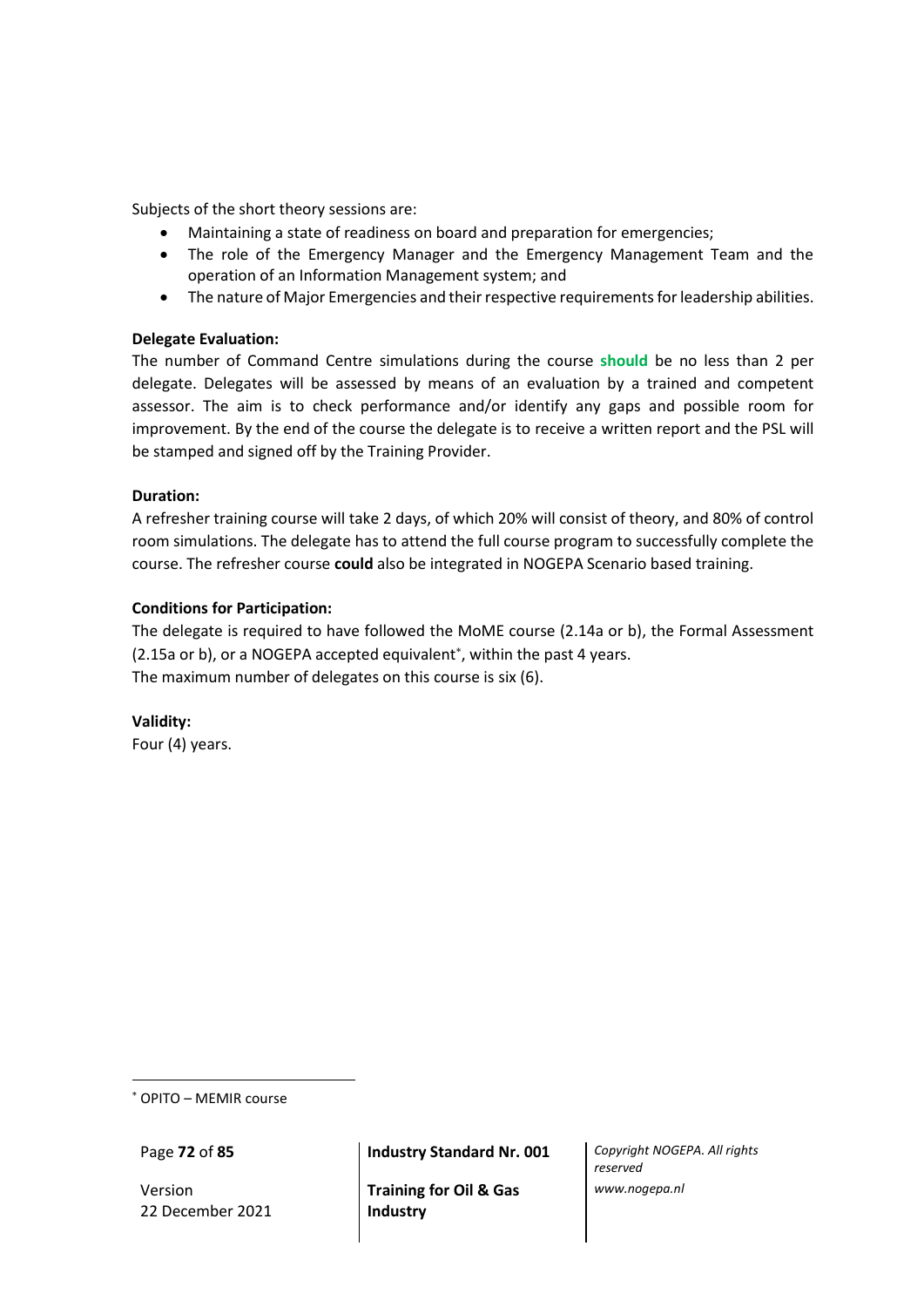Subjects of the short theory sessions are:

- Maintaining a state of readiness on board and preparation for emergencies;
- The role of the Emergency Manager and the Emergency Management Team and the operation of an Information Management system; and
- The nature of Major Emergencies and their respective requirements for leadership abilities.

**Delegate Evaluation:**

The number of Command Centre simulations during the course **should** be no less than 2 per delegate. Delegates will be assessed by means of an evaluation by a trained and competent assessor. The aim is to check performance and/or identify any gaps and possible room for improvement. By the end of the course the delegate is to receive a written report and the PSL will be stamped and signed off by the Training Provider.

**Duration:**

A refresher training course will take 2 days, of which 20% will consist of theory, and 80% of control room simulations. The delegate has to attend the full course program to successfully complete the course. The refresher course **could** also be integrated in NOGEPA Scenario based training.

**Conditions for Participation:**

The delegate is required to have followed the MoME course (2.14a or b), the Formal Assessment (2.15a or b), or a NOGEPA accepted equivalent*, within the past 4 years.
The maximum number of delegates on this course is six (6).

**Validity:**

Four (4) years.

* OPITO – MEMIR course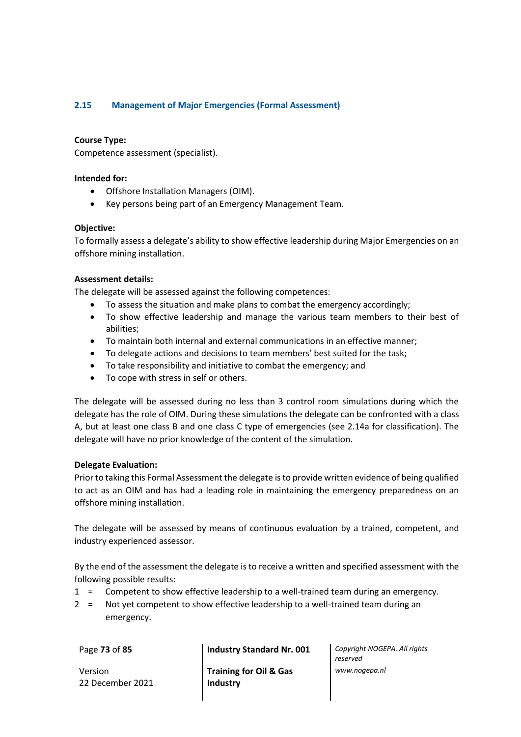## 2.15 Management of Major Emergencies (Formal Assessment)

**Course Type:**
Competence assessment (specialist).

**Intended for:**

- Offshore Installation Managers (OIM).
- Key persons being part of an Emergency Management Team.

**Objective:**
To formally assess a delegate's ability to show effective leadership during Major Emergencies on an offshore mining installation.

**Assessment details:**
The delegate will be assessed against the following competences:

- To assess the situation and make plans to combat the emergency accordingly;
- To show effective leadership and manage the various team members to their best of abilities;
- To maintain both internal and external communications in an effective manner;
- To delegate actions and decisions to team members' best suited for the task;
- To take responsibility and initiative to combat the emergency; and
- To cope with stress in self or others.

The delegate will be assessed during no less than 3 control room simulations during which the delegate has the role of OIM. During these simulations the delegate can be confronted with a class A, but at least one class B and one class C type of emergencies (see 2.14a for classification). The delegate will have no prior knowledge of the content of the simulation.

**Delegate Evaluation:**
Prior to taking this Formal Assessment the delegate is to provide written evidence of being qualified to act as an OIM and has had a leading role in maintaining the emergency preparedness on an offshore mining installation.

The delegate will be assessed by means of continuous evaluation by a trained, competent, and industry experienced assessor.

By the end of the assessment the delegate is to receive a written and specified assessment with the following possible results:

1 = Competent to show effective leadership to a well-trained team during an emergency.
2 = Not yet competent to show effective leadership to a well-trained team during an emergency.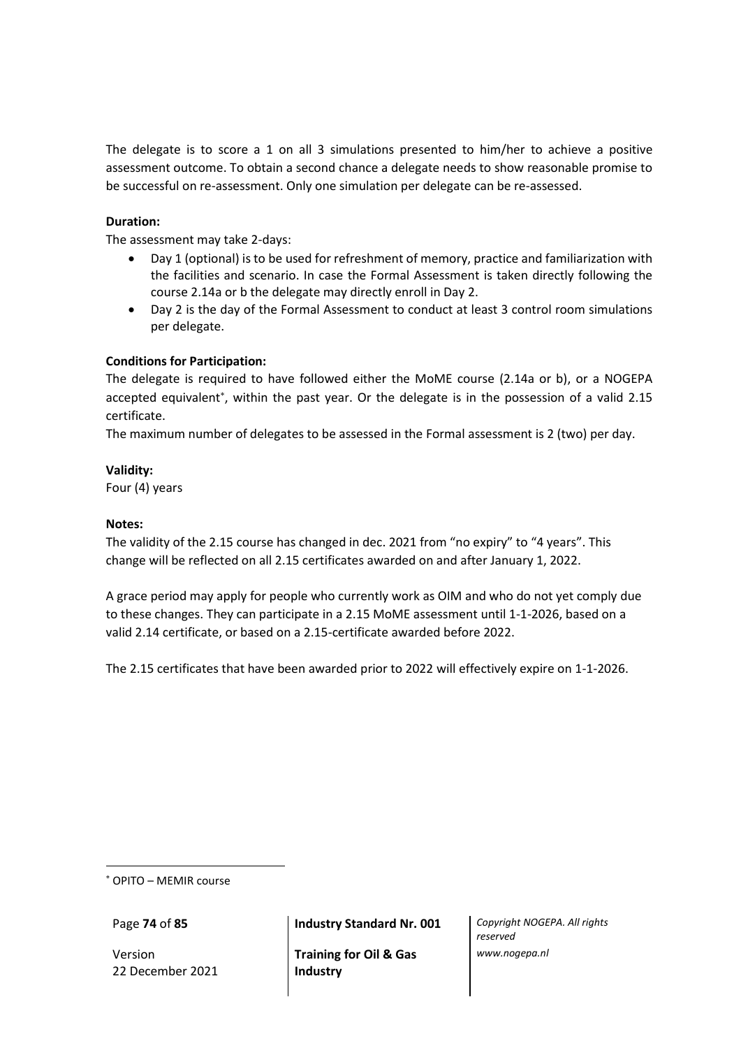The delegate is to score a 1 on all 3 simulations presented to him/her to achieve a positive assessment outcome. To obtain a second chance a delegate needs to show reasonable promise to be successful on re-assessment. Only one simulation per delegate can be re-assessed.

**Duration:**

The assessment may take 2-days:

- Day 1 (optional) is to be used for refreshment of memory, practice and familiarization with the facilities and scenario. In case the Formal Assessment is taken directly following the course 2.14a or b the delegate may directly enroll in Day 2.
- Day 2 is the day of the Formal Assessment to conduct at least 3 control room simulations per delegate.

**Conditions for Participation:**

The delegate is required to have followed either the MoME course (2.14a or b), or a NOGEPA accepted equivalent[*], within the past year. Or the delegate is in the possession of a valid 2.15 certificate.

The maximum number of delegates to be assessed in the Formal assessment is 2 (two) per day.

**Validity:**

Four (4) years

**Notes:**

The validity of the 2.15 course has changed in dec. 2021 from "no expiry" to "4 years". This change will be reflected on all 2.15 certificates awarded on and after January 1, 2022.

A grace period may apply for people who currently work as OIM and who do not yet comply due to these changes. They can participate in a 2.15 MoME assessment until 1-1-2026, based on a valid 2.14 certificate, or based on a 2.15-certificate awarded before 2022.

The 2.15 certificates that have been awarded prior to 2022 will effectively expire on 1-1-2026.

---

[*] OPITO – MEMIR course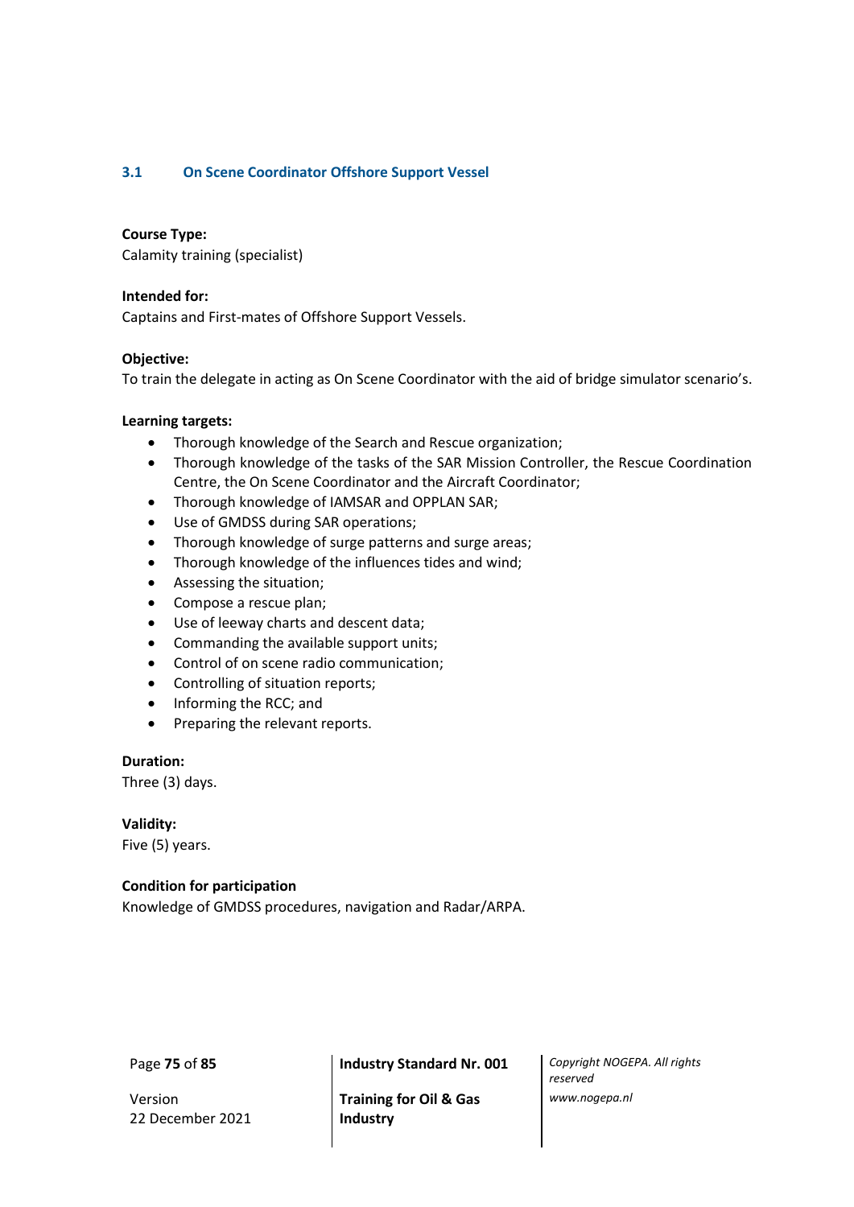### 3.1 On Scene Coordinator Offshore Support Vessel

**Course Type:**
Calamity training (specialist)

**Intended for:**
Captains and First-mates of Offshore Support Vessels.

**Objective:**
To train the delegate in acting as On Scene Coordinator with the aid of bridge simulator scenario's.

**Learning targets:**

- Thorough knowledge of the Search and Rescue organization;
- Thorough knowledge of the tasks of the SAR Mission Controller, the Rescue Coordination Centre, the On Scene Coordinator and the Aircraft Coordinator;
- Thorough knowledge of IAMSAR and OPPLAN SAR;
- Use of GMDSS during SAR operations;
- Thorough knowledge of surge patterns and surge areas;
- Thorough knowledge of the influences tides and wind;
- Assessing the situation;
- Compose a rescue plan;
- Use of leeway charts and descent data;
- Commanding the available support units;
- Control of on scene radio communication;
- Controlling of situation reports;
- Informing the RCC; and
- Preparing the relevant reports.

**Duration:**
Three (3) days.

**Validity:**
Five (5) years.

**Condition for participation**
Knowledge of GMDSS procedures, navigation and Radar/ARPA.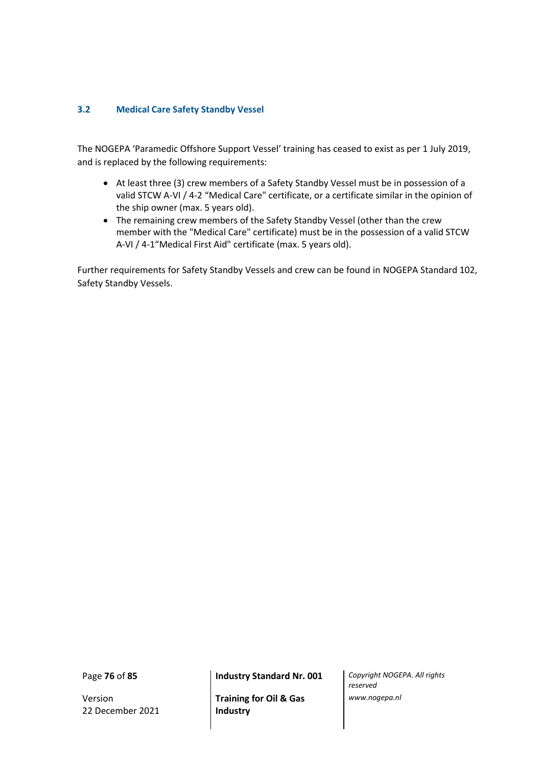### 3.2 Medical Care Safety Standby Vessel

The NOGEPA 'Paramedic Offshore Support Vessel' training has ceased to exist as per 1 July 2019, and is replaced by the following requirements:

- At least three (3) crew members of a Safety Standby Vessel must be in possession of a valid STCW A-VI / 4-2 "Medical Care" certificate, or a certificate similar in the opinion of the ship owner (max. 5 years old).
- The remaining crew members of the Safety Standby Vessel (other than the crew member with the "Medical Care" certificate) must be in the possession of a valid STCW A-VI / 4-1"Medical First Aid" certificate (max. 5 years old).

Further requirements for Safety Standby Vessels and crew can be found in NOGEPA Standard 102, Safety Standby Vessels.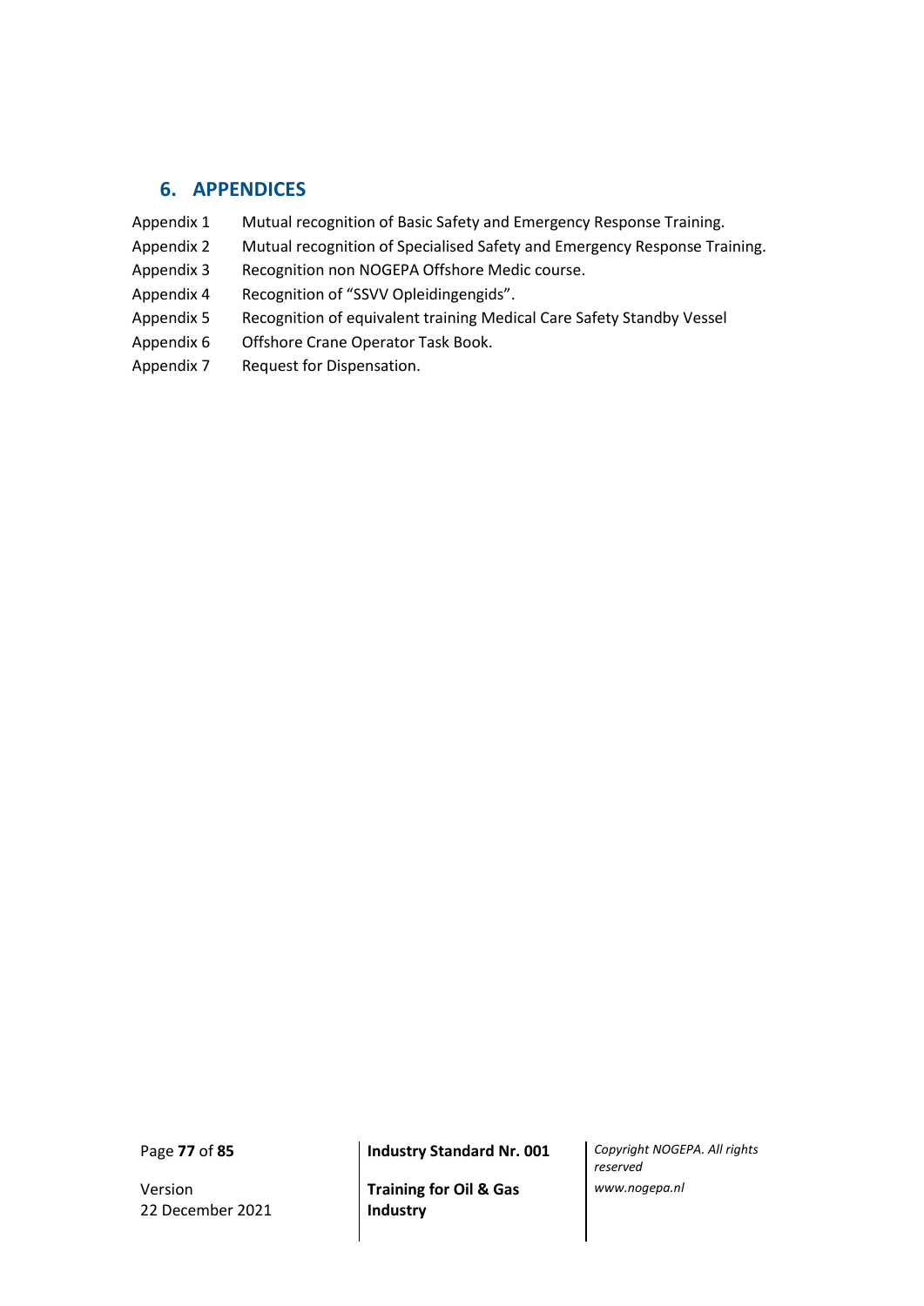# 6. APPENDICES

| | |
|---|---|
| Appendix 1 | Mutual recognition of Basic Safety and Emergency Response Training. |
| Appendix 2 | Mutual recognition of Specialised Safety and Emergency Response Training. |
| Appendix 3 | Recognition non NOGEPA Offshore Medic course. |
| Appendix 4 | Recognition of "SSVV Opleidingengids". |
| Appendix 5 | Recognition of equivalent training Medical Care Safety Standby Vessel |
| Appendix 6 | Offshore Crane Operator Task Book. |
| Appendix 7 | Request for Dispensation. |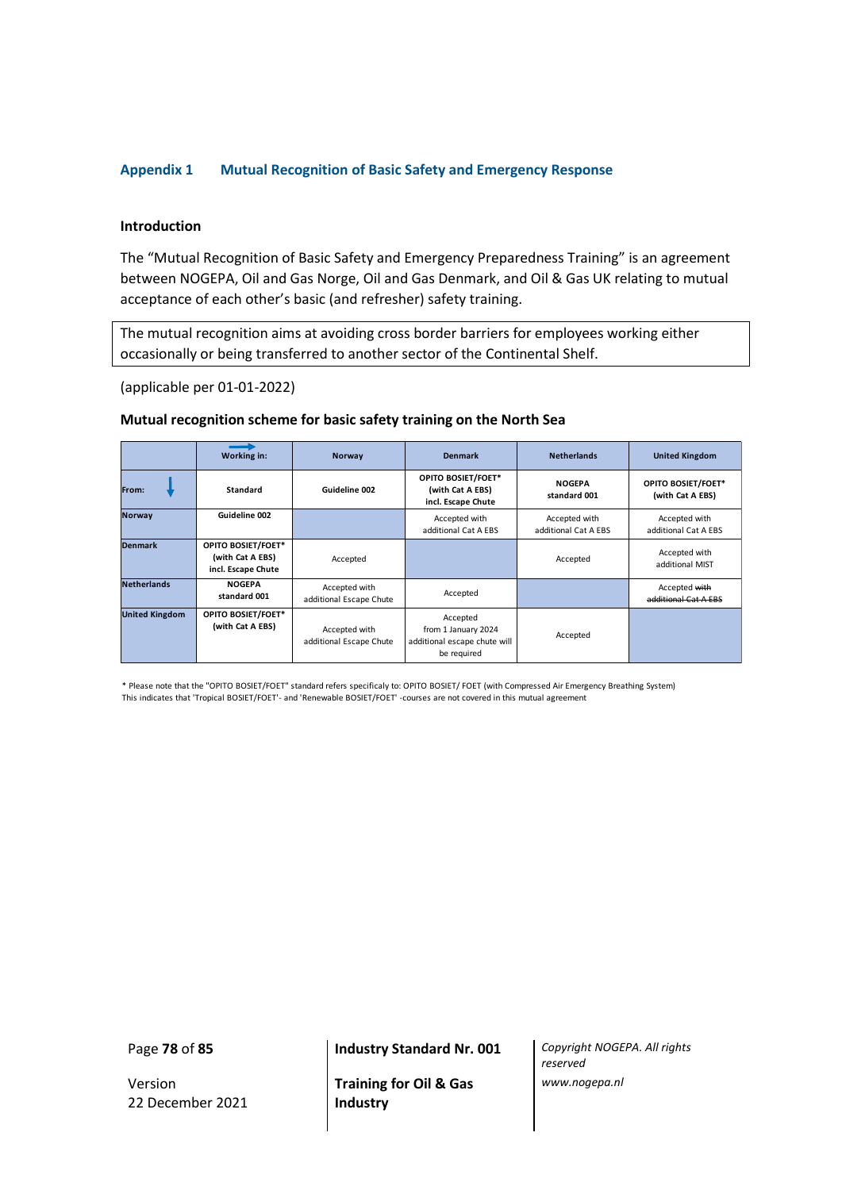## Appendix 1 Mutual Recognition of Basic Safety and Emergency Response

### Introduction

The "Mutual Recognition of Basic Safety and Emergency Preparedness Training" is an agreement between NOGEPA, Oil and Gas Norge, Oil and Gas Denmark, and Oil & Gas UK relating to mutual acceptance of each other's basic (and refresher) safety training.

The mutual recognition aims at avoiding cross border barriers for employees working either occasionally or being transferred to another sector of the Continental Shelf.

(applicable per 01-01-2022)

### Mutual recognition scheme for basic safety training on the North Sea

| | Working in: | Norway | Denmark | Netherlands | United Kingdom |
|---|---|---|---|---|---|
| From: | Standard | Guideline 002 | OPITO BOSIET/FOET* (with Cat A EBS) incl. Escape Chute | NOGEPA standard 001 | OPITO BOSIET/FOET* (with Cat A EBS) |
| Norway | Guideline 002 | | Accepted with additional Cat A EBS | Accepted with additional Cat A EBS | Accepted with additional Cat A EBS |
| Denmark | OPITO BOSIET/FOET* (with Cat A EBS) incl. Escape Chute | Accepted | | Accepted | Accepted with additional MIST |
| Netherlands | NOGEPA standard 001 | Accepted with additional Escape Chute | Accepted | | Accepted ~~with additional Cat A EBS~~ |
| United Kingdom | OPITO BOSIET/FOET* (with Cat A EBS) | Accepted with additional Escape Chute | Accepted from 1 January 2024 additional escape chute will be required | Accepted | |

* Please note that the "OPITO BOSIET/FOET" standard refers specificaly to: OPITO BOSIET/ FOET (with Compressed Air Emergency Breathing System)
This indicates that 'Tropical BOSIET/FOET'- and 'Renewable BOSIET/FOET' -courses are not covered in this mutual agreement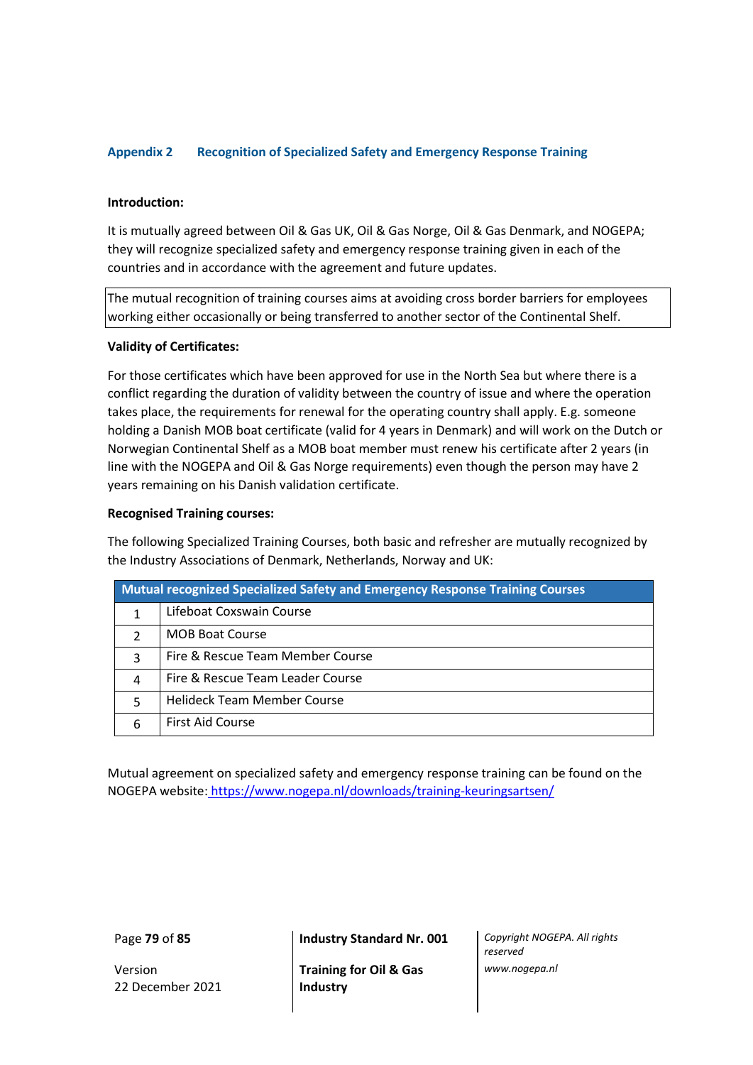## Appendix 2 Recognition of Specialized Safety and Emergency Response Training

**Introduction:**

It is mutually agreed between Oil & Gas UK, Oil & Gas Norge, Oil & Gas Denmark, and NOGEPA; they will recognize specialized safety and emergency response training given in each of the countries and in accordance with the agreement and future updates.

The mutual recognition of training courses aims at avoiding cross border barriers for employees working either occasionally or being transferred to another sector of the Continental Shelf.

**Validity of Certificates:**

For those certificates which have been approved for use in the North Sea but where there is a conflict regarding the duration of validity between the country of issue and where the operation takes place, the requirements for renewal for the operating country shall apply. E.g. someone holding a Danish MOB boat certificate (valid for 4 years in Denmark) and will work on the Dutch or Norwegian Continental Shelf as a MOB boat member must renew his certificate after 2 years (in line with the NOGEPA and Oil & Gas Norge requirements) even though the person may have 2 years remaining on his Danish validation certificate.

**Recognised Training courses:**

The following Specialized Training Courses, both basic and refresher are mutually recognized by the Industry Associations of Denmark, Netherlands, Norway and UK:

| Mutual recognized Specialized Safety and Emergency Response Training Courses | |
|---|---|
| 1 | Lifeboat Coxswain Course |
| 2 | MOB Boat Course |
| 3 | Fire & Rescue Team Member Course |
| 4 | Fire & Rescue Team Leader Course |
| 5 | Helideck Team Member Course |
| 6 | First Aid Course |

Mutual agreement on specialized safety and emergency response training can be found on the NOGEPA website: https://www.nogepa.nl/downloads/training-keuringsartsen/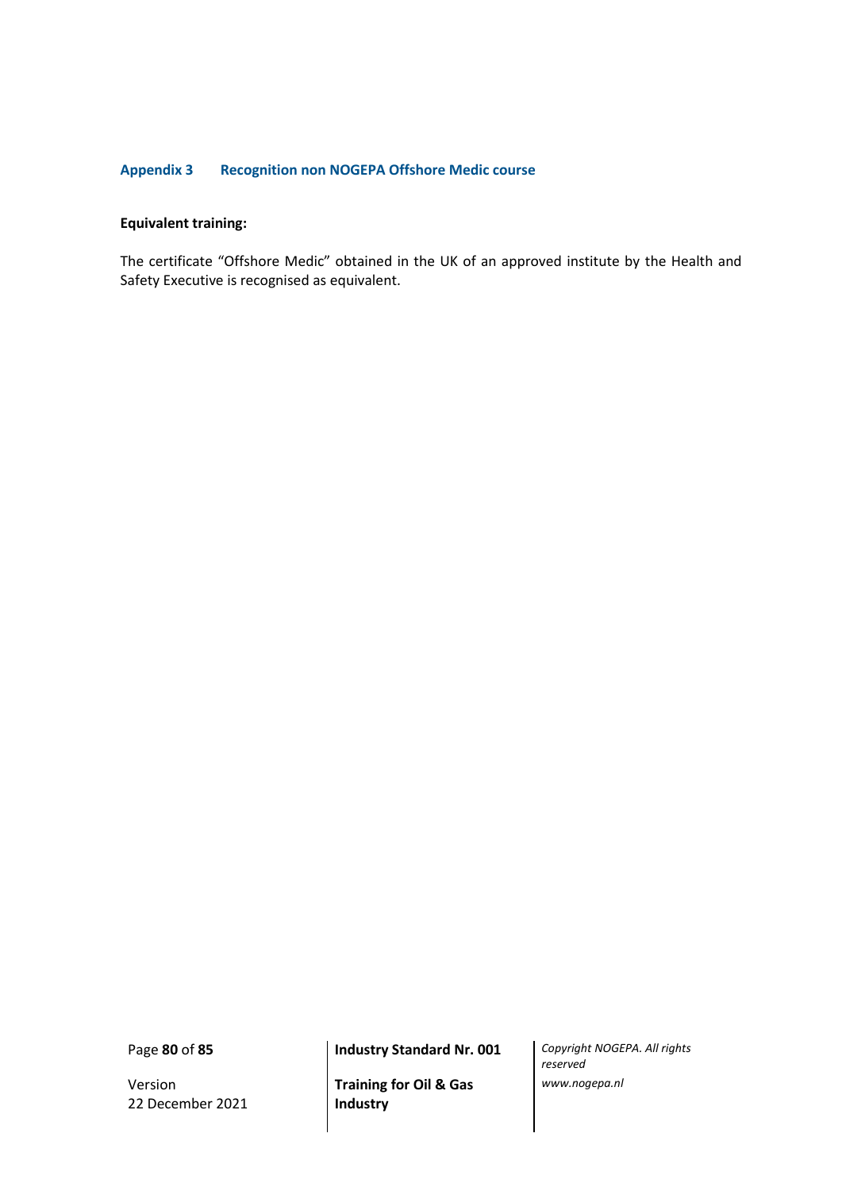## Appendix 3 Recognition non NOGEPA Offshore Medic course

**Equivalent training:**

The certificate “Offshore Medic” obtained in the UK of an approved institute by the Health and Safety Executive is recognised as equivalent.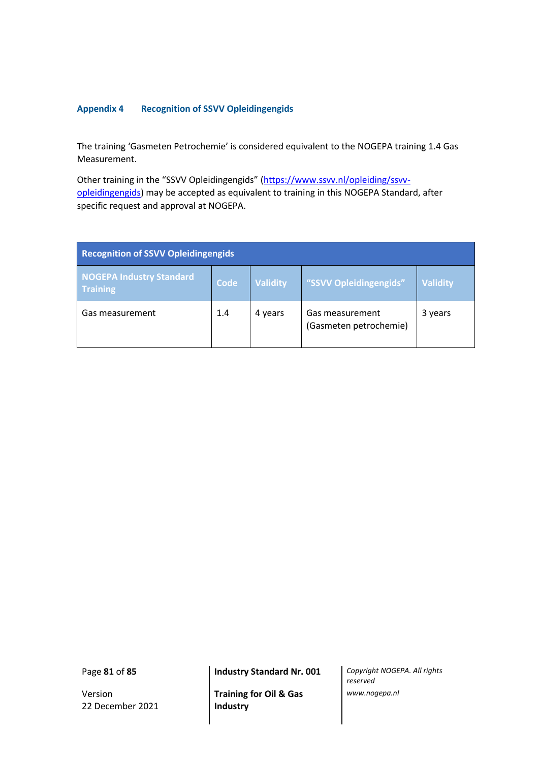## Appendix 4 Recognition of SSVV Opleidingengids

The training 'Gasmeten Petrochemie' is considered equivalent to the NOGEPA training 1.4 Gas Measurement.

Other training in the "SSVV Opleidingengids" ([https://www.ssvv.nl/opleiding/ssvv-opleidingengids](https://www.ssvv.nl/opleiding/ssvv-opleidingengids)) may be accepted as equivalent to training in this NOGEPA Standard, after specific request and approval at NOGEPA.

| Recognition of SSVV Opleidingengids | | | | |
|---|---|---|---|---|
| **NOGEPA Industry Standard Training** | **Code** | **Validity** | **"SSVV Opleidingengids"** | **Validity** |
| Gas measurement | 1.4 | 4 years | Gas measurement (Gasmeten petrochemie) | 3 years |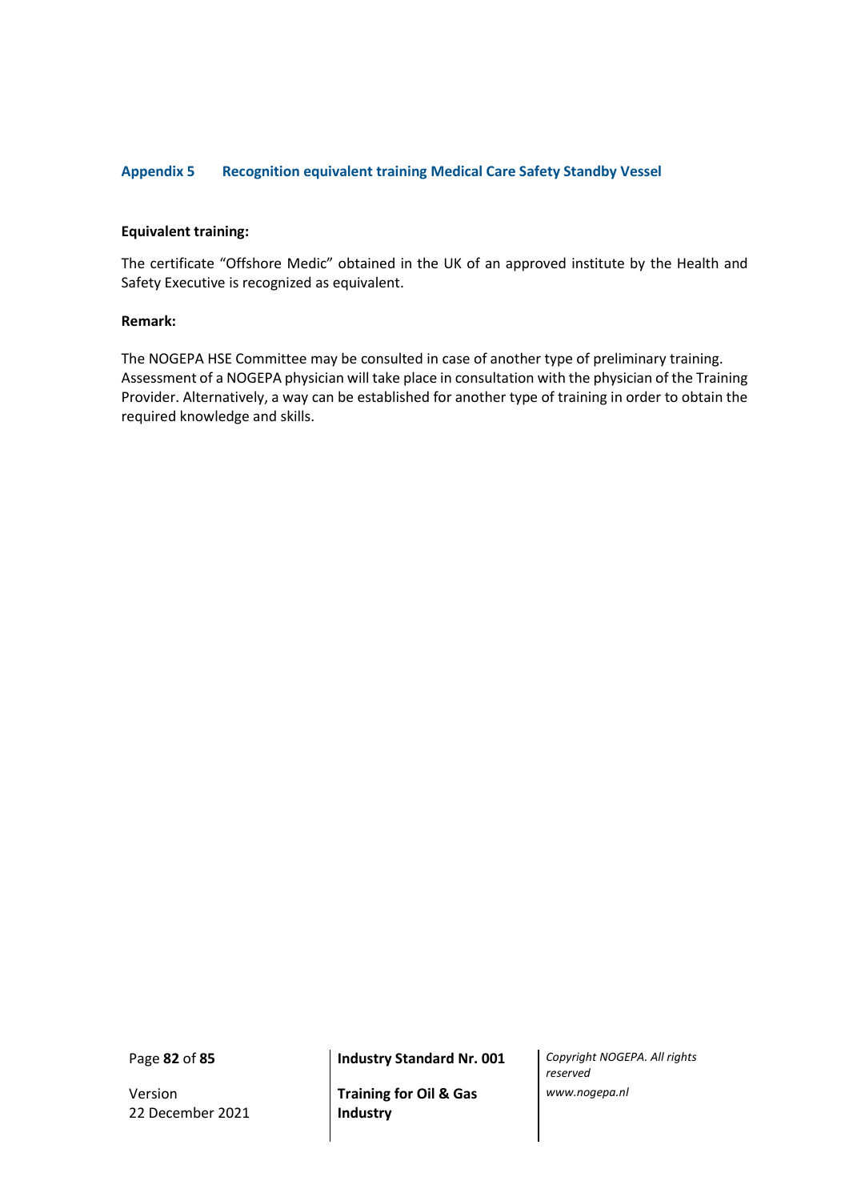## Appendix 5 Recognition equivalent training Medical Care Safety Standby Vessel

**Equivalent training:**

The certificate "Offshore Medic" obtained in the UK of an approved institute by the Health and Safety Executive is recognized as equivalent.

**Remark:**

The NOGEPA HSE Committee may be consulted in case of another type of preliminary training. Assessment of a NOGEPA physician will take place in consultation with the physician of the Training Provider. Alternatively, a way can be established for another type of training in order to obtain the required knowledge and skills.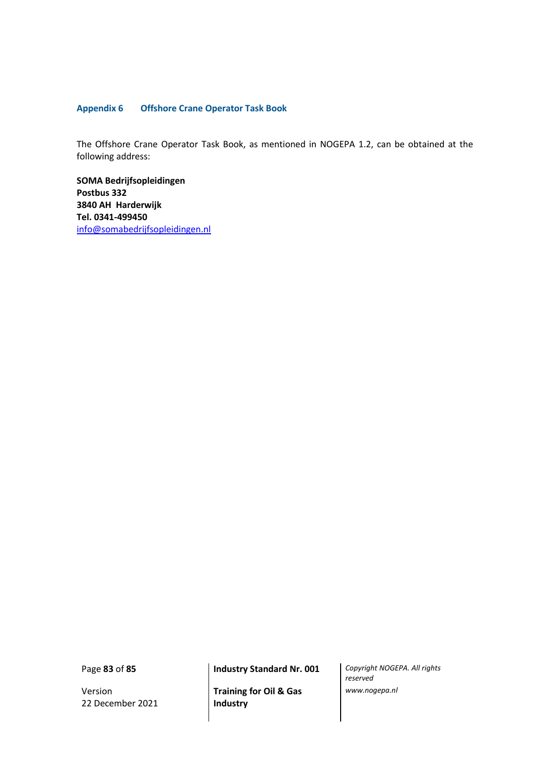## Appendix 6 Offshore Crane Operator Task Book

The Offshore Crane Operator Task Book, as mentioned in NOGEPA 1.2, can be obtained at the following address:

**SOMA Bedrijfsopleidingen**  
**Postbus 332**  
**3840 AH Harderwijk**  
**Tel. 0341-499450**  
info@somabedrijfsopleidingen.nl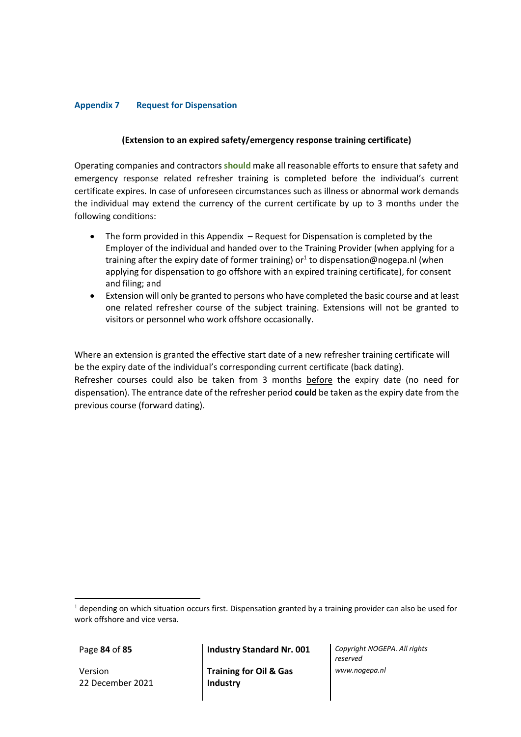## Appendix 7 Request for Dispensation

**(Extension to an expired safety/emergency response training certificate)**

Operating companies and contractors **should** make all reasonable efforts to ensure that safety and emergency response related refresher training is completed before the individual's current certificate expires. In case of unforeseen circumstances such as illness or abnormal work demands the individual may extend the currency of the current certificate by up to 3 months under the following conditions:

- The form provided in this Appendix – Request for Dispensation is completed by the Employer of the individual and handed over to the Training Provider (when applying for a training after the expiry date of former training) or[1] to dispensation@nogepa.nl (when applying for dispensation to go offshore with an expired training certificate), for consent and filing; and
- Extension will only be granted to persons who have completed the basic course and at least one related refresher course of the subject training. Extensions will not be granted to visitors or personnel who work offshore occasionally.

Where an extension is granted the effective start date of a new refresher training certificate will be the expiry date of the individual's corresponding current certificate (back dating).
Refresher courses could also be taken from 3 months <u>before</u> the expiry date (no need for dispensation). The entrance date of the refresher period **could** be taken as the expiry date from the previous course (forward dating).

[1] depending on which situation occurs first. Dispensation granted by a training provider can also be used for work offshore and vice versa.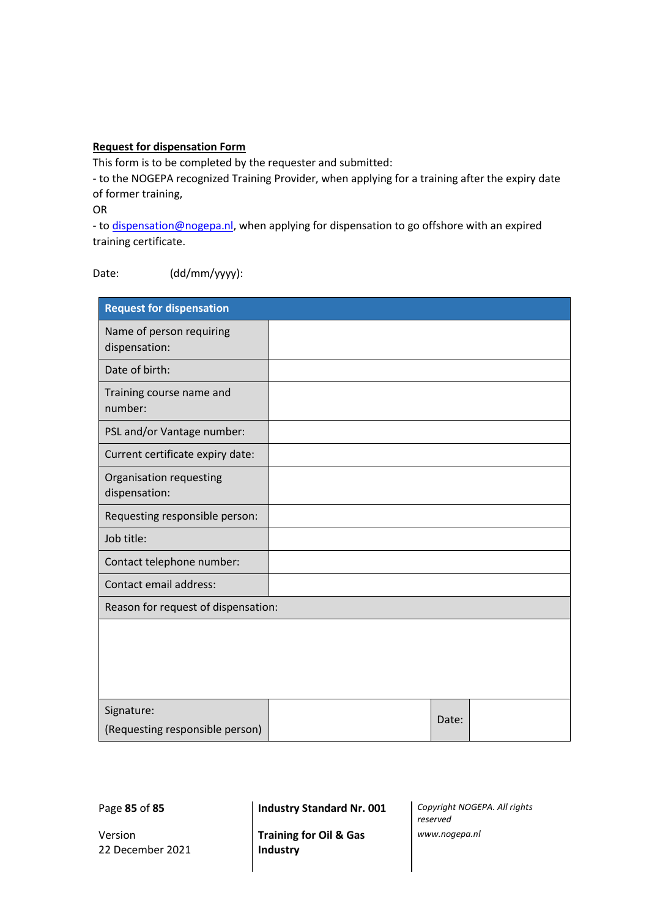**Request for dispensation Form**

This form is to be completed by the requester and submitted:

- to the NOGEPA recognized Training Provider, when applying for a training after the expiry date of former training,

OR

- to dispensation@nogepa.nl, when applying for dispensation to go offshore with an expired training certificate.

Date: (dd/mm/yyyy):

| Request for dispensation | | | |
|---|---|---|---|
| Name of person requiring dispensation: | | | |
| Date of birth: | | | |
| Training course name and number: | | | |
| PSL and/or Vantage number: | | | |
| Current certificate expiry date: | | | |
| Organisation requesting dispensation: | | | |
| Requesting responsible person: | | | |
| Job title: | | | |
| Contact telephone number: | | | |
| Contact email address: | | | |
| Reason for request of dispensation: | | | |
| | | | |
| Signature: (Requesting responsible person) | | Date: | |